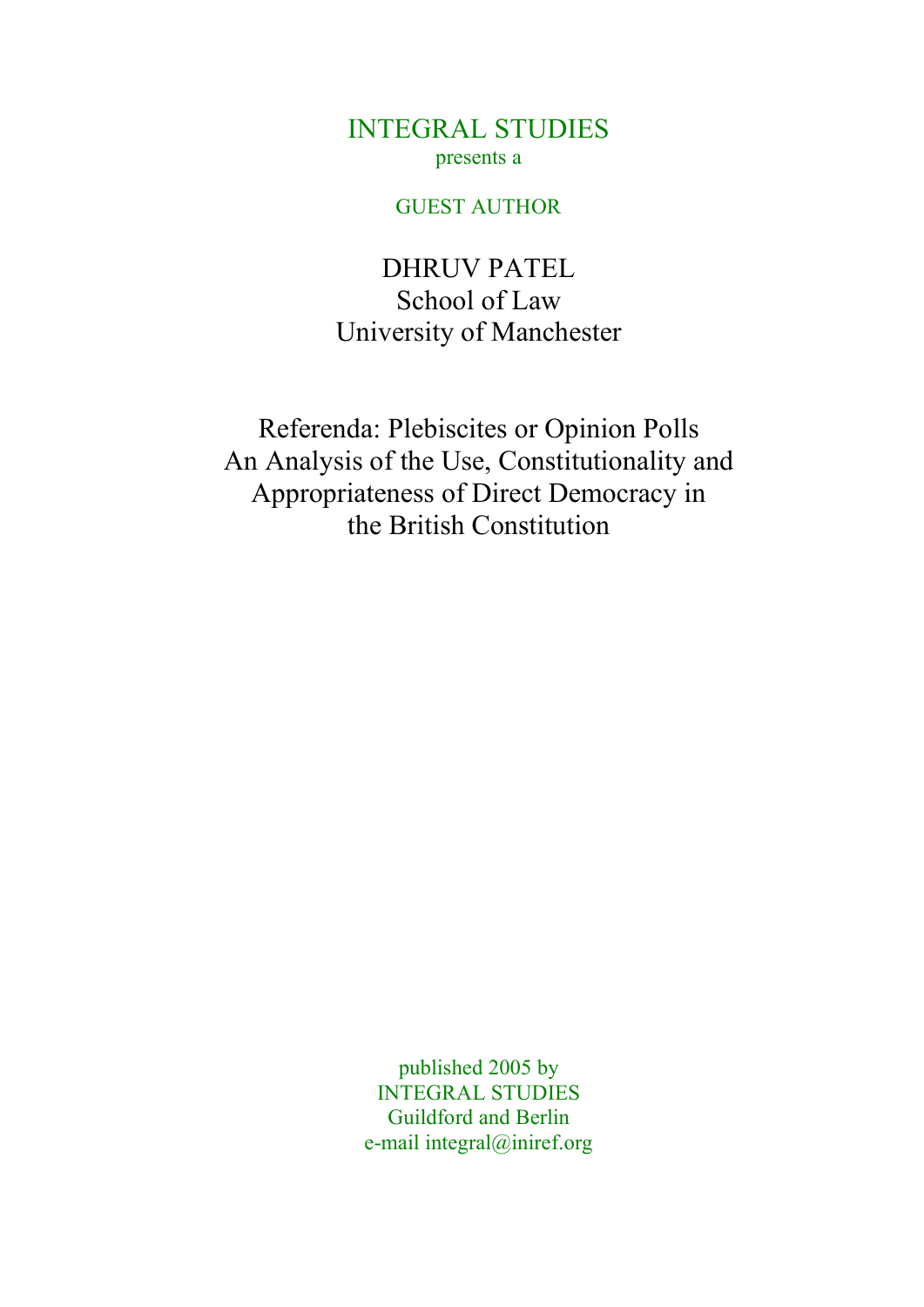INTEGRAL STUDIES
presents a

GUEST AUTHOR

DHRUV PATEL
School of Law
University of Manchester

# Referenda: Plebiscites or Opinion Polls
# An Analysis of the Use, Constitutionality and Appropriateness of Direct Democracy in the British Constitution

published 2005 by
INTEGRAL STUDIES
Guildford and Berlin
e-mail integral@iniref.org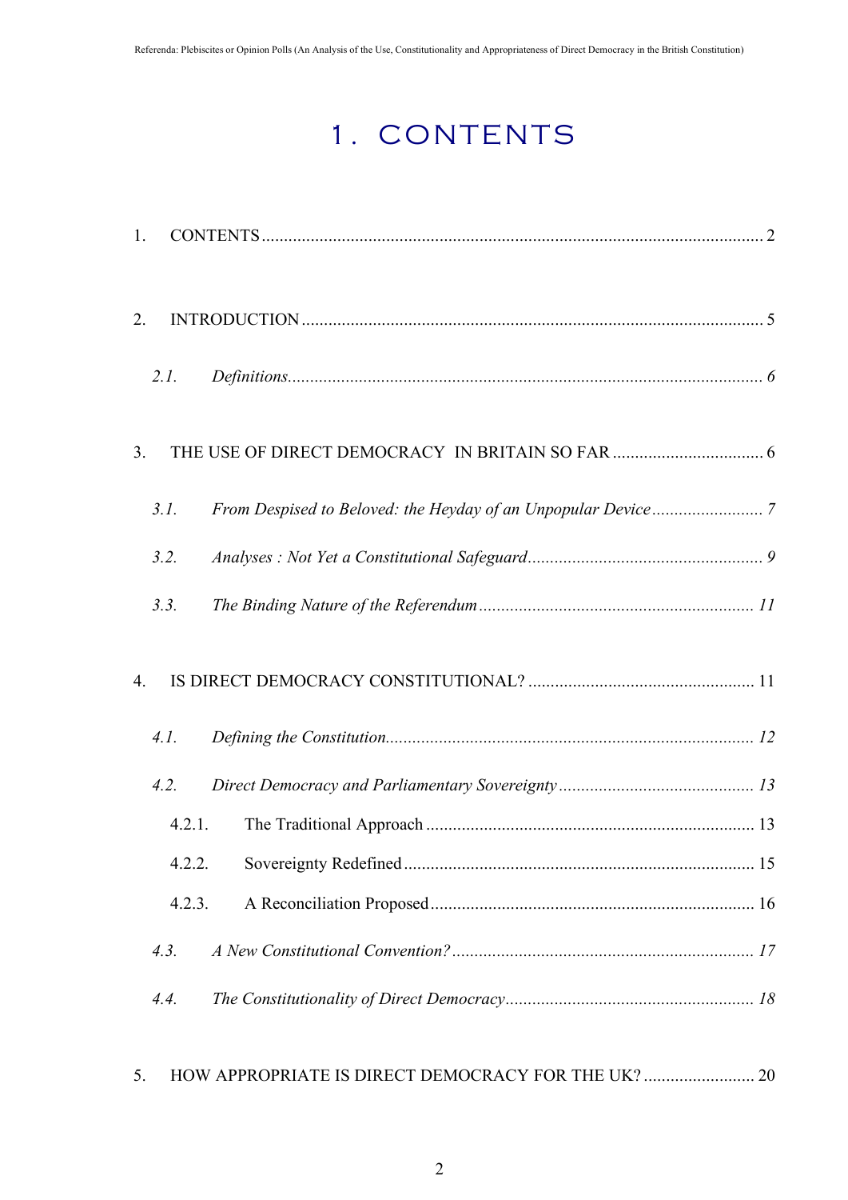# 1. CONTENTS

1. CONTENTS ........................................................................................................ 2

2. INTRODUCTION ............................................................................................... 5

   *2.1. Definitions.................................................................................................. 6*

3. THE USE OF DIRECT DEMOCRACY IN BRITAIN SO FAR ................................. 6

   *3.1. From Despised to Beloved: the Heyday of an Unpopular Device ........................ 7*

   *3.2. Analyses : Not Yet a Constitutional Safeguard ................................................... 9*

   *3.3. The Binding Nature of the Referendum ............................................................ 11*

4. IS DIRECT DEMOCRACY CONSTITUTIONAL? ................................................. 11

   *4.1. Defining the Constitution.................................................................................. 12*

   *4.2. Direct Democracy and Parliamentary Sovereignty ............................................ 13*

   4.2.1. The Traditional Approach ......................................................................... 13

   4.2.2. Sovereignty Redefined ............................................................................. 15

   4.2.3. A Reconciliation Proposed ........................................................................ 16

   *4.3. A New Constitutional Convention? .................................................................... 17*

   *4.4. The Constitutionality of Direct Democracy ........................................................ 18*

5. HOW APPROPRIATE IS DIRECT DEMOCRACY FOR THE UK? ........................ 20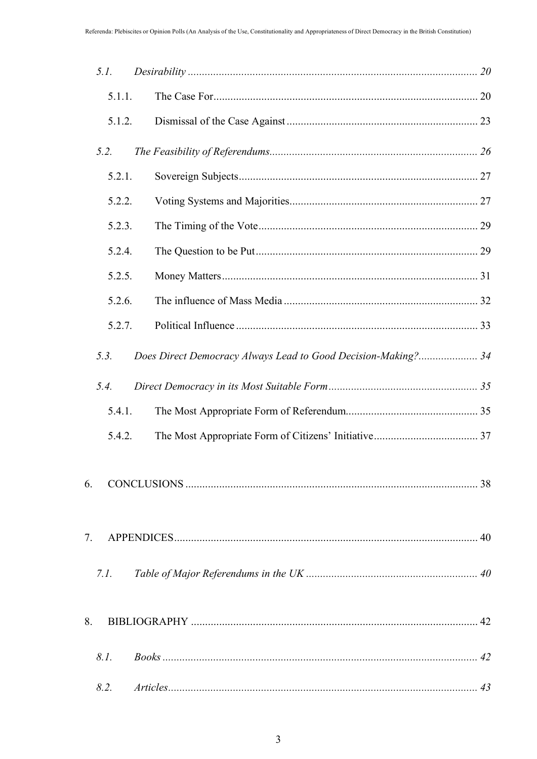*5.1. Desirability* ...................................................................................................... *20*

5.1.1. The Case For............................................................................................. 20

5.1.2. Dismissal of the Case Against ................................................................... 23

*5.2. The Feasibility of Referendums*......................................................................... *26*

5.2.1. Sovereign Subjects.................................................................................... 27

5.2.2. Voting Systems and Majorities.................................................................. 27

5.2.3. The Timing of the Vote............................................................................. 29

5.2.4. The Question to be Put.............................................................................. 29

5.2.5. Money Matters.......................................................................................... 31

5.2.6. The influence of Mass Media .................................................................... 32

5.2.7. Political Influence ..................................................................................... 33

*5.3. Does Direct Democracy Always Lead to Good Decision-Making?*..................... *34*

*5.4. Direct Democracy in its Most Suitable Form*..................................................... *35*

5.4.1. The Most Appropriate Form of Referendum.............................................. 35

5.4.2. The Most Appropriate Form of Citizens' Initiative.................................... 37

6. CONCLUSIONS ....................................................................................................... 38

7. APPENDICES........................................................................................................... 40

*7.1. Table of Major Referendums in the UK* ............................................................ *40*

8. BIBLIOGRAPHY ..................................................................................................... 42

*8.1. Books* ............................................................................................................... *42*

*8.2. Articles*............................................................................................................. *43*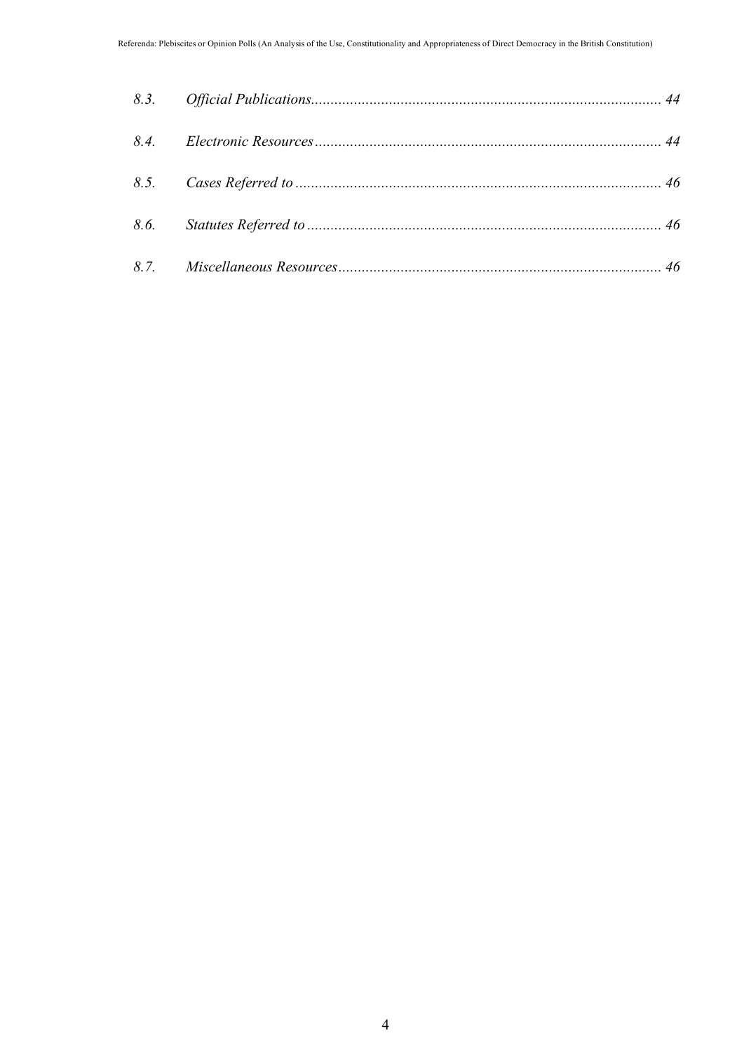*8.3. Official Publications ........................................................................................ 44*

*8.4. Electronic Resources ........................................................................................ 44*

*8.5. Cases Referred to ............................................................................................ 46*

*8.6. Statutes Referred to ........................................................................................ 46*

*8.7. Miscellaneous Resources .................................................................................. 46*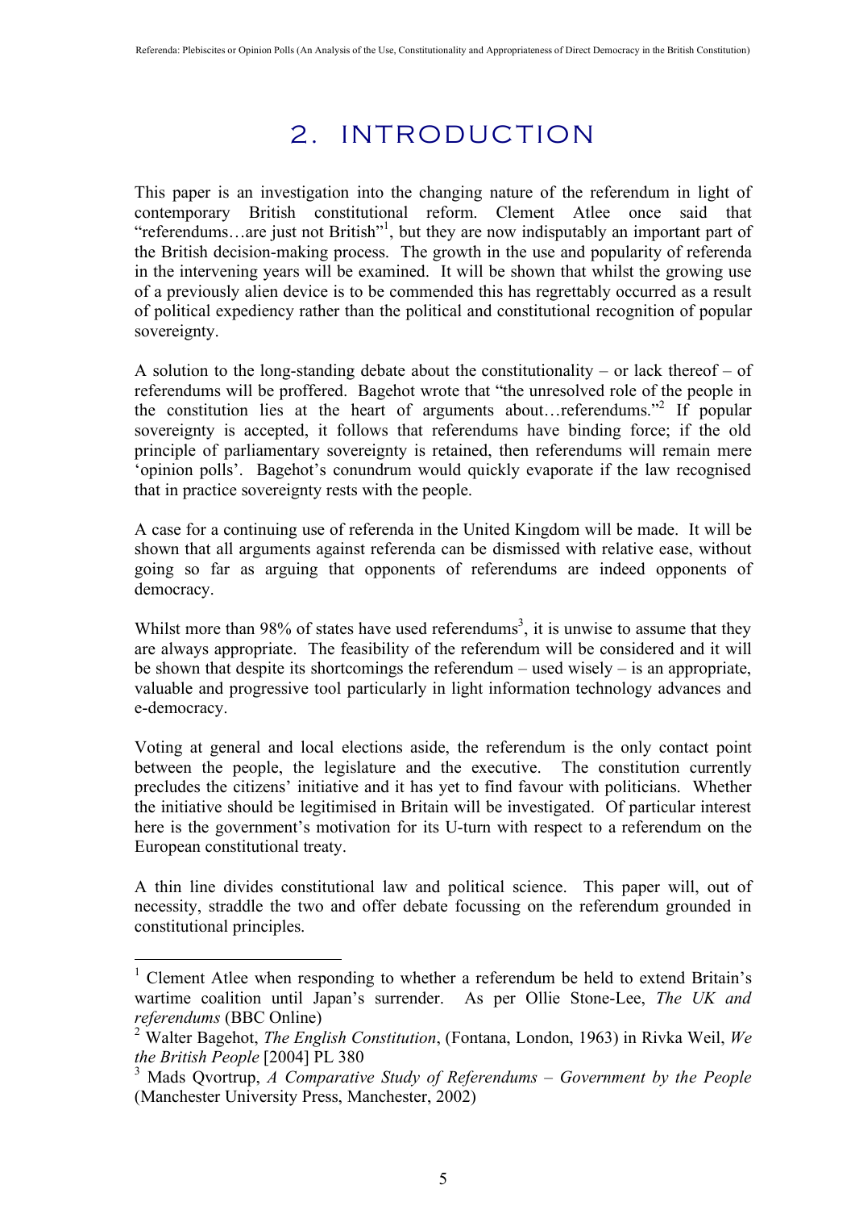# 2. INTRODUCTION

This paper is an investigation into the changing nature of the referendum in light of contemporary British constitutional reform. Clement Atlee once said that "referendums…are just not British"[1], but they are now indisputably an important part of the British decision-making process. The growth in the use and popularity of referenda in the intervening years will be examined. It will be shown that whilst the growing use of a previously alien device is to be commended this has regrettably occurred as a result of political expediency rather than the political and constitutional recognition of popular sovereignty.

A solution to the long-standing debate about the constitutionality – or lack thereof – of referendums will be proffered. Bagehot wrote that "the unresolved role of the people in the constitution lies at the heart of arguments about…referendums."[2] If popular sovereignty is accepted, it follows that referendums have binding force; if the old principle of parliamentary sovereignty is retained, then referendums will remain mere 'opinion polls'. Bagehot's conundrum would quickly evaporate if the law recognised that in practice sovereignty rests with the people.

A case for a continuing use of referenda in the United Kingdom will be made. It will be shown that all arguments against referenda can be dismissed with relative ease, without going so far as arguing that opponents of referendums are indeed opponents of democracy.

Whilst more than 98% of states have used referendums[3], it is unwise to assume that they are always appropriate. The feasibility of the referendum will be considered and it will be shown that despite its shortcomings the referendum – used wisely – is an appropriate, valuable and progressive tool particularly in light information technology advances and e-democracy.

Voting at general and local elections aside, the referendum is the only contact point between the people, the legislature and the executive. The constitution currently precludes the citizens' initiative and it has yet to find favour with politicians. Whether the initiative should be legitimised in Britain will be investigated. Of particular interest here is the government's motivation for its U-turn with respect to a referendum on the European constitutional treaty.

A thin line divides constitutional law and political science. This paper will, out of necessity, straddle the two and offer debate focussing on the referendum grounded in constitutional principles.

---

[1] Clement Atlee when responding to whether a referendum be held to extend Britain's wartime coalition until Japan's surrender. As per Ollie Stone-Lee, *The UK and referendums* (BBC Online)

[2] Walter Bagehot, *The English Constitution*, (Fontana, London, 1963) in Rivka Weil, *We the British People* [2004] PL 380

[3] Mads Qvortrup, *A Comparative Study of Referendums – Government by the People* (Manchester University Press, Manchester, 2002)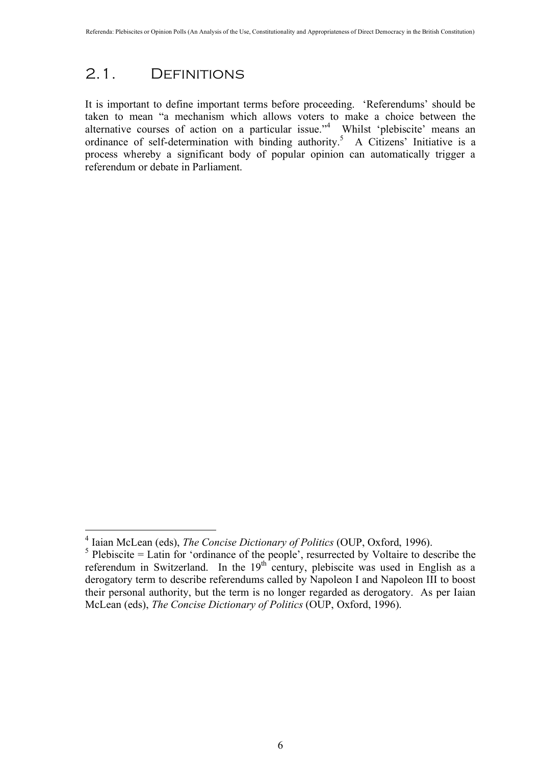## 2.1. Definitions

It is important to define important terms before proceeding. 'Referendums' should be taken to mean "a mechanism which allows voters to make a choice between the alternative courses of action on a particular issue."[4] Whilst 'plebiscite' means an ordinance of self-determination with binding authority.[5] A Citizens' Initiative is a process whereby a significant body of popular opinion can automatically trigger a referendum or debate in Parliament.

---

[4] Iaian McLean (eds), *The Concise Dictionary of Politics* (OUP, Oxford, 1996).

[5] Plebiscite = Latin for 'ordinance of the people', resurrected by Voltaire to describe the referendum in Switzerland. In the 19th century, plebiscite was used in English as a derogatory term to describe referendums called by Napoleon I and Napoleon III to boost their personal authority, but the term is no longer regarded as derogatory. As per Iaian McLean (eds), *The Concise Dictionary of Politics* (OUP, Oxford, 1996).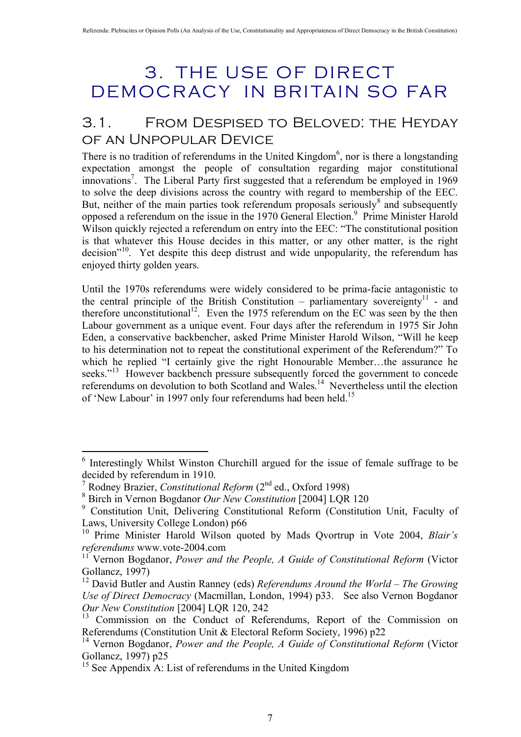# 3. THE USE OF DIRECT DEMOCRACY IN BRITAIN SO FAR

## 3.1. From Despised to Beloved: the Heyday of an Unpopular Device

There is no tradition of referendums in the United Kingdom[6], nor is there a longstanding expectation amongst the people of consultation regarding major constitutional innovations[7]. The Liberal Party first suggested that a referendum be employed in 1969 to solve the deep divisions across the country with regard to membership of the EEC. But, neither of the main parties took referendum proposals seriously[8] and subsequently opposed a referendum on the issue in the 1970 General Election.[9] Prime Minister Harold Wilson quickly rejected a referendum on entry into the EEC: "The constitutional position is that whatever this House decides in this matter, or any other matter, is the right decision"[10]. Yet despite this deep distrust and wide unpopularity, the referendum has enjoyed thirty golden years.

Until the 1970s referendums were widely considered to be prima-facie antagonistic to the central principle of the British Constitution – parliamentary sovereignty[11] - and therefore unconstitutional[12]. Even the 1975 referendum on the EC was seen by the then Labour government as a unique event. Four days after the referendum in 1975 Sir John Eden, a conservative backbencher, asked Prime Minister Harold Wilson, "Will he keep to his determination not to repeat the constitutional experiment of the Referendum?" To which he replied "I certainly give the right Honourable Member…the assurance he seeks."[13] However backbench pressure subsequently forced the government to concede referendums on devolution to both Scotland and Wales.[14] Nevertheless until the election of 'New Labour' in 1997 only four referendums had been held.[15]

---

[6] Interestingly Whilst Winston Churchill argued for the issue of female suffrage to be decided by referendum in 1910.

[7] Rodney Brazier, *Constitutional Reform* (2nd ed., Oxford 1998)

[8] Birch in Vernon Bogdanor *Our New Constitution* [2004] LQR 120

[9] Constitution Unit, Delivering Constitutional Reform (Constitution Unit, Faculty of Laws, University College London) p66

[10] Prime Minister Harold Wilson quoted by Mads Qvortrup in Vote 2004, *Blair's referendums* www.vote-2004.com

[11] Vernon Bogdanor, *Power and the People, A Guide of Constitutional Reform* (Victor Gollancz, 1997)

[12] David Butler and Austin Ranney (eds) *Referendums Around the World – The Growing Use of Direct Democracy* (Macmillan, London, 1994) p33. See also Vernon Bogdanor *Our New Constitution* [2004] LQR 120, 242

[13] Commission on the Conduct of Referendums, Report of the Commission on Referendums (Constitution Unit & Electoral Reform Society, 1996) p22

[14] Vernon Bogdanor, *Power and the People, A Guide of Constitutional Reform* (Victor Gollancz, 1997) p25

[15] See Appendix A: List of referendums in the United Kingdom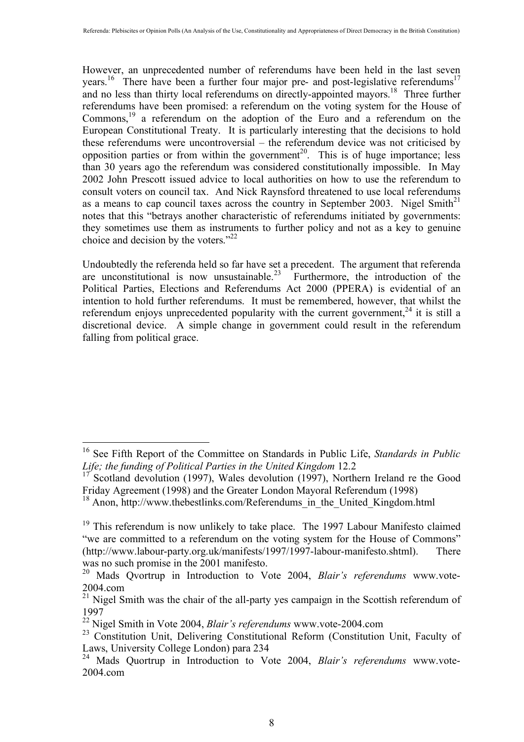However, an unprecedented number of referendums have been held in the last seven years.[16] There have been a further four major pre- and post-legislative referendums[17] and no less than thirty local referendums on directly-appointed mayors.[18] Three further referendums have been promised: a referendum on the voting system for the House of Commons,[19] a referendum on the adoption of the Euro and a referendum on the European Constitutional Treaty. It is particularly interesting that the decisions to hold these referendums were uncontroversial – the referendum device was not criticised by opposition parties or from within the government[20]. This is of huge importance; less than 30 years ago the referendum was considered constitutionally impossible. In May 2002 John Prescott issued advice to local authorities on how to use the referendum to consult voters on council tax. And Nick Raynsford threatened to use local referendums as a means to cap council taxes across the country in September 2003. Nigel Smith[21] notes that this "betrays another characteristic of referendums initiated by governments: they sometimes use them as instruments to further policy and not as a key to genuine choice and decision by the voters."[22]

Undoubtedly the referenda held so far have set a precedent. The argument that referenda are unconstitutional is now unsustainable.[23] Furthermore, the introduction of the Political Parties, Elections and Referendums Act 2000 (PPERA) is evidential of an intention to hold further referendums. It must be remembered, however, that whilst the referendum enjoys unprecedented popularity with the current government,[24] it is still a discretional device. A simple change in government could result in the referendum falling from political grace.

---

[16] See Fifth Report of the Committee on Standards in Public Life, *Standards in Public Life; the funding of Political Parties in the United Kingdom* 12.2

[17] Scotland devolution (1997), Wales devolution (1997), Northern Ireland re the Good Friday Agreement (1998) and the Greater London Mayoral Referendum (1998)

[18] Anon, http://www.thebestlinks.com/Referendums_in_the_United_Kingdom.html

[19] This referendum is now unlikely to take place. The 1997 Labour Manifesto claimed "we are committed to a referendum on the voting system for the House of Commons" (http://www.labour-party.org.uk/manifests/1997/1997-labour-manifesto.shtml). There was no such promise in the 2001 manifesto.

[20] Mads Qvortrup in Introduction to Vote 2004, *Blair's referendums* www.vote-2004.com

[21] Nigel Smith was the chair of the all-party yes campaign in the Scottish referendum of 1997

[22] Nigel Smith in Vote 2004, *Blair's referendums* www.vote-2004.com

[23] Constitution Unit, Delivering Constitutional Reform (Constitution Unit, Faculty of Laws, University College London) para 234

[24] Mads Quortrup in Introduction to Vote 2004, *Blair's referendums* www.vote-2004.com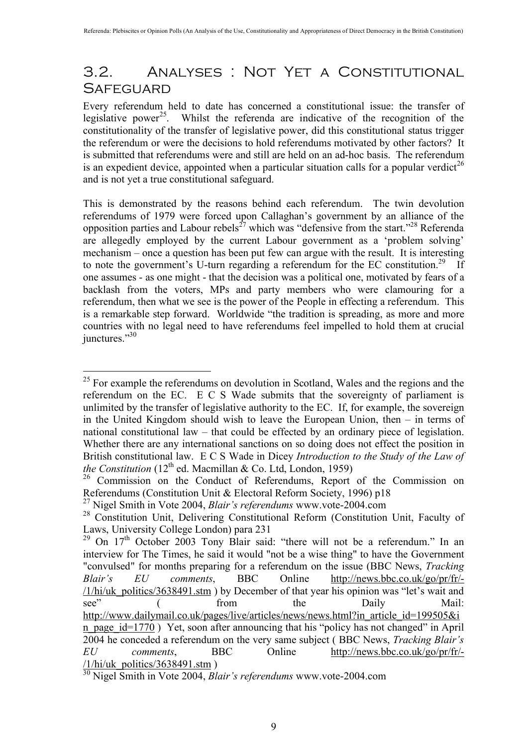## 3.2. Analyses : Not Yet a Constitutional Safeguard

Every referendum held to date has concerned a constitutional issue: the transfer of legislative power[25]. Whilst the referenda are indicative of the recognition of the constitutionality of the transfer of legislative power, did this constitutional status trigger the referendum or were the decisions to hold referendums motivated by other factors? It is submitted that referendums were and still are held on an ad-hoc basis. The referendum is an expedient device, appointed when a particular situation calls for a popular verdict[26] and is not yet a true constitutional safeguard.

This is demonstrated by the reasons behind each referendum. The twin devolution referendums of 1979 were forced upon Callaghan's government by an alliance of the opposition parties and Labour rebels[27] which was "defensive from the start."[28] Referenda are allegedly employed by the current Labour government as a 'problem solving' mechanism – once a question has been put few can argue with the result. It is interesting to note the government's U-turn regarding a referendum for the EC constitution.[29] If one assumes - as one might - that the decision was a political one, motivated by fears of a backlash from the voters, MPs and party members who were clamouring for a referendum, then what we see is the power of the People in effecting a referendum. This is a remarkable step forward. Worldwide "the tradition is spreading, as more and more countries with no legal need to have referendums feel impelled to hold them at crucial junctures."[30]

---

[25] For example the referendums on devolution in Scotland, Wales and the regions and the referendum on the EC. E C S Wade submits that the sovereignty of parliament is unlimited by the transfer of legislative authority to the EC. If, for example, the sovereign in the United Kingdom should wish to leave the European Union, then – in terms of national constitutional law – that could be effected by an ordinary piece of legislation. Whether there are any international sanctions on so doing does not effect the position in British constitutional law. E C S Wade in Dicey *Introduction to the Study of the Law of the Constitution* (12th ed. Macmillan & Co. Ltd, London, 1959)

[26] Commission on the Conduct of Referendums, Report of the Commission on Referendums (Constitution Unit & Electoral Reform Society, 1996) p18

[27] Nigel Smith in Vote 2004, *Blair's referendums* www.vote-2004.com

[28] Constitution Unit, Delivering Constitutional Reform (Constitution Unit, Faculty of Laws, University College London) para 231

[29] On 17th October 2003 Tony Blair said: "there will not be a referendum." In an interview for The Times, he said it would "not be a wise thing" to have the Government "convulsed" for months preparing for a referendum on the issue (BBC News, *Tracking Blair's EU comments*, BBC Online http://news.bbc.co.uk/go/pr/fr/-/1/hi/uk_politics/3638491.stm ) by December of that year his opinion was "let's wait and see" ( from the Daily Mail: http://www.dailymail.co.uk/pages/live/articles/news/news.html?in_article_id=199505&in_page_id=1770 ) Yet, soon after announcing that his "policy has not changed" in April 2004 he conceded a referendum on the very same subject ( BBC News, *Tracking Blair's EU comments*, BBC Online http://news.bbc.co.uk/go/pr/fr/-/1/hi/uk_politics/3638491.stm )

[30] Nigel Smith in Vote 2004, *Blair's referendums* www.vote-2004.com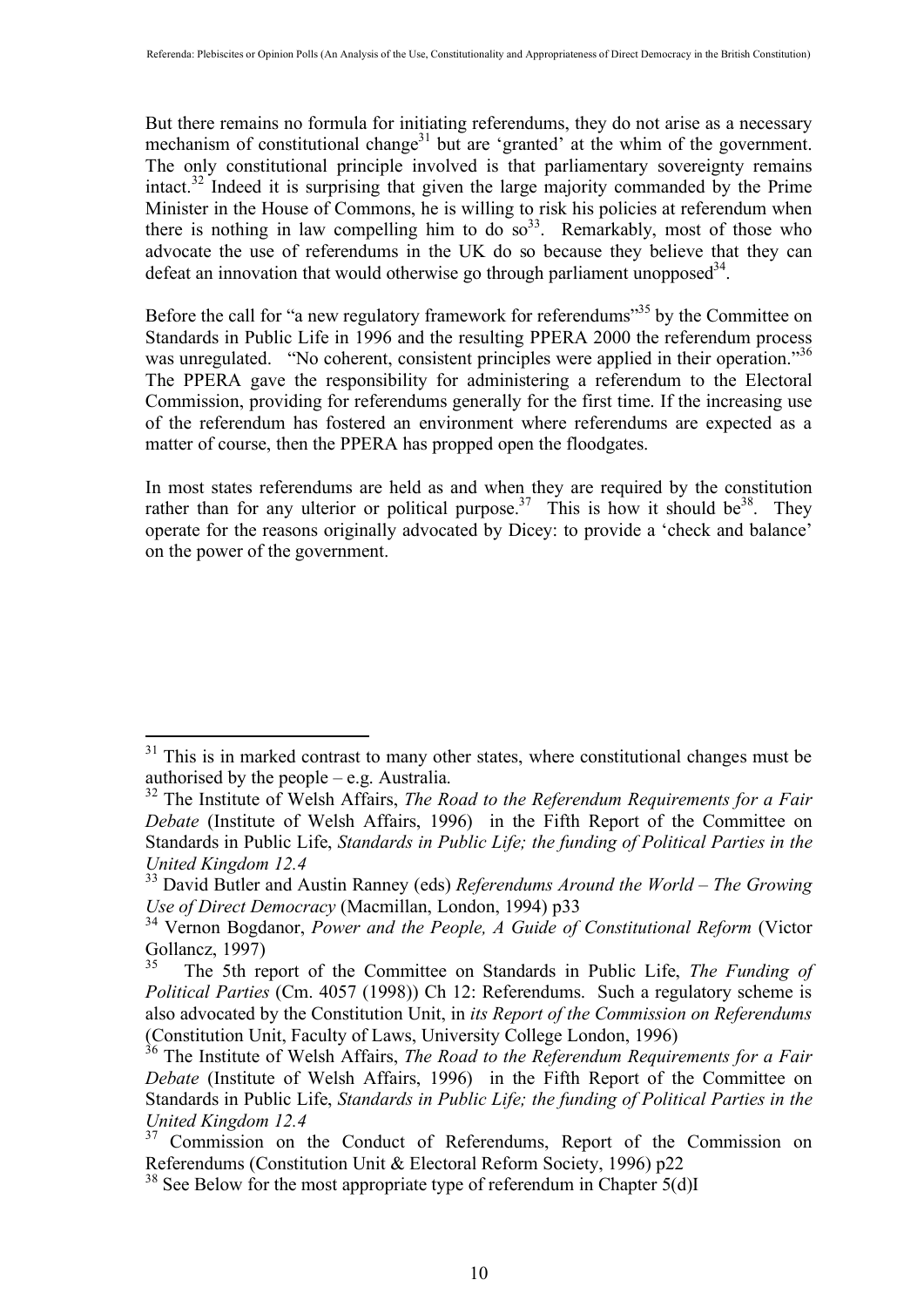But there remains no formula for initiating referendums, they do not arise as a necessary mechanism of constitutional change[31] but are 'granted' at the whim of the government. The only constitutional principle involved is that parliamentary sovereignty remains intact.[32] Indeed it is surprising that given the large majority commanded by the Prime Minister in the House of Commons, he is willing to risk his policies at referendum when there is nothing in law compelling him to do so[33]. Remarkably, most of those who advocate the use of referendums in the UK do so because they believe that they can defeat an innovation that would otherwise go through parliament unopposed[34].

Before the call for "a new regulatory framework for referendums"[35] by the Committee on Standards in Public Life in 1996 and the resulting PPERA 2000 the referendum process was unregulated. "No coherent, consistent principles were applied in their operation."[36] The PPERA gave the responsibility for administering a referendum to the Electoral Commission, providing for referendums generally for the first time. If the increasing use of the referendum has fostered an environment where referendums are expected as a matter of course, then the PPERA has propped open the floodgates.

In most states referendums are held as and when they are required by the constitution rather than for any ulterior or political purpose.[37] This is how it should be[38]. They operate for the reasons originally advocated by Dicey: to provide a 'check and balance' on the power of the government.

---

[31] This is in marked contrast to many other states, where constitutional changes must be authorised by the people – e.g. Australia.

[32] The Institute of Welsh Affairs, *The Road to the Referendum Requirements for a Fair Debate* (Institute of Welsh Affairs, 1996) in the Fifth Report of the Committee on Standards in Public Life, *Standards in Public Life; the funding of Political Parties in the United Kingdom 12.4*

[33] David Butler and Austin Ranney (eds) *Referendums Around the World – The Growing Use of Direct Democracy* (Macmillan, London, 1994) p33

[34] Vernon Bogdanor, *Power and the People, A Guide of Constitutional Reform* (Victor Gollancz, 1997)

[35] The 5th report of the Committee on Standards in Public Life, *The Funding of Political Parties* (Cm. 4057 (1998)) Ch 12: Referendums. Such a regulatory scheme is also advocated by the Constitution Unit, in *its Report of the Commission on Referendums* (Constitution Unit, Faculty of Laws, University College London, 1996)

[36] The Institute of Welsh Affairs, *The Road to the Referendum Requirements for a Fair Debate* (Institute of Welsh Affairs, 1996) in the Fifth Report of the Committee on Standards in Public Life, *Standards in Public Life; the funding of Political Parties in the United Kingdom 12.4*

[37] Commission on the Conduct of Referendums, Report of the Commission on Referendums (Constitution Unit & Electoral Reform Society, 1996) p22

[38] See Below for the most appropriate type of referendum in Chapter 5(d)I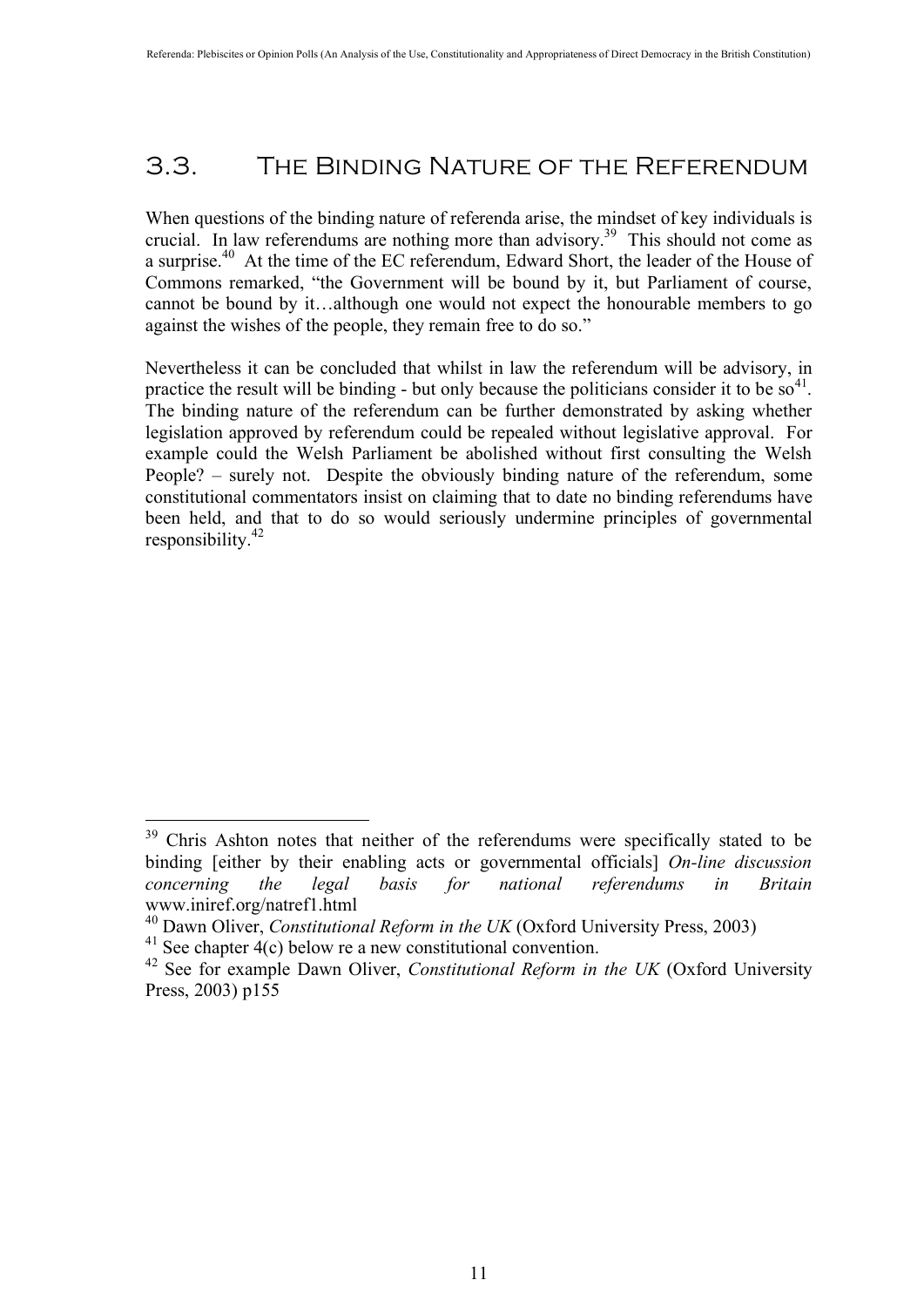## 3.3. The Binding Nature of the Referendum

When questions of the binding nature of referenda arise, the mindset of key individuals is crucial. In law referendums are nothing more than advisory.[39] This should not come as a surprise.[40] At the time of the EC referendum, Edward Short, the leader of the House of Commons remarked, "the Government will be bound by it, but Parliament of course, cannot be bound by it…although one would not expect the honourable members to go against the wishes of the people, they remain free to do so."

Nevertheless it can be concluded that whilst in law the referendum will be advisory, in practice the result will be binding - but only because the politicians consider it to be so[41]. The binding nature of the referendum can be further demonstrated by asking whether legislation approved by referendum could be repealed without legislative approval. For example could the Welsh Parliament be abolished without first consulting the Welsh People? – surely not. Despite the obviously binding nature of the referendum, some constitutional commentators insist on claiming that to date no binding referendums have been held, and that to do so would seriously undermine principles of governmental responsibility.[42]

---

[39] Chris Ashton notes that neither of the referendums were specifically stated to be binding [either by their enabling acts or governmental officials] *On-line discussion concerning the legal basis for national referendums in Britain* www.iniref.org/natref1.html

[40] Dawn Oliver, *Constitutional Reform in the UK* (Oxford University Press, 2003)

[41] See chapter 4(c) below re a new constitutional convention.

[42] See for example Dawn Oliver, *Constitutional Reform in the UK* (Oxford University Press, 2003) p155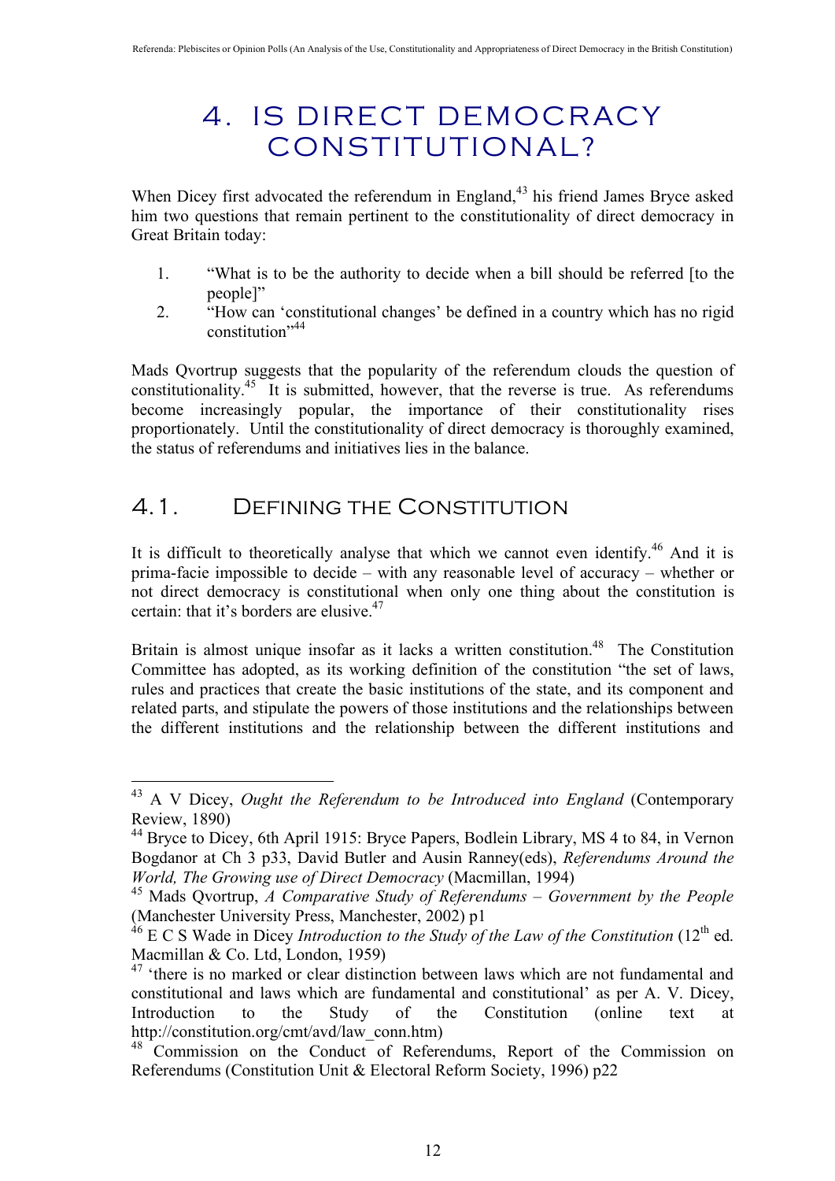# 4. IS DIRECT DEMOCRACY CONSTITUTIONAL?

When Dicey first advocated the referendum in England,[43] his friend James Bryce asked him two questions that remain pertinent to the constitutionality of direct democracy in Great Britain today:

1. "What is to be the authority to decide when a bill should be referred [to the people]"
2. "How can 'constitutional changes' be defined in a country which has no rigid constitution"[44]

Mads Qvortrup suggests that the popularity of the referendum clouds the question of constitutionality.[45] It is submitted, however, that the reverse is true. As referendums become increasingly popular, the importance of their constitutionality rises proportionately. Until the constitutionality of direct democracy is thoroughly examined, the status of referendums and initiatives lies in the balance.

## 4.1. Defining the Constitution

It is difficult to theoretically analyse that which we cannot even identify.[46] And it is prima-facie impossible to decide – with any reasonable level of accuracy – whether or not direct democracy is constitutional when only one thing about the constitution is certain: that it's borders are elusive.[47]

Britain is almost unique insofar as it lacks a written constitution.[48] The Constitution Committee has adopted, as its working definition of the constitution "the set of laws, rules and practices that create the basic institutions of the state, and its component and related parts, and stipulate the powers of those institutions and the relationships between the different institutions and the relationship between the different institutions and

---

[43] A V Dicey, *Ought the Referendum to be Introduced into England* (Contemporary Review, 1890)

[44] Bryce to Dicey, 6th April 1915: Bryce Papers, Bodlein Library, MS 4 to 84, in Vernon Bogdanor at Ch 3 p33, David Butler and Ausin Ranney(eds), *Referendums Around the World, The Growing use of Direct Democracy* (Macmillan, 1994)

[45] Mads Qvortrup, *A Comparative Study of Referendums – Government by the People* (Manchester University Press, Manchester, 2002) p1

[46] E C S Wade in Dicey *Introduction to the Study of the Law of the Constitution* (12th ed. Macmillan & Co. Ltd, London, 1959)

[47] 'there is no marked or clear distinction between laws which are not fundamental and constitutional and laws which are fundamental and constitutional' as per A. V. Dicey, Introduction to the Study of the Constitution (online text at http://constitution.org/cmt/avd/law_conn.htm)

[48] Commission on the Conduct of Referendums, Report of the Commission on Referendums (Constitution Unit & Electoral Reform Society, 1996) p22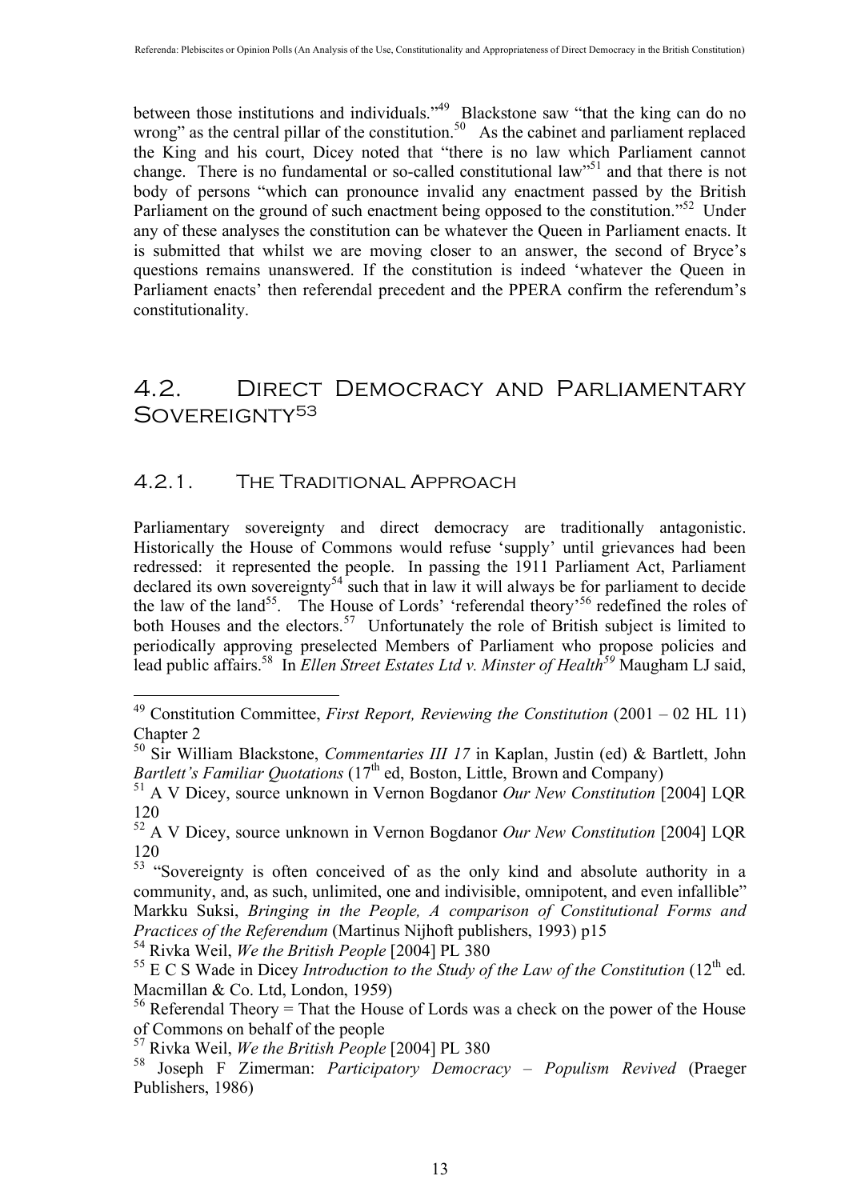between those institutions and individuals."[49] Blackstone saw "that the king can do no wrong" as the central pillar of the constitution.[50] As the cabinet and parliament replaced the King and his court, Dicey noted that "there is no law which Parliament cannot change. There is no fundamental or so-called constitutional law"[51] and that there is not body of persons "which can pronounce invalid any enactment passed by the British Parliament on the ground of such enactment being opposed to the constitution."[52] Under any of these analyses the constitution can be whatever the Queen in Parliament enacts. It is submitted that whilst we are moving closer to an answer, the second of Bryce's questions remains unanswered. If the constitution is indeed 'whatever the Queen in Parliament enacts' then referendal precedent and the PPERA confirm the referendum's constitutionality.

## 4.2. Direct Democracy and Parliamentary Sovereignty[53]

### 4.2.1. The Traditional Approach

Parliamentary sovereignty and direct democracy are traditionally antagonistic. Historically the House of Commons would refuse 'supply' until grievances had been redressed: it represented the people. In passing the 1911 Parliament Act, Parliament declared its own sovereignty[54] such that in law it will always be for parliament to decide the law of the land[55]. The House of Lords' 'referendal theory'[56] redefined the roles of both Houses and the electors.[57] Unfortunately the role of British subject is limited to periodically approving preselected Members of Parliament who propose policies and lead public affairs.[58] In *Ellen Street Estates Ltd v. Minster of Health*[59] Maugham LJ said,

---

[49] Constitution Committee, *First Report, Reviewing the Constitution* (2001 – 02 HL 11) Chapter 2

[50] Sir William Blackstone, *Commentaries III 17* in Kaplan, Justin (ed) & Bartlett, John *Bartlett's Familiar Quotations* (17th ed, Boston, Little, Brown and Company)

[51] A V Dicey, source unknown in Vernon Bogdanor *Our New Constitution* [2004] LQR 120

[52] A V Dicey, source unknown in Vernon Bogdanor *Our New Constitution* [2004] LQR 120

[53] "Sovereignty is often conceived of as the only kind and absolute authority in a community, and, as such, unlimited, one and indivisible, omnipotent, and even infallible" Markku Suksi, *Bringing in the People, A comparison of Constitutional Forms and Practices of the Referendum* (Martinus Nijhoft publishers, 1993) p15

[54] Rivka Weil, *We the British People* [2004] PL 380

[55] E C S Wade in Dicey *Introduction to the Study of the Law of the Constitution* (12th ed. Macmillan & Co. Ltd, London, 1959)

[56] Referendal Theory = That the House of Lords was a check on the power of the House of Commons on behalf of the people

[57] Rivka Weil, *We the British People* [2004] PL 380

[58] Joseph F Zimerman: *Participatory Democracy – Populism Revived* (Praeger Publishers, 1986)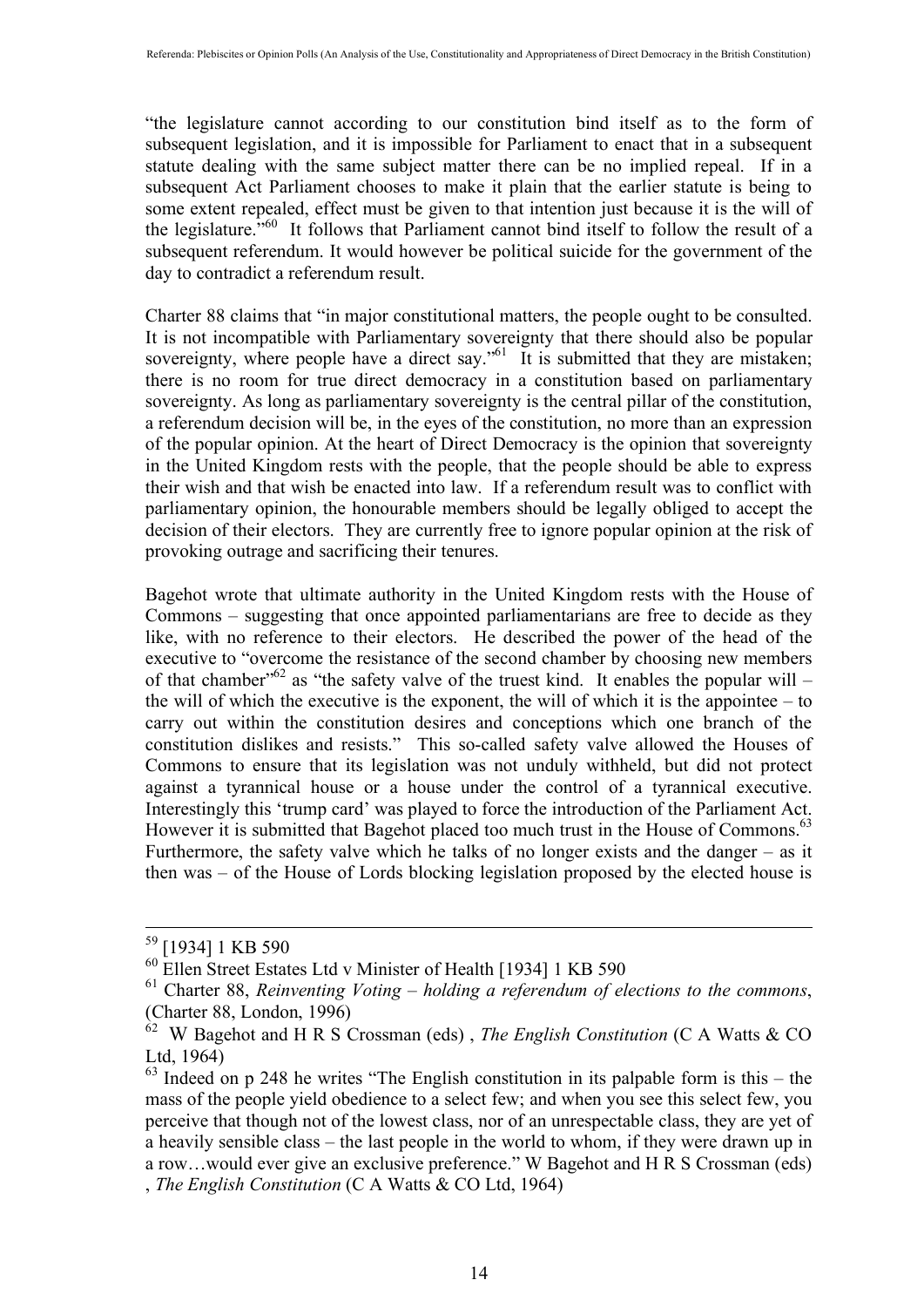"the legislature cannot according to our constitution bind itself as to the form of subsequent legislation, and it is impossible for Parliament to enact that in a subsequent statute dealing with the same subject matter there can be no implied repeal. If in a subsequent Act Parliament chooses to make it plain that the earlier statute is being to some extent repealed, effect must be given to that intention just because it is the will of the legislature."[60] It follows that Parliament cannot bind itself to follow the result of a subsequent referendum. It would however be political suicide for the government of the day to contradict a referendum result.

Charter 88 claims that "in major constitutional matters, the people ought to be consulted. It is not incompatible with Parliamentary sovereignty that there should also be popular sovereignty, where people have a direct say."[61] It is submitted that they are mistaken; there is no room for true direct democracy in a constitution based on parliamentary sovereignty. As long as parliamentary sovereignty is the central pillar of the constitution, a referendum decision will be, in the eyes of the constitution, no more than an expression of the popular opinion. At the heart of Direct Democracy is the opinion that sovereignty in the United Kingdom rests with the people, that the people should be able to express their wish and that wish be enacted into law. If a referendum result was to conflict with parliamentary opinion, the honourable members should be legally obliged to accept the decision of their electors. They are currently free to ignore popular opinion at the risk of provoking outrage and sacrificing their tenures.

Bagehot wrote that ultimate authority in the United Kingdom rests with the House of Commons – suggesting that once appointed parliamentarians are free to decide as they like, with no reference to their electors. He described the power of the head of the executive to "overcome the resistance of the second chamber by choosing new members of that chamber"[62] as "the safety valve of the truest kind. It enables the popular will – the will of which the executive is the exponent, the will of which it is the appointee – to carry out within the constitution desires and conceptions which one branch of the constitution dislikes and resists." This so-called safety valve allowed the Houses of Commons to ensure that its legislation was not unduly withheld, but did not protect against a tyrannical house or a house under the control of a tyrannical executive. Interestingly this 'trump card' was played to force the introduction of the Parliament Act. However it is submitted that Bagehot placed too much trust in the House of Commons.[63] Furthermore, the safety valve which he talks of no longer exists and the danger – as it then was – of the House of Lords blocking legislation proposed by the elected house is

---

[59] [1934] 1 KB 590

[60] Ellen Street Estates Ltd v Minister of Health [1934] 1 KB 590

[61] Charter 88, *Reinventing Voting – holding a referendum of elections to the commons*, (Charter 88, London, 1996)

[62] W Bagehot and H R S Crossman (eds) , *The English Constitution* (C A Watts & CO Ltd, 1964)

[63] Indeed on p 248 he writes "The English constitution in its palpable form is this – the mass of the people yield obedience to a select few; and when you see this select few, you perceive that though not of the lowest class, nor of an unrespectable class, they are yet of a heavily sensible class – the last people in the world to whom, if they were drawn up in a row…would ever give an exclusive preference." W Bagehot and H R S Crossman (eds) , *The English Constitution* (C A Watts & CO Ltd, 1964)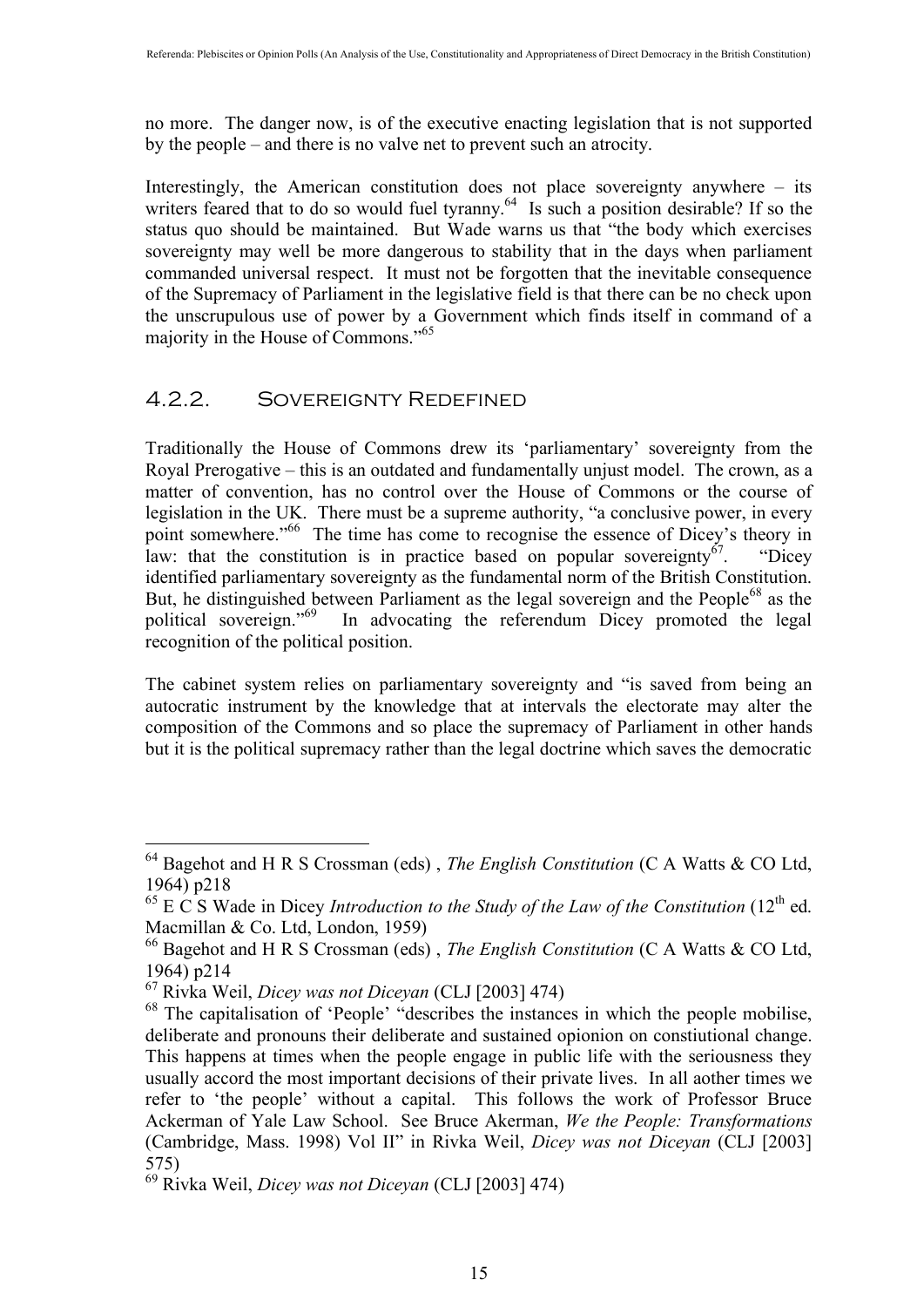no more. The danger now, is of the executive enacting legislation that is not supported by the people – and there is no valve net to prevent such an atrocity.

Interestingly, the American constitution does not place sovereignty anywhere – its writers feared that to do so would fuel tyranny.[64] Is such a position desirable? If so the status quo should be maintained. But Wade warns us that "the body which exercises sovereignty may well be more dangerous to stability that in the days when parliament commanded universal respect. It must not be forgotten that the inevitable consequence of the Supremacy of Parliament in the legislative field is that there can be no check upon the unscrupulous use of power by a Government which finds itself in command of a majority in the House of Commons."[65]

## 4.2.2. Sovereignty Redefined

Traditionally the House of Commons drew its 'parliamentary' sovereignty from the Royal Prerogative – this is an outdated and fundamentally unjust model. The crown, as a matter of convention, has no control over the House of Commons or the course of legislation in the UK. There must be a supreme authority, "a conclusive power, in every point somewhere."[66] The time has come to recognise the essence of Dicey's theory in law: that the constitution is in practice based on popular sovereignty[67]. "Dicey identified parliamentary sovereignty as the fundamental norm of the British Constitution. But, he distinguished between Parliament as the legal sovereign and the People[68] as the political sovereign."[69] In advocating the referendum Dicey promoted the legal recognition of the political position.

The cabinet system relies on parliamentary sovereignty and "is saved from being an autocratic instrument by the knowledge that at intervals the electorate may alter the composition of the Commons and so place the supremacy of Parliament in other hands but it is the political supremacy rather than the legal doctrine which saves the democratic

---

[64] Bagehot and H R S Crossman (eds) , *The English Constitution* (C A Watts & CO Ltd, 1964) p218

[65] E C S Wade in Dicey *Introduction to the Study of the Law of the Constitution* (12th ed. Macmillan & Co. Ltd, London, 1959)

[66] Bagehot and H R S Crossman (eds) , *The English Constitution* (C A Watts & CO Ltd, 1964) p214

[67] Rivka Weil, *Dicey was not Diceyan* (CLJ [2003] 474)

[68] The capitalisation of 'People' "describes the instances in which the people mobilise, deliberate and pronouns their deliberate and sustained opionion on constiutional change. This happens at times when the people engage in public life with the seriousness they usually accord the most important decisions of their private lives. In all aother times we refer to 'the people' without a capital. This follows the work of Professor Bruce Ackerman of Yale Law School. See Bruce Akerman, *We the People: Transformations* (Cambridge, Mass. 1998) Vol II" in Rivka Weil, *Dicey was not Diceyan* (CLJ [2003] 575)

[69] Rivka Weil, *Dicey was not Diceyan* (CLJ [2003] 474)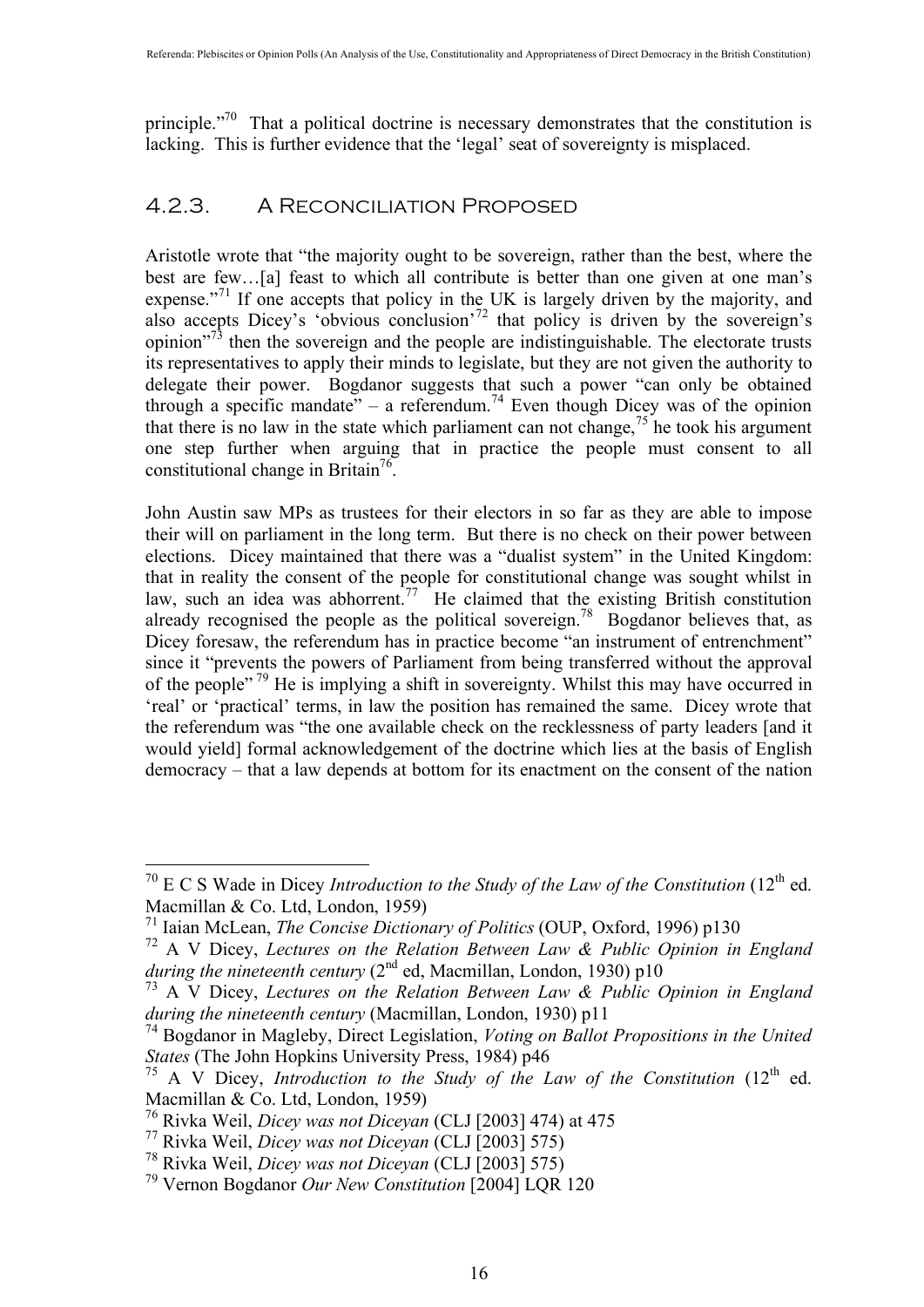principle."[70] That a political doctrine is necessary demonstrates that the constitution is lacking. This is further evidence that the 'legal' seat of sovereignty is misplaced.

### 4.2.3. A Reconciliation Proposed

Aristotle wrote that "the majority ought to be sovereign, rather than the best, where the best are few…[a] feast to which all contribute is better than one given at one man's expense."[71] If one accepts that policy in the UK is largely driven by the majority, and also accepts Dicey's 'obvious conclusion'[72] that policy is driven by the sovereign's opinion"[73] then the sovereign and the people are indistinguishable. The electorate trusts its representatives to apply their minds to legislate, but they are not given the authority to delegate their power. Bogdanor suggests that such a power "can only be obtained through a specific mandate" – a referendum.[74] Even though Dicey was of the opinion that there is no law in the state which parliament can not change,[75] he took his argument one step further when arguing that in practice the people must consent to all constitutional change in Britain[76].

John Austin saw MPs as trustees for their electors in so far as they are able to impose their will on parliament in the long term. But there is no check on their power between elections. Dicey maintained that there was a "dualist system" in the United Kingdom: that in reality the consent of the people for constitutional change was sought whilst in law, such an idea was abhorrent.[77] He claimed that the existing British constitution already recognised the people as the political sovereign.[78] Bogdanor believes that, as Dicey foresaw, the referendum has in practice become "an instrument of entrenchment" since it "prevents the powers of Parliament from being transferred without the approval of the people" [79] He is implying a shift in sovereignty. Whilst this may have occurred in 'real' or 'practical' terms, in law the position has remained the same. Dicey wrote that the referendum was "the one available check on the recklessness of party leaders [and it would yield] formal acknowledgement of the doctrine which lies at the basis of English democracy – that a law depends at bottom for its enactment on the consent of the nation

---

[70] E C S Wade in Dicey *Introduction to the Study of the Law of the Constitution* (12th ed. Macmillan & Co. Ltd, London, 1959)

[71] Iaian McLean, *The Concise Dictionary of Politics* (OUP, Oxford, 1996) p130

[72] A V Dicey, *Lectures on the Relation Between Law & Public Opinion in England during the nineteenth century* (2nd ed, Macmillan, London, 1930) p10

[73] A V Dicey, *Lectures on the Relation Between Law & Public Opinion in England during the nineteenth century* (Macmillan, London, 1930) p11

[74] Bogdanor in Magleby, Direct Legislation, *Voting on Ballot Propositions in the United States* (The John Hopkins University Press, 1984) p46

[75] A V Dicey, *Introduction to the Study of the Law of the Constitution* (12th ed. Macmillan & Co. Ltd, London, 1959)

[76] Rivka Weil, *Dicey was not Diceyan* (CLJ [2003] 474) at 475

[77] Rivka Weil, *Dicey was not Diceyan* (CLJ [2003] 575)

[78] Rivka Weil, *Dicey was not Diceyan* (CLJ [2003] 575)

[79] Vernon Bogdanor *Our New Constitution* [2004] LQR 120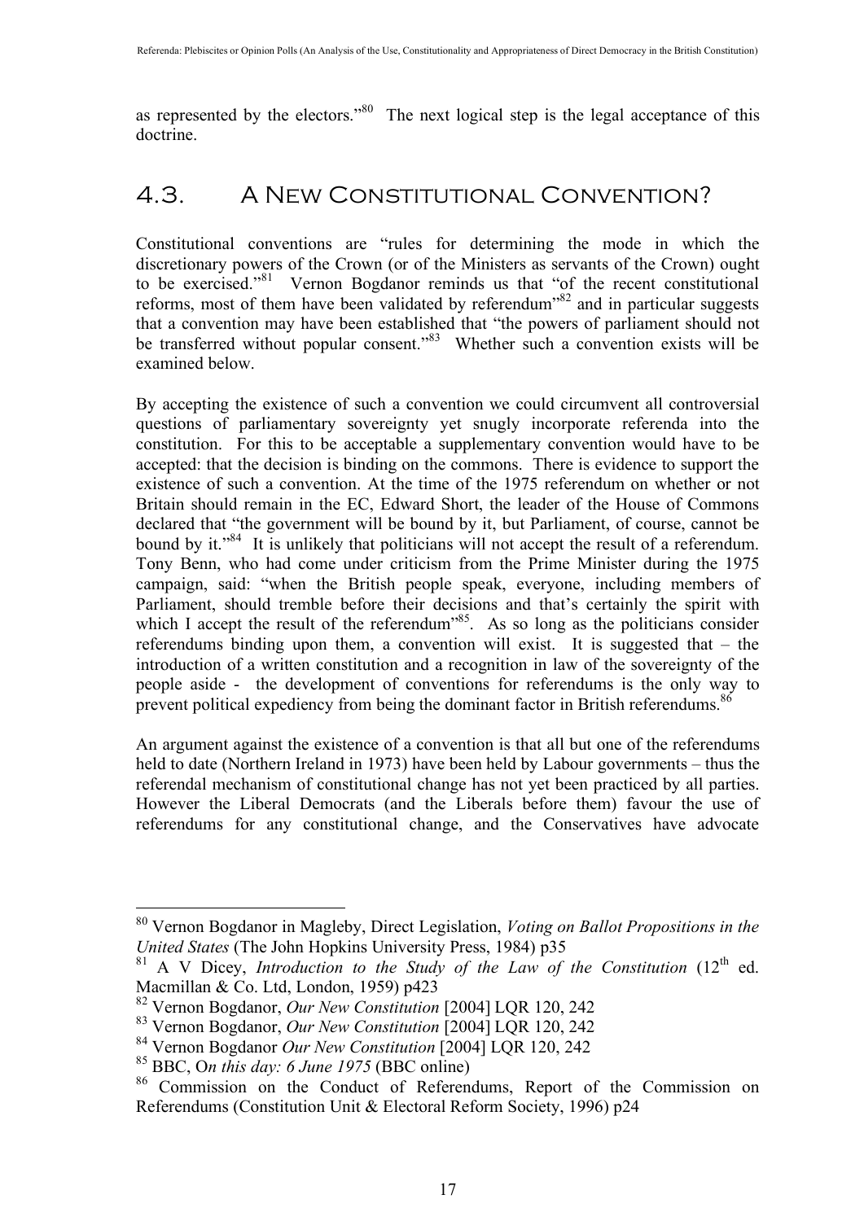as represented by the electors."[80] The next logical step is the legal acceptance of this doctrine.

## 4.3. A New Constitutional Convention?

Constitutional conventions are "rules for determining the mode in which the discretionary powers of the Crown (or of the Ministers as servants of the Crown) ought to be exercised."[81] Vernon Bogdanor reminds us that "of the recent constitutional reforms, most of them have been validated by referendum"[82] and in particular suggests that a convention may have been established that "the powers of parliament should not be transferred without popular consent."[83] Whether such a convention exists will be examined below.

By accepting the existence of such a convention we could circumvent all controversial questions of parliamentary sovereignty yet snugly incorporate referenda into the constitution. For this to be acceptable a supplementary convention would have to be accepted: that the decision is binding on the commons. There is evidence to support the existence of such a convention. At the time of the 1975 referendum on whether or not Britain should remain in the EC, Edward Short, the leader of the House of Commons declared that "the government will be bound by it, but Parliament, of course, cannot be bound by it."[84] It is unlikely that politicians will not accept the result of a referendum. Tony Benn, who had come under criticism from the Prime Minister during the 1975 campaign, said: "when the British people speak, everyone, including members of Parliament, should tremble before their decisions and that's certainly the spirit with which I accept the result of the referendum"[85]. As so long as the politicians consider referendums binding upon them, a convention will exist. It is suggested that – the introduction of a written constitution and a recognition in law of the sovereignty of the people aside - the development of conventions for referendums is the only way to prevent political expediency from being the dominant factor in British referendums.[86]

An argument against the existence of a convention is that all but one of the referendums held to date (Northern Ireland in 1973) have been held by Labour governments – thus the referendal mechanism of constitutional change has not yet been practiced by all parties. However the Liberal Democrats (and the Liberals before them) favour the use of referendums for any constitutional change, and the Conservatives have advocate

---

[80] Vernon Bogdanor in Magleby, Direct Legislation, *Voting on Ballot Propositions in the United States* (The John Hopkins University Press, 1984) p35

[81] A V Dicey, *Introduction to the Study of the Law of the Constitution* (12th ed. Macmillan & Co. Ltd, London, 1959) p423

[82] Vernon Bogdanor, *Our New Constitution* [2004] LQR 120, 242

[83] Vernon Bogdanor, *Our New Constitution* [2004] LQR 120, 242

[84] Vernon Bogdanor *Our New Constitution* [2004] LQR 120, 242

[85] BBC, O*n this day: 6 June 1975* (BBC online)

[86] Commission on the Conduct of Referendums, Report of the Commission on Referendums (Constitution Unit & Electoral Reform Society, 1996) p24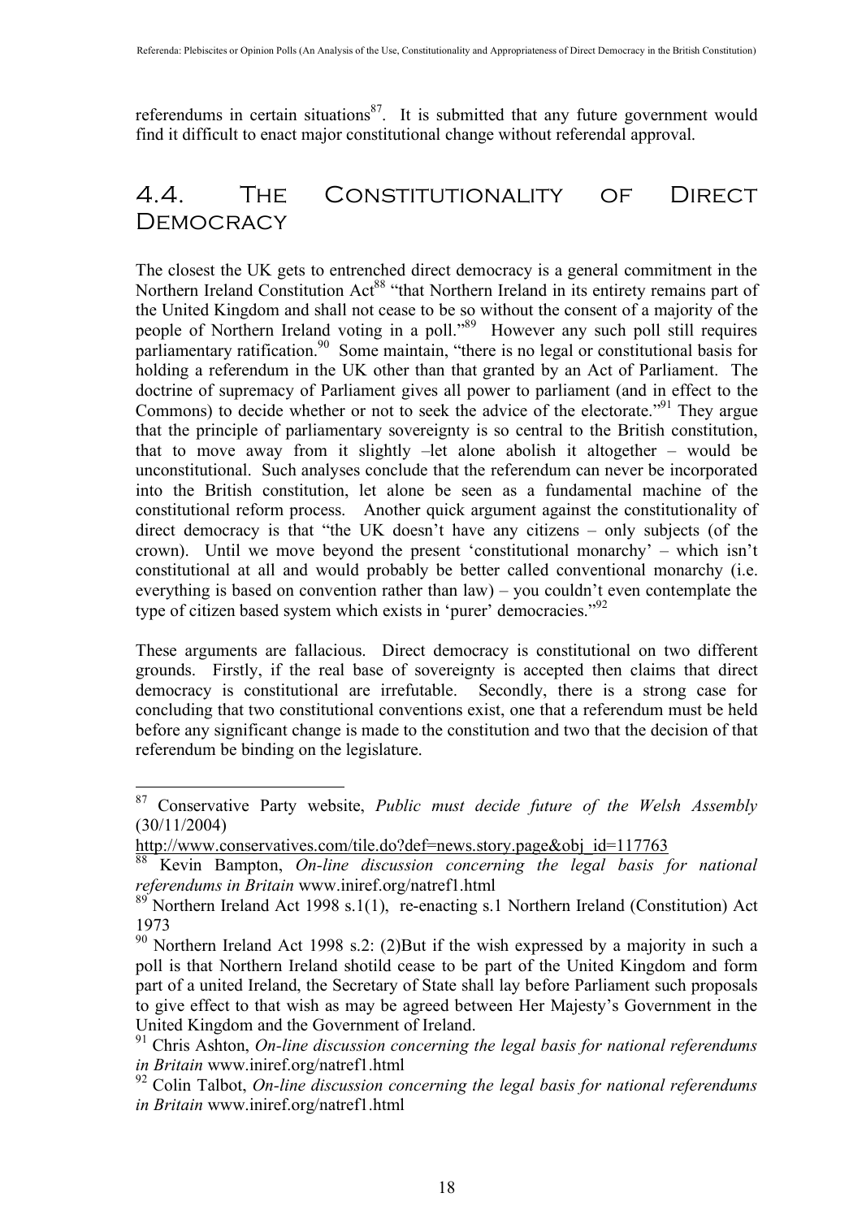referendums in certain situations[87]. It is submitted that any future government would find it difficult to enact major constitutional change without referendal approval.

## 4.4. The Constitutionality of Direct Democracy

The closest the UK gets to entrenched direct democracy is a general commitment in the Northern Ireland Constitution Act[88] "that Northern Ireland in its entirety remains part of the United Kingdom and shall not cease to be so without the consent of a majority of the people of Northern Ireland voting in a poll."[89] However any such poll still requires parliamentary ratification.[90] Some maintain, "there is no legal or constitutional basis for holding a referendum in the UK other than that granted by an Act of Parliament. The doctrine of supremacy of Parliament gives all power to parliament (and in effect to the Commons) to decide whether or not to seek the advice of the electorate."[91] They argue that the principle of parliamentary sovereignty is so central to the British constitution, that to move away from it slightly –let alone abolish it altogether – would be unconstitutional. Such analyses conclude that the referendum can never be incorporated into the British constitution, let alone be seen as a fundamental machine of the constitutional reform process. Another quick argument against the constitutionality of direct democracy is that "the UK doesn't have any citizens – only subjects (of the crown). Until we move beyond the present 'constitutional monarchy' – which isn't constitutional at all and would probably be better called conventional monarchy (i.e. everything is based on convention rather than law) – you couldn't even contemplate the type of citizen based system which exists in 'purer' democracies."[92]

These arguments are fallacious. Direct democracy is constitutional on two different grounds. Firstly, if the real base of sovereignty is accepted then claims that direct democracy is constitutional are irrefutable. Secondly, there is a strong case for concluding that two constitutional conventions exist, one that a referendum must be held before any significant change is made to the constitution and two that the decision of that referendum be binding on the legislature.

---

[87] Conservative Party website, *Public must decide future of the Welsh Assembly* (30/11/2004) http://www.conservatives.com/tile.do?def=news.story.page&obj_id=117763

[88] Kevin Bampton, *On-line discussion concerning the legal basis for national referendums in Britain* www.iniref.org/natref1.html

[89] Northern Ireland Act 1998 s.1(1), re-enacting s.1 Northern Ireland (Constitution) Act 1973

[90] Northern Ireland Act 1998 s.2: (2)But if the wish expressed by a majority in such a poll is that Northern Ireland shotild cease to be part of the United Kingdom and form part of a united Ireland, the Secretary of State shall lay before Parliament such proposals to give effect to that wish as may be agreed between Her Majesty's Government in the United Kingdom and the Government of Ireland.

[91] Chris Ashton, *On-line discussion concerning the legal basis for national referendums in Britain* www.iniref.org/natref1.html

[92] Colin Talbot, *On-line discussion concerning the legal basis for national referendums in Britain* www.iniref.org/natref1.html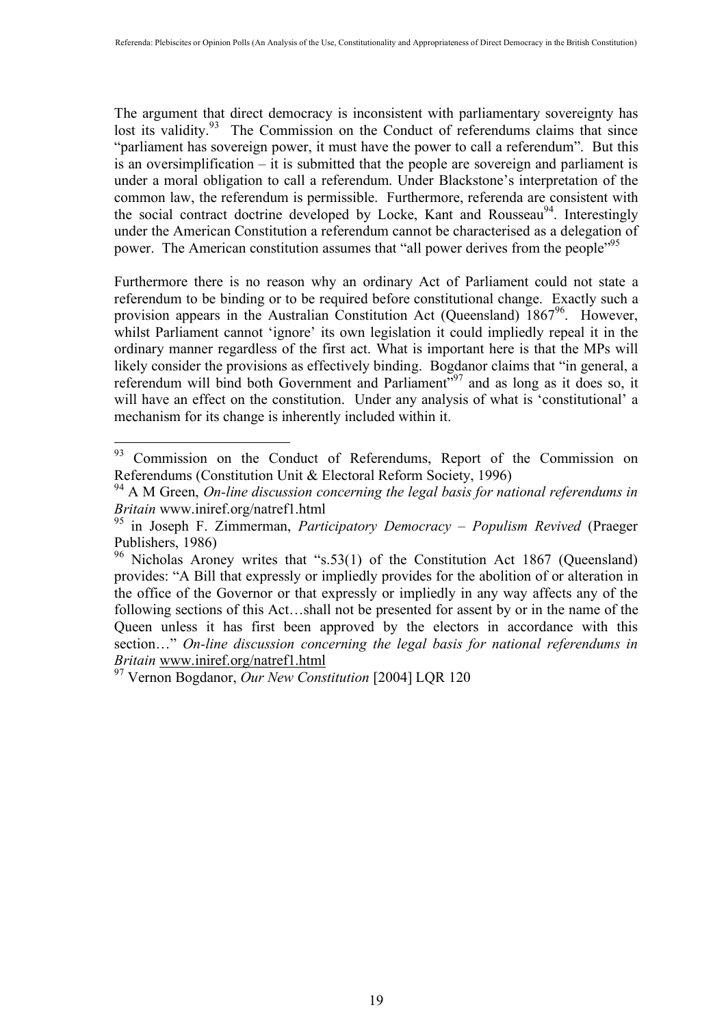The argument that direct democracy is inconsistent with parliamentary sovereignty has lost its validity.[93] The Commission on the Conduct of referendums claims that since "parliament has sovereign power, it must have the power to call a referendum". But this is an oversimplification – it is submitted that the people are sovereign and parliament is under a moral obligation to call a referendum. Under Blackstone's interpretation of the common law, the referendum is permissible. Furthermore, referenda are consistent with the social contract doctrine developed by Locke, Kant and Rousseau[94]. Interestingly under the American Constitution a referendum cannot be characterised as a delegation of power. The American constitution assumes that "all power derives from the people"[95]

Furthermore there is no reason why an ordinary Act of Parliament could not state a referendum to be binding or to be required before constitutional change. Exactly such a provision appears in the Australian Constitution Act (Queensland) 1867[96]. However, whilst Parliament cannot 'ignore' its own legislation it could impliedly repeal it in the ordinary manner regardless of the first act. What is important here is that the MPs will likely consider the provisions as effectively binding. Bogdanor claims that "in general, a referendum will bind both Government and Parliament"[97] and as long as it does so, it will have an effect on the constitution. Under any analysis of what is 'constitutional' a mechanism for its change is inherently included within it.

---

[93] Commission on the Conduct of Referendums, Report of the Commission on Referendums (Constitution Unit & Electoral Reform Society, 1996)

[94] A M Green, *On-line discussion concerning the legal basis for national referendums in Britain* www.iniref.org/natref1.html

[95] in Joseph F. Zimmerman, *Participatory Democracy – Populism Revived* (Praeger Publishers, 1986)

[96] Nicholas Aroney writes that "s.53(1) of the Constitution Act 1867 (Queensland) provides: "A Bill that expressly or impliedly provides for the abolition of or alteration in the office of the Governor or that expressly or impliedly in any way affects any of the following sections of this Act…shall not be presented for assent by or in the name of the Queen unless it has first been approved by the electors in accordance with this section…" *On-line discussion concerning the legal basis for national referendums in Britain* www.iniref.org/natref1.html

[97] Vernon Bogdanor, *Our New Constitution* [2004] LQR 120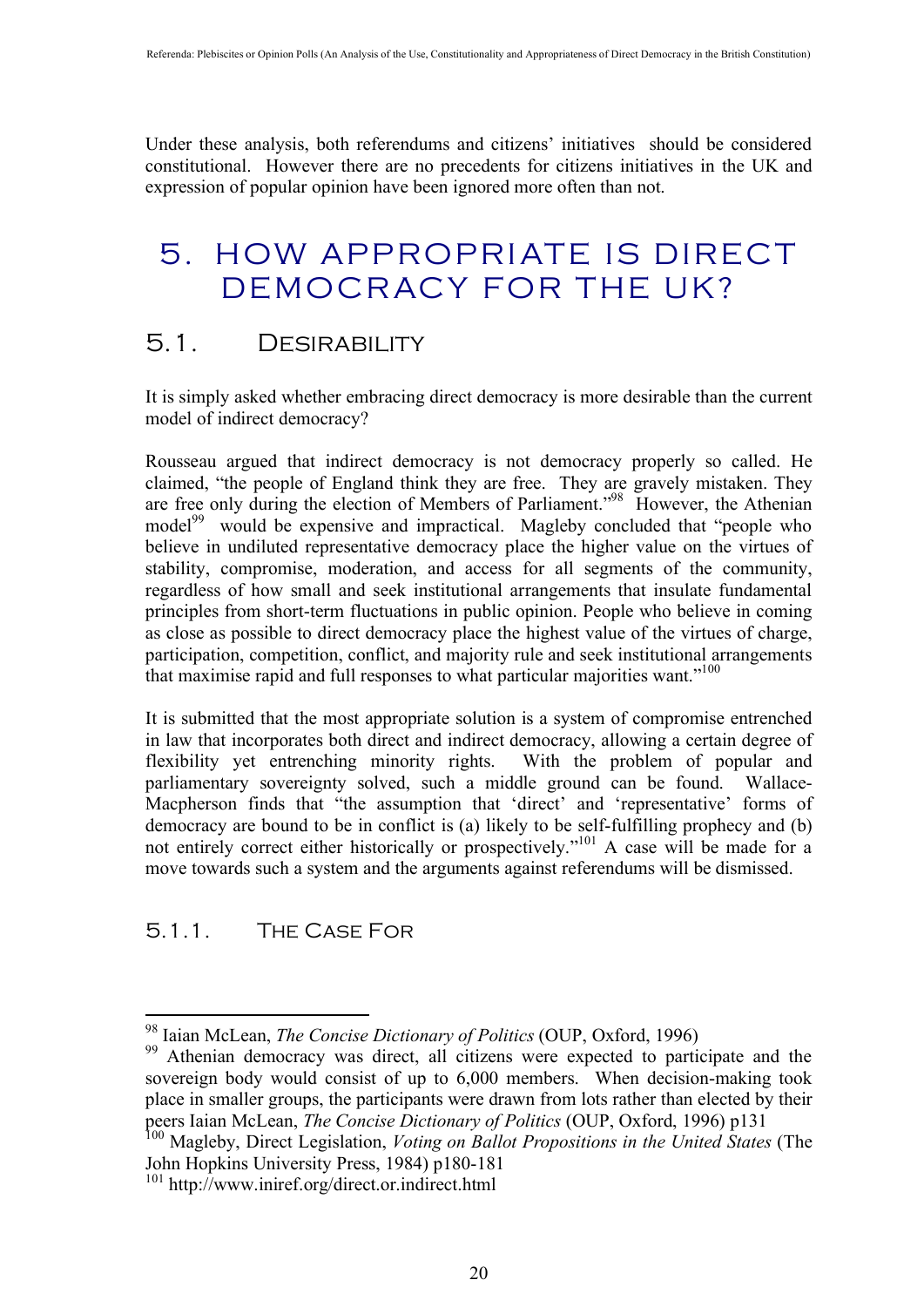Under these analysis, both referendums and citizens' initiatives should be considered constitutional. However there are no precedents for citizens initiatives in the UK and expression of popular opinion have been ignored more often than not.

# 5. HOW APPROPRIATE IS DIRECT DEMOCRACY FOR THE UK?

## 5.1. Desirability

It is simply asked whether embracing direct democracy is more desirable than the current model of indirect democracy?

Rousseau argued that indirect democracy is not democracy properly so called. He claimed, "the people of England think they are free. They are gravely mistaken. They are free only during the election of Members of Parliament."[98] However, the Athenian model[99] would be expensive and impractical. Magleby concluded that "people who believe in undiluted representative democracy place the higher value on the virtues of stability, compromise, moderation, and access for all segments of the community, regardless of how small and seek institutional arrangements that insulate fundamental principles from short-term fluctuations in public opinion. People who believe in coming as close as possible to direct democracy place the highest value of the virtues of charge, participation, competition, conflict, and majority rule and seek institutional arrangements that maximise rapid and full responses to what particular majorities want."[100]

It is submitted that the most appropriate solution is a system of compromise entrenched in law that incorporates both direct and indirect democracy, allowing a certain degree of flexibility yet entrenching minority rights. With the problem of popular and parliamentary sovereignty solved, such a middle ground can be found. Wallace-Macpherson finds that "the assumption that 'direct' and 'representative' forms of democracy are bound to be in conflict is (a) likely to be self-fulfilling prophecy and (b) not entirely correct either historically or prospectively."[101] A case will be made for a move towards such a system and the arguments against referendums will be dismissed.

### 5.1.1. The Case For

---

[98] Iaian McLean, *The Concise Dictionary of Politics* (OUP, Oxford, 1996)

[99] Athenian democracy was direct, all citizens were expected to participate and the sovereign body would consist of up to 6,000 members. When decision-making took place in smaller groups, the participants were drawn from lots rather than elected by their peers Iaian McLean, *The Concise Dictionary of Politics* (OUP, Oxford, 1996) p131

[100] Magleby, Direct Legislation, *Voting on Ballot Propositions in the United States* (The John Hopkins University Press, 1984) p180-181

[101] http://www.iniref.org/direct.or.indirect.html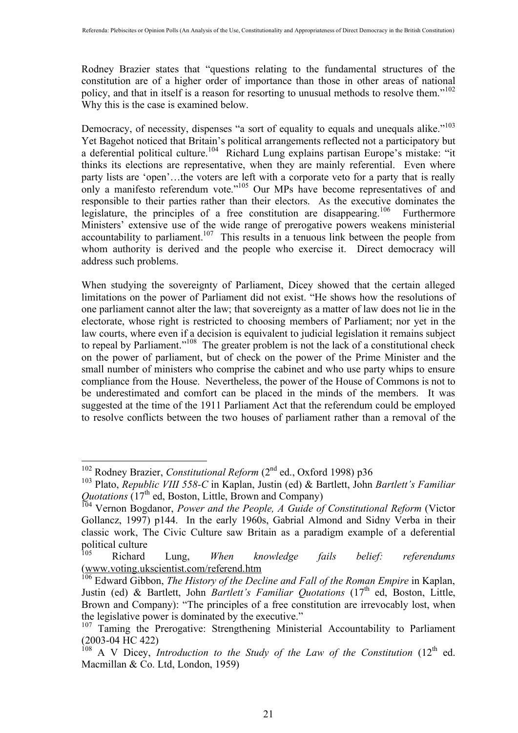Rodney Brazier states that "questions relating to the fundamental structures of the constitution are of a higher order of importance than those in other areas of national policy, and that in itself is a reason for resorting to unusual methods to resolve them."[102] Why this is the case is examined below.

Democracy, of necessity, dispenses "a sort of equality to equals and unequals alike."[103] Yet Bagehot noticed that Britain's political arrangements reflected not a participatory but a deferential political culture.[104] Richard Lung explains partisan Europe's mistake: "it thinks its elections are representative, when they are mainly referential. Even where party lists are 'open'…the voters are left with a corporate veto for a party that is really only a manifesto referendum vote."[105] Our MPs have become representatives of and responsible to their parties rather than their electors. As the executive dominates the legislature, the principles of a free constitution are disappearing.[106] Furthermore Ministers' extensive use of the wide range of prerogative powers weakens ministerial accountability to parliament.[107] This results in a tenuous link between the people from whom authority is derived and the people who exercise it. Direct democracy will address such problems.

When studying the sovereignty of Parliament, Dicey showed that the certain alleged limitations on the power of Parliament did not exist. "He shows how the resolutions of one parliament cannot alter the law; that sovereignty as a matter of law does not lie in the electorate, whose right is restricted to choosing members of Parliament; nor yet in the law courts, where even if a decision is equivalent to judicial legislation it remains subject to repeal by Parliament."[108] The greater problem is not the lack of a constitutional check on the power of parliament, but of check on the power of the Prime Minister and the small number of ministers who comprise the cabinet and who use party whips to ensure compliance from the House. Nevertheless, the power of the House of Commons is not to be underestimated and comfort can be placed in the minds of the members. It was suggested at the time of the 1911 Parliament Act that the referendum could be employed to resolve conflicts between the two houses of parliament rather than a removal of the

---

[102] Rodney Brazier, *Constitutional Reform* (2nd ed., Oxford 1998) p36

[103] Plato, *Republic VIII 558-C* in Kaplan, Justin (ed) & Bartlett, John *Bartlett's Familiar Quotations* (17th ed, Boston, Little, Brown and Company)

[104] Vernon Bogdanor, *Power and the People, A Guide of Constitutional Reform* (Victor Gollancz, 1997) p144. In the early 1960s, Gabrial Almond and Sidny Verba in their classic work, The Civic Culture saw Britain as a paradigm example of a deferential political culture

[105] Richard Lung, *When knowledge fails belief: referendums* (www.voting.ukscientist.com/referend.htm

[106] Edward Gibbon, *The History of the Decline and Fall of the Roman Empire* in Kaplan, Justin (ed) & Bartlett, John *Bartlett's Familiar Quotations* (17th ed, Boston, Little, Brown and Company): "The principles of a free constitution are irrevocably lost, when the legislative power is dominated by the executive."

[107] Taming the Prerogative: Strengthening Ministerial Accountability to Parliament (2003-04 HC 422)

[108] A V Dicey, *Introduction to the Study of the Law of the Constitution* (12th ed. Macmillan & Co. Ltd, London, 1959)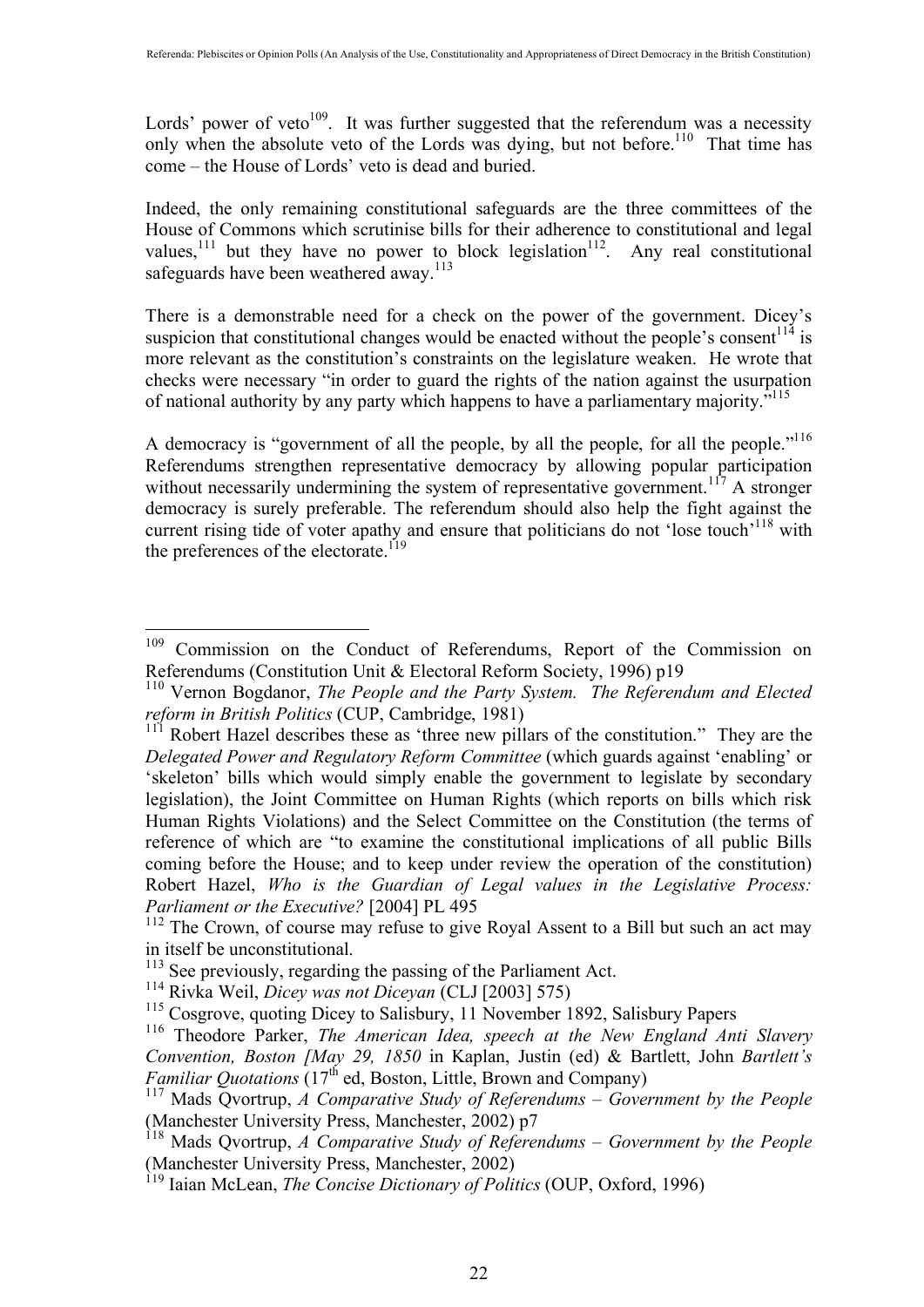Lords' power of veto[109]. It was further suggested that the referendum was a necessity only when the absolute veto of the Lords was dying, but not before.[110] That time has come – the House of Lords' veto is dead and buried.

Indeed, the only remaining constitutional safeguards are the three committees of the House of Commons which scrutinise bills for their adherence to constitutional and legal values,[111] but they have no power to block legislation[112]. Any real constitutional safeguards have been weathered away.[113]

There is a demonstrable need for a check on the power of the government. Dicey's suspicion that constitutional changes would be enacted without the people's consent[114] is more relevant as the constitution's constraints on the legislature weaken. He wrote that checks were necessary "in order to guard the rights of the nation against the usurpation of national authority by any party which happens to have a parliamentary majority."[115]

A democracy is "government of all the people, by all the people, for all the people."[116] Referendums strengthen representative democracy by allowing popular participation without necessarily undermining the system of representative government.[117] A stronger democracy is surely preferable. The referendum should also help the fight against the current rising tide of voter apathy and ensure that politicians do not 'lose touch'[118] with the preferences of the electorate.[119]

---

[109] Commission on the Conduct of Referendums, Report of the Commission on Referendums (Constitution Unit & Electoral Reform Society, 1996) p19

[110] Vernon Bogdanor, *The People and the Party System. The Referendum and Elected reform in British Politics* (CUP, Cambridge, 1981)

[111] Robert Hazel describes these as 'three new pillars of the constitution." They are the *Delegated Power and Regulatory Reform Committee* (which guards against 'enabling' or 'skeleton' bills which would simply enable the government to legislate by secondary legislation), the Joint Committee on Human Rights (which reports on bills which risk Human Rights Violations) and the Select Committee on the Constitution (the terms of reference of which are "to examine the constitutional implications of all public Bills coming before the House; and to keep under review the operation of the constitution) Robert Hazel, *Who is the Guardian of Legal values in the Legislative Process: Parliament or the Executive?* [2004] PL 495

[112] The Crown, of course may refuse to give Royal Assent to a Bill but such an act may in itself be unconstitutional.

[113] See previously, regarding the passing of the Parliament Act.

[114] Rivka Weil, *Dicey was not Diceyan* (CLJ [2003] 575)

[115] Cosgrove, quoting Dicey to Salisbury, 11 November 1892, Salisbury Papers

[116] Theodore Parker, *The American Idea, speech at the New England Anti Slavery Convention, Boston [May 29, 1850* in Kaplan, Justin (ed) & Bartlett, John *Bartlett's Familiar Quotations* (17th ed, Boston, Little, Brown and Company)

[117] Mads Qvortrup, *A Comparative Study of Referendums – Government by the People* (Manchester University Press, Manchester, 2002) p7

[118] Mads Qvortrup, *A Comparative Study of Referendums – Government by the People* (Manchester University Press, Manchester, 2002)

[119] Iaian McLean, *The Concise Dictionary of Politics* (OUP, Oxford, 1996)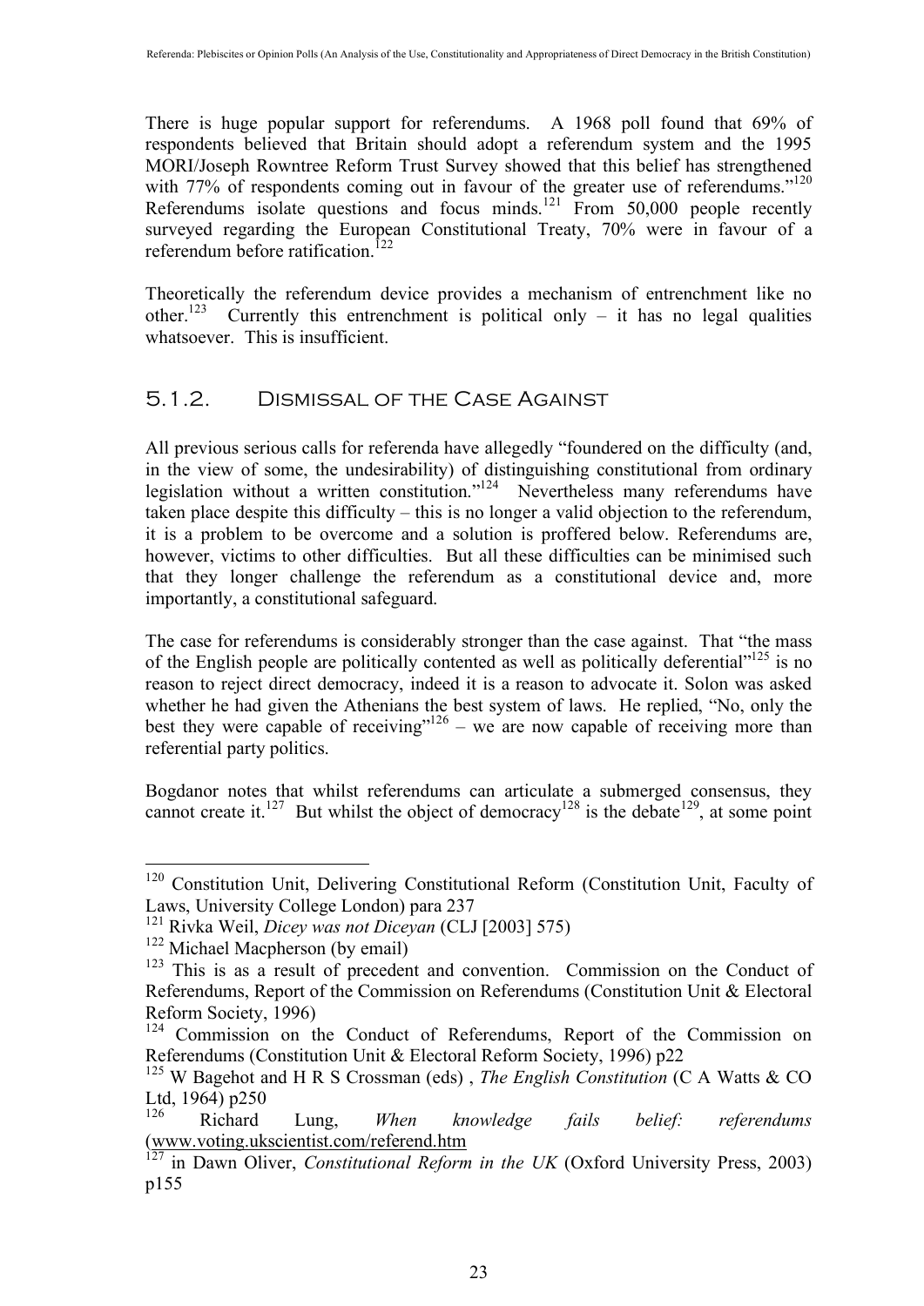There is huge popular support for referendums. A 1968 poll found that 69% of respondents believed that Britain should adopt a referendum system and the 1995 MORI/Joseph Rowntree Reform Trust Survey showed that this belief has strengthened with 77% of respondents coming out in favour of the greater use of referendums."[120] Referendums isolate questions and focus minds.[121] From 50,000 people recently surveyed regarding the European Constitutional Treaty, 70% were in favour of a referendum before ratification.[122]

Theoretically the referendum device provides a mechanism of entrenchment like no other.[123] Currently this entrenchment is political only – it has no legal qualities whatsoever. This is insufficient.

### 5.1.2. Dismissal of the Case Against

All previous serious calls for referenda have allegedly "foundered on the difficulty (and, in the view of some, the undesirability) of distinguishing constitutional from ordinary legislation without a written constitution."[124] Nevertheless many referendums have taken place despite this difficulty – this is no longer a valid objection to the referendum, it is a problem to be overcome and a solution is proffered below. Referendums are, however, victims to other difficulties. But all these difficulties can be minimised such that they longer challenge the referendum as a constitutional device and, more importantly, a constitutional safeguard.

The case for referendums is considerably stronger than the case against. That "the mass of the English people are politically contented as well as politically deferential"[125] is no reason to reject direct democracy, indeed it is a reason to advocate it. Solon was asked whether he had given the Athenians the best system of laws. He replied, "No, only the best they were capable of receiving"[126] – we are now capable of receiving more than referential party politics.

Bogdanor notes that whilst referendums can articulate a submerged consensus, they cannot create it.[127] But whilst the object of democracy[128] is the debate[129], at some point

---

[120] Constitution Unit, Delivering Constitutional Reform (Constitution Unit, Faculty of Laws, University College London) para 237

[121] Rivka Weil, *Dicey was not Diceyan* (CLJ [2003] 575)

[122] Michael Macpherson (by email)

[123] This is as a result of precedent and convention. Commission on the Conduct of Referendums, Report of the Commission on Referendums (Constitution Unit & Electoral Reform Society, 1996)

[124] Commission on the Conduct of Referendums, Report of the Commission on Referendums (Constitution Unit & Electoral Reform Society, 1996) p22

[125] W Bagehot and H R S Crossman (eds) , *The English Constitution* (C A Watts & CO Ltd, 1964) p250

[126] Richard Lung, *When knowledge fails belief: referendums* (www.voting.ukscientist.com/referend.htm

[127] in Dawn Oliver, *Constitutional Reform in the UK* (Oxford University Press, 2003) p155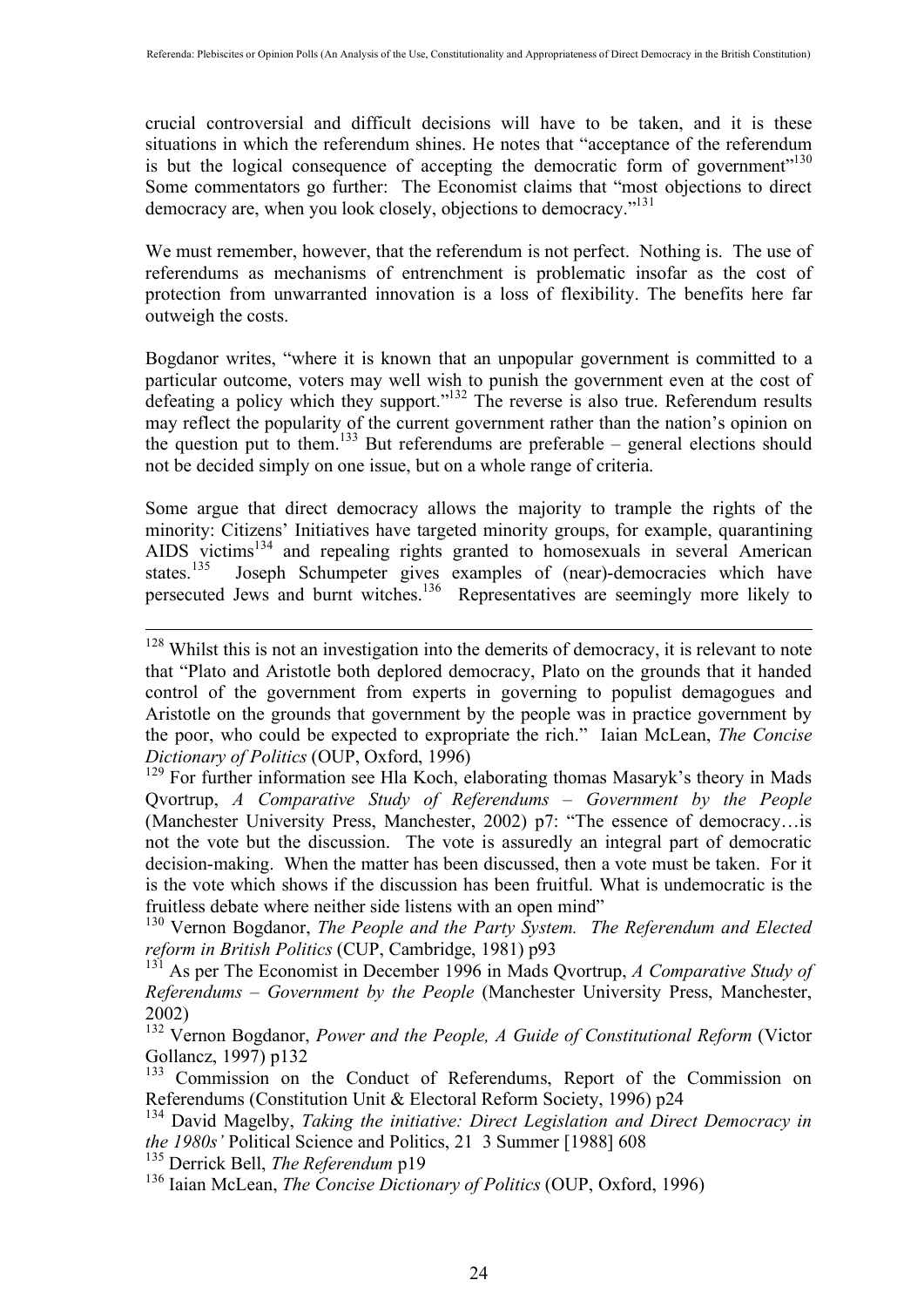crucial controversial and difficult decisions will have to be taken, and it is these situations in which the referendum shines. He notes that "acceptance of the referendum is but the logical consequence of accepting the democratic form of government"[130] Some commentators go further: The Economist claims that "most objections to direct democracy are, when you look closely, objections to democracy."[131]

We must remember, however, that the referendum is not perfect. Nothing is. The use of referendums as mechanisms of entrenchment is problematic insofar as the cost of protection from unwarranted innovation is a loss of flexibility. The benefits here far outweigh the costs.

Bogdanor writes, "where it is known that an unpopular government is committed to a particular outcome, voters may well wish to punish the government even at the cost of defeating a policy which they support."[132] The reverse is also true. Referendum results may reflect the popularity of the current government rather than the nation's opinion on the question put to them.[133] But referendums are preferable – general elections should not be decided simply on one issue, but on a whole range of criteria.

Some argue that direct democracy allows the majority to trample the rights of the minority: Citizens' Initiatives have targeted minority groups, for example, quarantining AIDS victims[134] and repealing rights granted to homosexuals in several American states.[135] Joseph Schumpeter gives examples of (near)-democracies which have persecuted Jews and burnt witches.[136] Representatives are seemingly more likely to

---

[128] Whilst this is not an investigation into the demerits of democracy, it is relevant to note that "Plato and Aristotle both deplored democracy, Plato on the grounds that it handed control of the government from experts in governing to populist demagogues and Aristotle on the grounds that government by the people was in practice government by the poor, who could be expected to expropriate the rich." Iaian McLean, *The Concise Dictionary of Politics* (OUP, Oxford, 1996)

[129] For further information see Hla Koch, elaborating thomas Masaryk's theory in Mads Qvortrup, *A Comparative Study of Referendums – Government by the People* (Manchester University Press, Manchester, 2002) p7: "The essence of democracy…is not the vote but the discussion. The vote is assuredly an integral part of democratic decision-making. When the matter has been discussed, then a vote must be taken. For it is the vote which shows if the discussion has been fruitful. What is undemocratic is the fruitless debate where neither side listens with an open mind"

[130] Vernon Bogdanor, *The People and the Party System. The Referendum and Elected reform in British Politics* (CUP, Cambridge, 1981) p93

[131] As per The Economist in December 1996 in Mads Qvortrup, *A Comparative Study of Referendums – Government by the People* (Manchester University Press, Manchester, 2002)

[132] Vernon Bogdanor, *Power and the People, A Guide of Constitutional Reform* (Victor Gollancz, 1997) p132

[133] Commission on the Conduct of Referendums, Report of the Commission on Referendums (Constitution Unit & Electoral Reform Society, 1996) p24

[134] David Magelby, *Taking the initiative: Direct Legislation and Direct Democracy in the 1980s'* Political Science and Politics, 21 3 Summer [1988] 608

[135] Derrick Bell, *The Referendum* p19

[136] Iaian McLean, *The Concise Dictionary of Politics* (OUP, Oxford, 1996)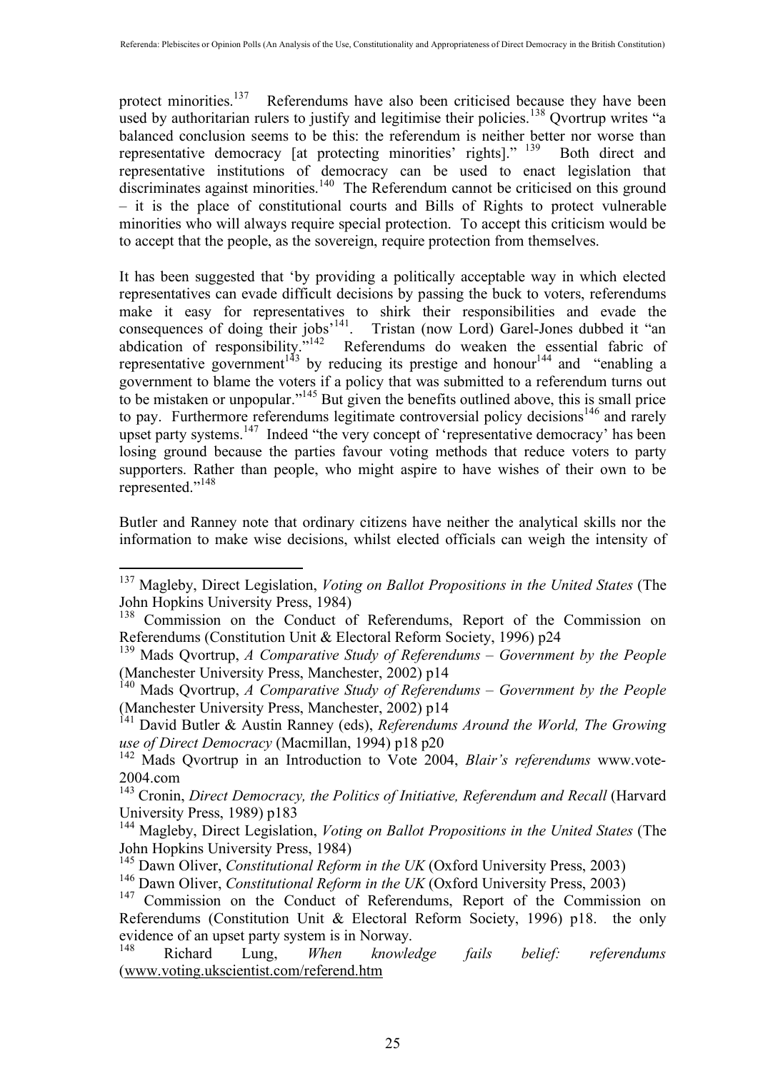protect minorities.[137] Referendums have also been criticised because they have been used by authoritarian rulers to justify and legitimise their policies.[138] Qvortrup writes "a balanced conclusion seems to be this: the referendum is neither better nor worse than representative democracy [at protecting minorities' rights]." [139] Both direct and representative institutions of democracy can be used to enact legislation that discriminates against minorities.[140] The Referendum cannot be criticised on this ground – it is the place of constitutional courts and Bills of Rights to protect vulnerable minorities who will always require special protection. To accept this criticism would be to accept that the people, as the sovereign, require protection from themselves.

It has been suggested that 'by providing a politically acceptable way in which elected representatives can evade difficult decisions by passing the buck to voters, referendums make it easy for representatives to shirk their responsibilities and evade the consequences of doing their jobs'[141]. Tristan (now Lord) Garel-Jones dubbed it "an abdication of responsibility."[142] Referendums do weaken the essential fabric of representative government[143] by reducing its prestige and honour[144] and "enabling a government to blame the voters if a policy that was submitted to a referendum turns out to be mistaken or unpopular."[145] But given the benefits outlined above, this is small price to pay. Furthermore referendums legitimate controversial policy decisions[146] and rarely upset party systems.[147] Indeed "the very concept of 'representative democracy' has been losing ground because the parties favour voting methods that reduce voters to party supporters. Rather than people, who might aspire to have wishes of their own to be represented."[148]

Butler and Ranney note that ordinary citizens have neither the analytical skills nor the information to make wise decisions, whilst elected officials can weigh the intensity of

---

[137] Magleby, Direct Legislation, *Voting on Ballot Propositions in the United States* (The John Hopkins University Press, 1984)

[138] Commission on the Conduct of Referendums, Report of the Commission on Referendums (Constitution Unit & Electoral Reform Society, 1996) p24

[139] Mads Qvortrup, *A Comparative Study of Referendums – Government by the People* (Manchester University Press, Manchester, 2002) p14

[140] Mads Qvortrup, *A Comparative Study of Referendums – Government by the People* (Manchester University Press, Manchester, 2002) p14

[141] David Butler & Austin Ranney (eds), *Referendums Around the World, The Growing use of Direct Democracy* (Macmillan, 1994) p18 p20

[142] Mads Qvortrup in an Introduction to Vote 2004, *Blair's referendums* www.vote-2004.com

[143] Cronin, *Direct Democracy, the Politics of Initiative, Referendum and Recall* (Harvard University Press, 1989) p183

[144] Magleby, Direct Legislation, *Voting on Ballot Propositions in the United States* (The John Hopkins University Press, 1984)

[145] Dawn Oliver, *Constitutional Reform in the UK* (Oxford University Press, 2003)

[146] Dawn Oliver, *Constitutional Reform in the UK* (Oxford University Press, 2003)

[147] Commission on the Conduct of Referendums, Report of the Commission on Referendums (Constitution Unit & Electoral Reform Society, 1996) p18. the only evidence of an upset party system is in Norway.

[148] Richard Lung, *When knowledge fails belief: referendums* (www.voting.ukscientist.com/referend.htm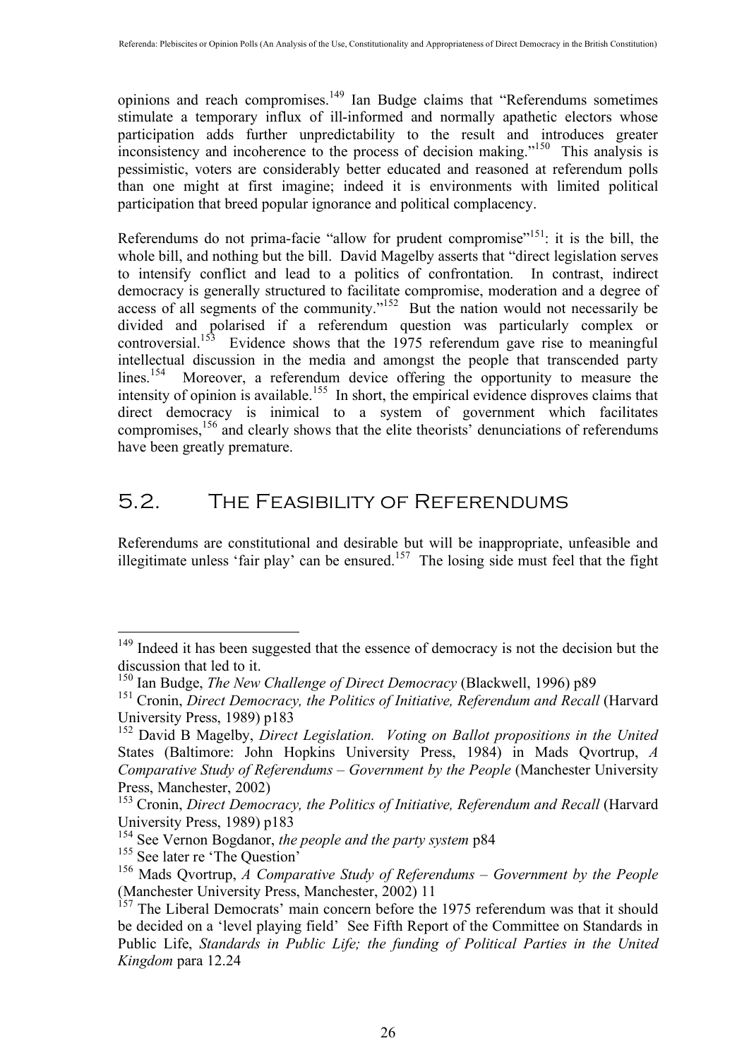opinions and reach compromises.[149] Ian Budge claims that "Referendums sometimes stimulate a temporary influx of ill-informed and normally apathetic electors whose participation adds further unpredictability to the result and introduces greater inconsistency and incoherence to the process of decision making."[150] This analysis is pessimistic, voters are considerably better educated and reasoned at referendum polls than one might at first imagine; indeed it is environments with limited political participation that breed popular ignorance and political complacency.

Referendums do not prima-facie "allow for prudent compromise"[151]: it is the bill, the whole bill, and nothing but the bill. David Magelby asserts that "direct legislation serves to intensify conflict and lead to a politics of confrontation. In contrast, indirect democracy is generally structured to facilitate compromise, moderation and a degree of access of all segments of the community."[152] But the nation would not necessarily be divided and polarised if a referendum question was particularly complex or controversial.[153] Evidence shows that the 1975 referendum gave rise to meaningful intellectual discussion in the media and amongst the people that transcended party lines.[154] Moreover, a referendum device offering the opportunity to measure the intensity of opinion is available.[155] In short, the empirical evidence disproves claims that direct democracy is inimical to a system of government which facilitates compromises,[156] and clearly shows that the elite theorists' denunciations of referendums have been greatly premature.

## 5.2. The Feasibility of Referendums

Referendums are constitutional and desirable but will be inappropriate, unfeasible and illegitimate unless 'fair play' can be ensured.[157] The losing side must feel that the fight

---

[149] Indeed it has been suggested that the essence of democracy is not the decision but the discussion that led to it.

[150] Ian Budge, *The New Challenge of Direct Democracy* (Blackwell, 1996) p89

[151] Cronin, *Direct Democracy, the Politics of Initiative, Referendum and Recall* (Harvard University Press, 1989) p183

[152] David B Magelby, *Direct Legislation. Voting on Ballot propositions in the United* States (Baltimore: John Hopkins University Press, 1984) in Mads Qvortrup, *A Comparative Study of Referendums – Government by the People* (Manchester University Press, Manchester, 2002)

[153] Cronin, *Direct Democracy, the Politics of Initiative, Referendum and Recall* (Harvard University Press, 1989) p183

[154] See Vernon Bogdanor, *the people and the party system* p84

[155] See later re 'The Question'

[156] Mads Qvortrup, *A Comparative Study of Referendums – Government by the People* (Manchester University Press, Manchester, 2002) 11

[157] The Liberal Democrats' main concern before the 1975 referendum was that it should be decided on a 'level playing field' See Fifth Report of the Committee on Standards in Public Life, *Standards in Public Life; the funding of Political Parties in the United Kingdom* para 12.24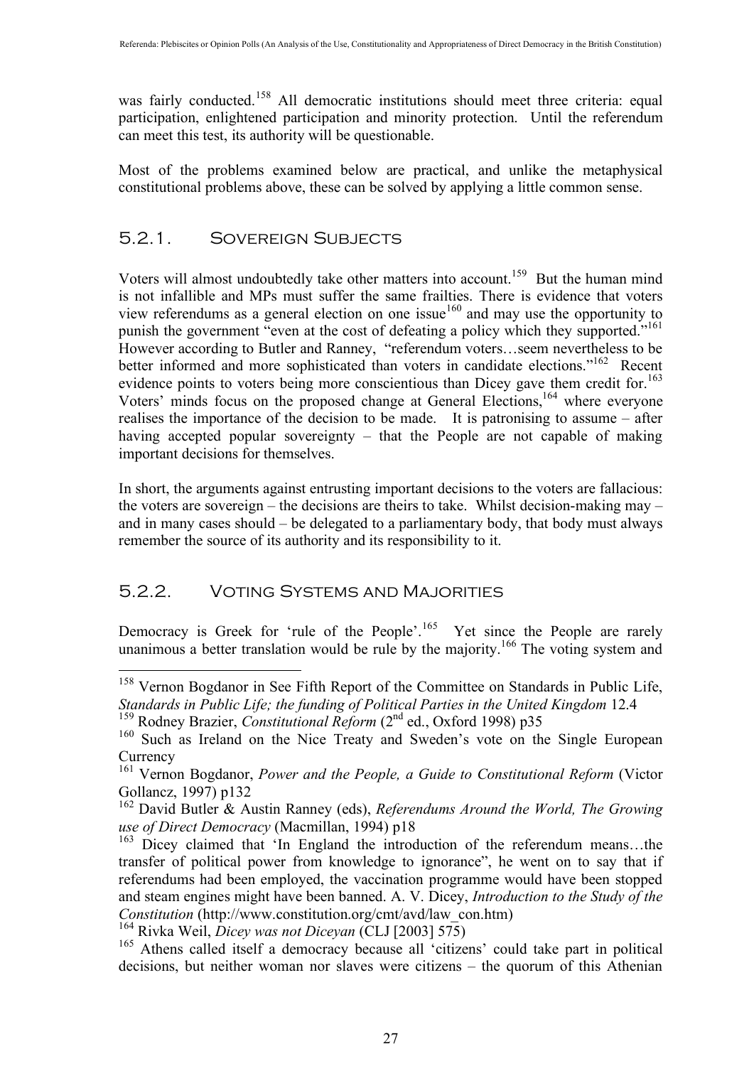was fairly conducted.[158] All democratic institutions should meet three criteria: equal participation, enlightened participation and minority protection. Until the referendum can meet this test, its authority will be questionable.

Most of the problems examined below are practical, and unlike the metaphysical constitutional problems above, these can be solved by applying a little common sense.

### 5.2.1. Sovereign Subjects

Voters will almost undoubtedly take other matters into account.[159] But the human mind is not infallible and MPs must suffer the same frailties. There is evidence that voters view referendums as a general election on one issue[160] and may use the opportunity to punish the government "even at the cost of defeating a policy which they supported."[161] However according to Butler and Ranney, "referendum voters…seem nevertheless to be better informed and more sophisticated than voters in candidate elections."[162] Recent evidence points to voters being more conscientious than Dicey gave them credit for.[163] Voters' minds focus on the proposed change at General Elections,[164] where everyone realises the importance of the decision to be made. It is patronising to assume – after having accepted popular sovereignty – that the People are not capable of making important decisions for themselves.

In short, the arguments against entrusting important decisions to the voters are fallacious: the voters are sovereign – the decisions are theirs to take. Whilst decision-making may – and in many cases should – be delegated to a parliamentary body, that body must always remember the source of its authority and its responsibility to it.

### 5.2.2. Voting Systems and Majorities

Democracy is Greek for 'rule of the People'.[165] Yet since the People are rarely unanimous a better translation would be rule by the majority.[166] The voting system and

---

[158] Vernon Bogdanor in See Fifth Report of the Committee on Standards in Public Life, *Standards in Public Life; the funding of Political Parties in the United Kingdom* 12.4

[159] Rodney Brazier, *Constitutional Reform* (2nd ed., Oxford 1998) p35

[160] Such as Ireland on the Nice Treaty and Sweden's vote on the Single European Currency

[161] Vernon Bogdanor, *Power and the People, a Guide to Constitutional Reform* (Victor Gollancz, 1997) p132

[162] David Butler & Austin Ranney (eds), *Referendums Around the World, The Growing use of Direct Democracy* (Macmillan, 1994) p18

[163] Dicey claimed that 'In England the introduction of the referendum means…the transfer of political power from knowledge to ignorance", he went on to say that if referendums had been employed, the vaccination programme would have been stopped and steam engines might have been banned. A. V. Dicey, *Introduction to the Study of the Constitution* (http://www.constitution.org/cmt/avd/law_con.htm)

[164] Rivka Weil, *Dicey was not Diceyan* (CLJ [2003] 575)

[165] Athens called itself a democracy because all 'citizens' could take part in political decisions, but neither woman nor slaves were citizens – the quorum of this Athenian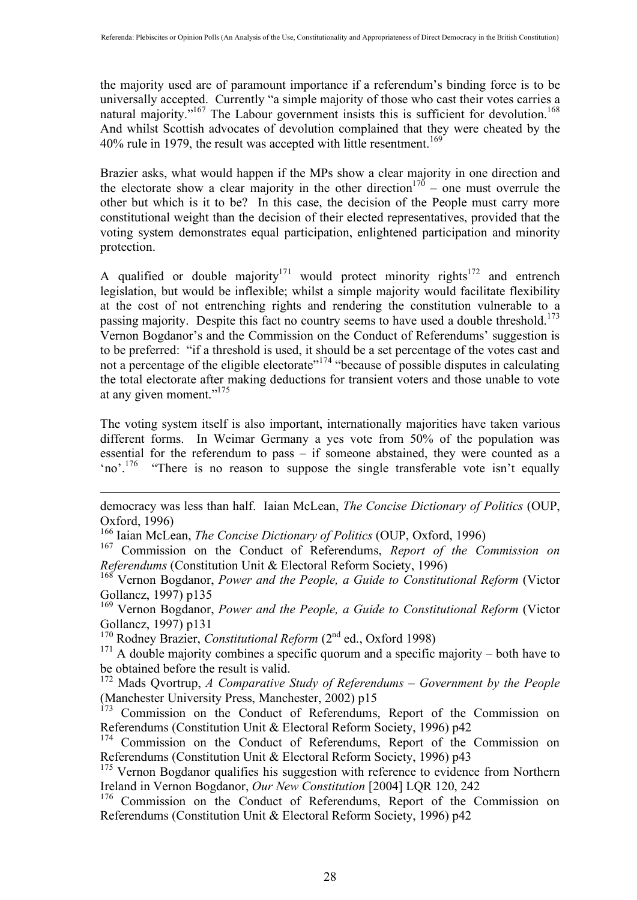the majority used are of paramount importance if a referendum's binding force is to be universally accepted. Currently "a simple majority of those who cast their votes carries a natural majority."[167] The Labour government insists this is sufficient for devolution.[168] And whilst Scottish advocates of devolution complained that they were cheated by the 40% rule in 1979, the result was accepted with little resentment.[169]

Brazier asks, what would happen if the MPs show a clear majority in one direction and the electorate show a clear majority in the other direction[170] – one must overrule the other but which is it to be? In this case, the decision of the People must carry more constitutional weight than the decision of their elected representatives, provided that the voting system demonstrates equal participation, enlightened participation and minority protection.

A qualified or double majority[171] would protect minority rights[172] and entrench legislation, but would be inflexible; whilst a simple majority would facilitate flexibility at the cost of not entrenching rights and rendering the constitution vulnerable to a passing majority. Despite this fact no country seems to have used a double threshold.[173] Vernon Bogdanor's and the Commission on the Conduct of Referendums' suggestion is to be preferred: "if a threshold is used, it should be a set percentage of the votes cast and not a percentage of the eligible electorate"[174] "because of possible disputes in calculating the total electorate after making deductions for transient voters and those unable to vote at any given moment."[175]

The voting system itself is also important, internationally majorities have taken various different forms. In Weimar Germany a yes vote from 50% of the population was essential for the referendum to pass – if someone abstained, they were counted as a 'no'.[176] "There is no reason to suppose the single transferable vote isn't equally

---

democracy was less than half. Iaian McLean, *The Concise Dictionary of Politics* (OUP, Oxford, 1996)

[166] Iaian McLean, *The Concise Dictionary of Politics* (OUP, Oxford, 1996)

[167] Commission on the Conduct of Referendums, *Report of the Commission on Referendums* (Constitution Unit & Electoral Reform Society, 1996)

[168] Vernon Bogdanor, *Power and the People, a Guide to Constitutional Reform* (Victor Gollancz, 1997) p135

[169] Vernon Bogdanor, *Power and the People, a Guide to Constitutional Reform* (Victor Gollancz, 1997) p131

[170] Rodney Brazier, *Constitutional Reform* (2nd ed., Oxford 1998)

[171] A double majority combines a specific quorum and a specific majority – both have to be obtained before the result is valid.

[172] Mads Qvortrup, *A Comparative Study of Referendums – Government by the People* (Manchester University Press, Manchester, 2002) p15

[173] Commission on the Conduct of Referendums, Report of the Commission on Referendums (Constitution Unit & Electoral Reform Society, 1996) p42

[174] Commission on the Conduct of Referendums, Report of the Commission on Referendums (Constitution Unit & Electoral Reform Society, 1996) p43

[175] Vernon Bogdanor qualifies his suggestion with reference to evidence from Northern Ireland in Vernon Bogdanor, *Our New Constitution* [2004] LQR 120, 242

[176] Commission on the Conduct of Referendums, Report of the Commission on Referendums (Constitution Unit & Electoral Reform Society, 1996) p42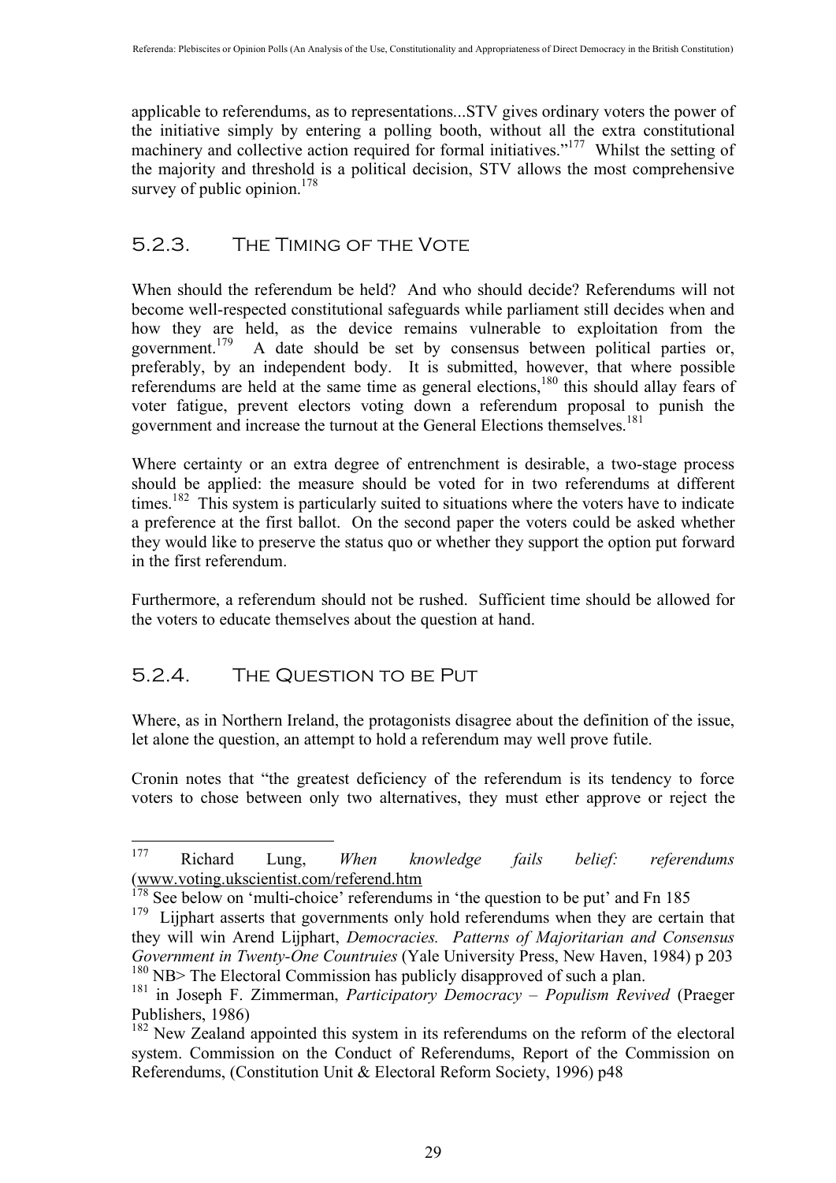applicable to referendums, as to representations...STV gives ordinary voters the power of the initiative simply by entering a polling booth, without all the extra constitutional machinery and collective action required for formal initiatives."[177] Whilst the setting of the majority and threshold is a political decision, STV allows the most comprehensive survey of public opinion.[178]

### 5.2.3. The Timing of the Vote

When should the referendum be held? And who should decide? Referendums will not become well-respected constitutional safeguards while parliament still decides when and how they are held, as the device remains vulnerable to exploitation from the government.[179] A date should be set by consensus between political parties or, preferably, by an independent body. It is submitted, however, that where possible referendums are held at the same time as general elections,[180] this should allay fears of voter fatigue, prevent electors voting down a referendum proposal to punish the government and increase the turnout at the General Elections themselves.[181]

Where certainty or an extra degree of entrenchment is desirable, a two-stage process should be applied: the measure should be voted for in two referendums at different times.[182] This system is particularly suited to situations where the voters have to indicate a preference at the first ballot. On the second paper the voters could be asked whether they would like to preserve the status quo or whether they support the option put forward in the first referendum.

Furthermore, a referendum should not be rushed. Sufficient time should be allowed for the voters to educate themselves about the question at hand.

### 5.2.4. The Question to be Put

Where, as in Northern Ireland, the protagonists disagree about the definition of the issue, let alone the question, an attempt to hold a referendum may well prove futile.

Cronin notes that "the greatest deficiency of the referendum is its tendency to force voters to chose between only two alternatives, they must ether approve or reject the

---

[177] Richard Lung, *When knowledge fails belief: referendums* (www.voting.ukscientist.com/referend.htm

[178] See below on 'multi-choice' referendums in 'the question to be put' and Fn 185

[179] Lijphart asserts that governments only hold referendums when they are certain that they will win Arend Lijphart, *Democracies. Patterns of Majoritarian and Consensus Government in Twenty-One Countruies* (Yale University Press, New Haven, 1984) p 203

[180] NB> The Electoral Commission has publicly disapproved of such a plan.

[181] in Joseph F. Zimmerman, *Participatory Democracy – Populism Revived* (Praeger Publishers, 1986)

[182] New Zealand appointed this system in its referendums on the reform of the electoral system. Commission on the Conduct of Referendums, Report of the Commission on Referendums, (Constitution Unit & Electoral Reform Society, 1996) p48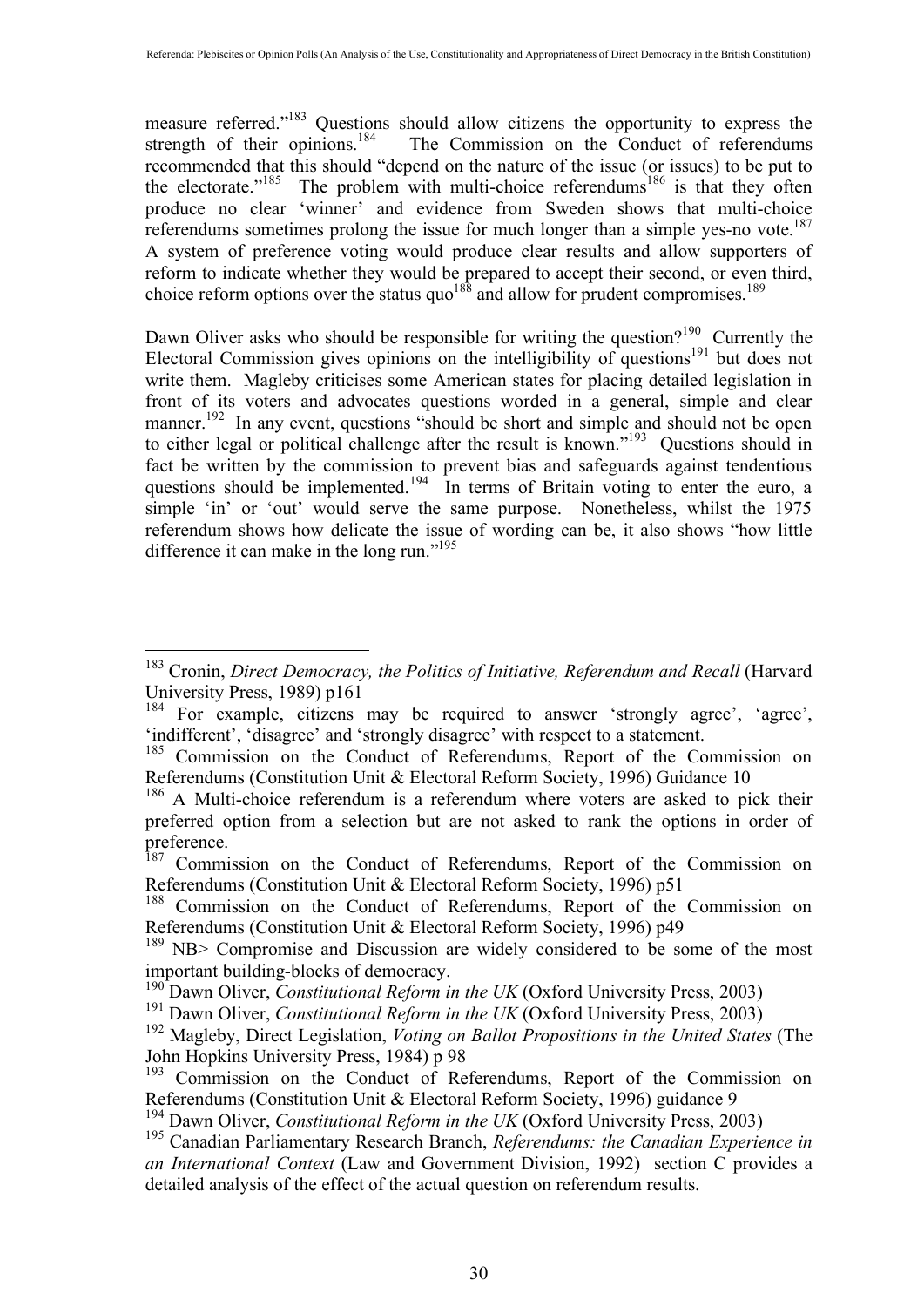measure referred."[183] Questions should allow citizens the opportunity to express the strength of their opinions.[184] The Commission on the Conduct of referendums recommended that this should "depend on the nature of the issue (or issues) to be put to the electorate."[185] The problem with multi-choice referendums[186] is that they often produce no clear 'winner' and evidence from Sweden shows that multi-choice referendums sometimes prolong the issue for much longer than a simple yes-no vote.[187] A system of preference voting would produce clear results and allow supporters of reform to indicate whether they would be prepared to accept their second, or even third, choice reform options over the status quo[188] and allow for prudent compromises.[189]

Dawn Oliver asks who should be responsible for writing the question?[190] Currently the Electoral Commission gives opinions on the intelligibility of questions[191] but does not write them. Magleby criticises some American states for placing detailed legislation in front of its voters and advocates questions worded in a general, simple and clear manner.[192] In any event, questions "should be short and simple and should not be open to either legal or political challenge after the result is known."[193] Questions should in fact be written by the commission to prevent bias and safeguards against tendentious questions should be implemented.[194] In terms of Britain voting to enter the euro, a simple 'in' or 'out' would serve the same purpose. Nonetheless, whilst the 1975 referendum shows how delicate the issue of wording can be, it also shows "how little difference it can make in the long run."[195]

---

[183] Cronin, *Direct Democracy, the Politics of Initiative, Referendum and Recall* (Harvard University Press, 1989) p161

[184] For example, citizens may be required to answer 'strongly agree', 'agree', 'indifferent', 'disagree' and 'strongly disagree' with respect to a statement.

[185] Commission on the Conduct of Referendums, Report of the Commission on Referendums (Constitution Unit & Electoral Reform Society, 1996) Guidance 10

[186] A Multi-choice referendum is a referendum where voters are asked to pick their preferred option from a selection but are not asked to rank the options in order of preference.

[187] Commission on the Conduct of Referendums, Report of the Commission on Referendums (Constitution Unit & Electoral Reform Society, 1996) p51

[188] Commission on the Conduct of Referendums, Report of the Commission on Referendums (Constitution Unit & Electoral Reform Society, 1996) p49

[189] NB> Compromise and Discussion are widely considered to be some of the most important building-blocks of democracy.

[190] Dawn Oliver, *Constitutional Reform in the UK* (Oxford University Press, 2003)

[191] Dawn Oliver, *Constitutional Reform in the UK* (Oxford University Press, 2003)

[192] Magleby, Direct Legislation, *Voting on Ballot Propositions in the United States* (The John Hopkins University Press, 1984) p 98

[193] Commission on the Conduct of Referendums, Report of the Commission on Referendums (Constitution Unit & Electoral Reform Society, 1996) guidance 9

[194] Dawn Oliver, *Constitutional Reform in the UK* (Oxford University Press, 2003)

[195] Canadian Parliamentary Research Branch, *Referendums: the Canadian Experience in an International Context* (Law and Government Division, 1992) section C provides a detailed analysis of the effect of the actual question on referendum results.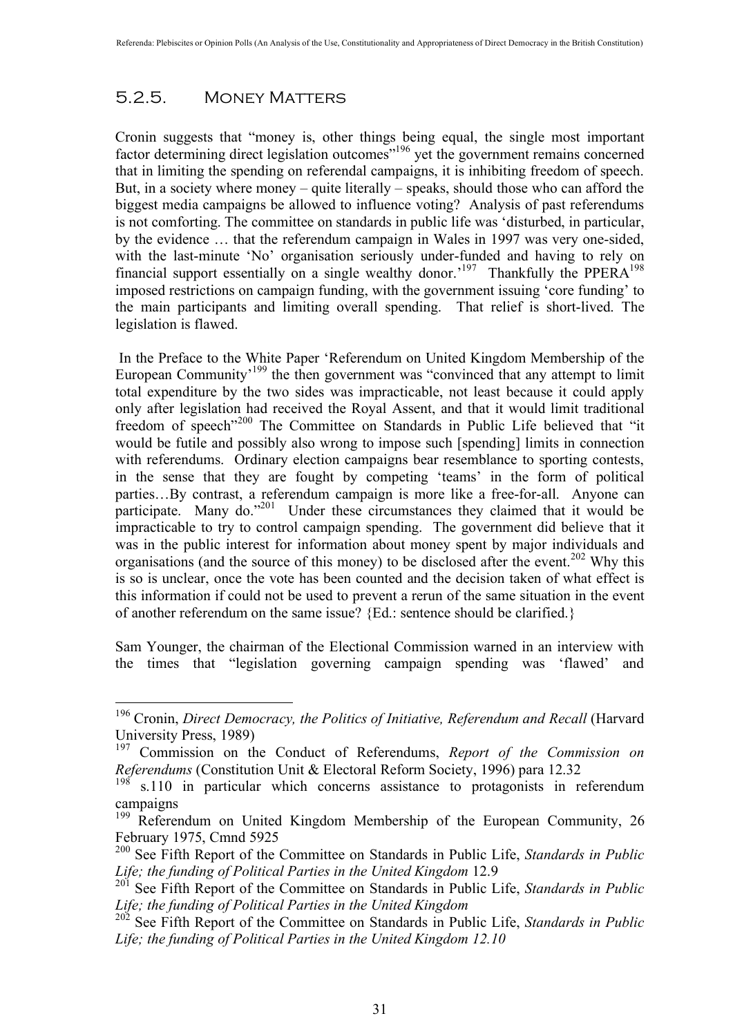## 5.2.5. Money Matters

Cronin suggests that "money is, other things being equal, the single most important factor determining direct legislation outcomes"[196] yet the government remains concerned that in limiting the spending on referendal campaigns, it is inhibiting freedom of speech. But, in a society where money – quite literally – speaks, should those who can afford the biggest media campaigns be allowed to influence voting? Analysis of past referendums is not comforting. The committee on standards in public life was 'disturbed, in particular, by the evidence … that the referendum campaign in Wales in 1997 was very one-sided, with the last-minute 'No' organisation seriously under-funded and having to rely on financial support essentially on a single wealthy donor.'[197] Thankfully the PPERA[198] imposed restrictions on campaign funding, with the government issuing 'core funding' to the main participants and limiting overall spending. That relief is short-lived. The legislation is flawed.

In the Preface to the White Paper 'Referendum on United Kingdom Membership of the European Community'[199] the then government was "convinced that any attempt to limit total expenditure by the two sides was impracticable, not least because it could apply only after legislation had received the Royal Assent, and that it would limit traditional freedom of speech"[200] The Committee on Standards in Public Life believed that "it would be futile and possibly also wrong to impose such [spending] limits in connection with referendums. Ordinary election campaigns bear resemblance to sporting contests, in the sense that they are fought by competing 'teams' in the form of political parties…By contrast, a referendum campaign is more like a free-for-all. Anyone can participate. Many do."[201] Under these circumstances they claimed that it would be impracticable to try to control campaign spending. The government did believe that it was in the public interest for information about money spent by major individuals and organisations (and the source of this money) to be disclosed after the event.[202] Why this is so is unclear, once the vote has been counted and the decision taken of what effect is this information if could not be used to prevent a rerun of the same situation in the event of another referendum on the same issue? {Ed.: sentence should be clarified.}

Sam Younger, the chairman of the Electional Commission warned in an interview with the times that "legislation governing campaign spending was 'flawed' and

---

[196] Cronin, *Direct Democracy, the Politics of Initiative, Referendum and Recall* (Harvard University Press, 1989)

[197] Commission on the Conduct of Referendums, *Report of the Commission on Referendums* (Constitution Unit & Electoral Reform Society, 1996) para 12.32

[198] s.110 in particular which concerns assistance to protagonists in referendum campaigns

[199] Referendum on United Kingdom Membership of the European Community, 26 February 1975, Cmnd 5925

[200] See Fifth Report of the Committee on Standards in Public Life, *Standards in Public Life; the funding of Political Parties in the United Kingdom* 12.9

[201] See Fifth Report of the Committee on Standards in Public Life, *Standards in Public Life; the funding of Political Parties in the United Kingdom*

[202] See Fifth Report of the Committee on Standards in Public Life, *Standards in Public Life; the funding of Political Parties in the United Kingdom 12.10*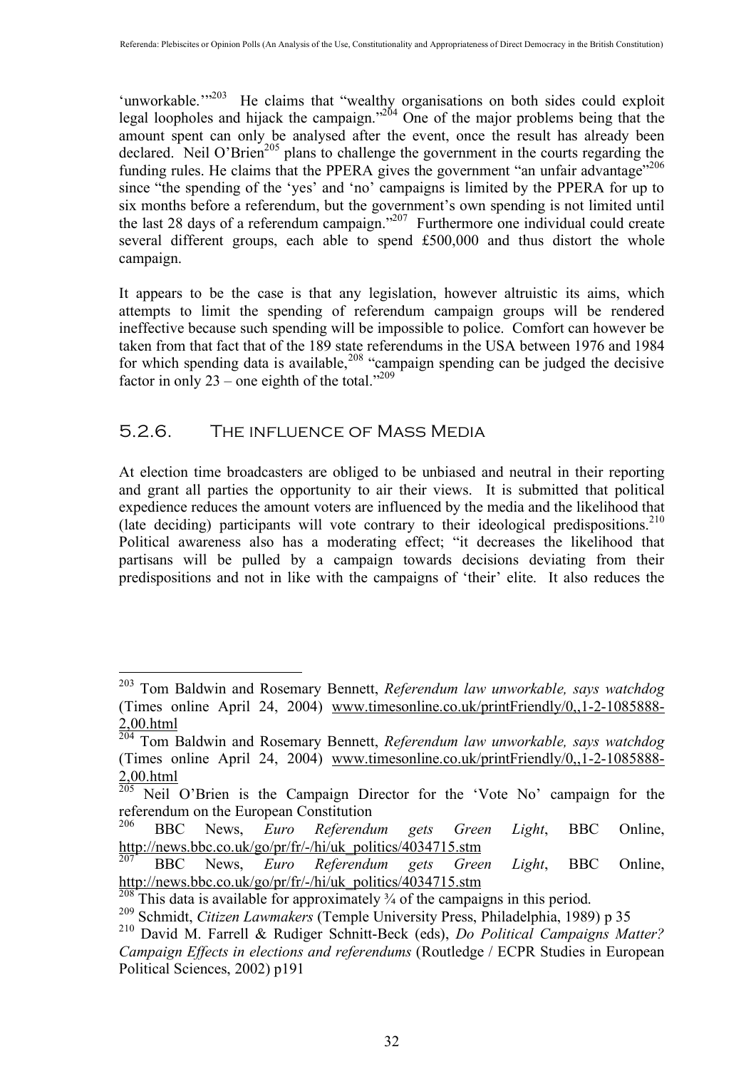'unworkable.'"[203] He claims that "wealthy organisations on both sides could exploit legal loopholes and hijack the campaign."[204] One of the major problems being that the amount spent can only be analysed after the event, once the result has already been declared. Neil O'Brien[205] plans to challenge the government in the courts regarding the funding rules. He claims that the PPERA gives the government "an unfair advantage"[206] since "the spending of the 'yes' and 'no' campaigns is limited by the PPERA for up to six months before a referendum, but the government's own spending is not limited until the last 28 days of a referendum campaign."[207] Furthermore one individual could create several different groups, each able to spend £500,000 and thus distort the whole campaign.

It appears to be the case is that any legislation, however altruistic its aims, which attempts to limit the spending of referendum campaign groups will be rendered ineffective because such spending will be impossible to police. Comfort can however be taken from that fact that of the 189 state referendums in the USA between 1976 and 1984 for which spending data is available,[208] "campaign spending can be judged the decisive factor in only 23 – one eighth of the total."[209]

### 5.2.6. The influence of Mass Media

At election time broadcasters are obliged to be unbiased and neutral in their reporting and grant all parties the opportunity to air their views. It is submitted that political expedience reduces the amount voters are influenced by the media and the likelihood that (late deciding) participants will vote contrary to their ideological predispositions.[210] Political awareness also has a moderating effect; "it decreases the likelihood that partisans will be pulled by a campaign towards decisions deviating from their predispositions and not in like with the campaigns of 'their' elite. It also reduces the

---

[203] Tom Baldwin and Rosemary Bennett, *Referendum law unworkable, says watchdog* (Times online April 24, 2004) www.timesonline.co.uk/printFriendly/0,,1-2-1085888-2,00.html

[204] Tom Baldwin and Rosemary Bennett, *Referendum law unworkable, says watchdog* (Times online April 24, 2004) www.timesonline.co.uk/printFriendly/0,,1-2-1085888-2,00.html

[205] Neil O'Brien is the Campaign Director for the 'Vote No' campaign for the referendum on the European Constitution

[206] BBC News, *Euro Referendum gets Green Light*, BBC Online, http://news.bbc.co.uk/go/pr/fr/-/hi/uk_politics/4034715.stm

[207] BBC News, *Euro Referendum gets Green Light*, BBC Online, http://news.bbc.co.uk/go/pr/fr/-/hi/uk_politics/4034715.stm

[208] This data is available for approximately ¾ of the campaigns in this period.

[209] Schmidt, *Citizen Lawmakers* (Temple University Press, Philadelphia, 1989) p 35

[210] David M. Farrell & Rudiger Schnitt-Beck (eds), *Do Political Campaigns Matter? Campaign Effects in elections and referendums* (Routledge / ECPR Studies in European Political Sciences, 2002) p191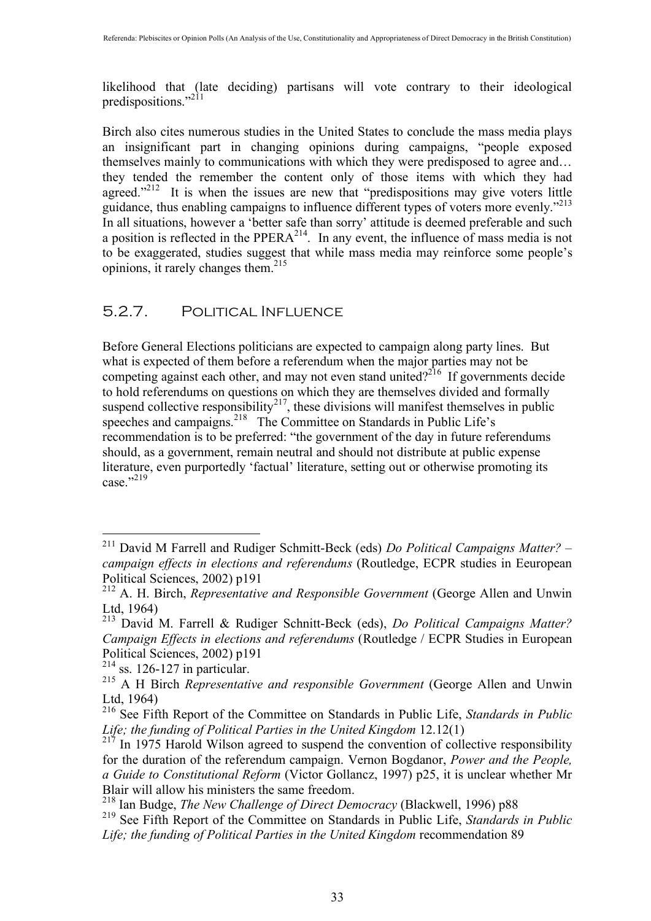likelihood that (late deciding) partisans will vote contrary to their ideological predispositions."[211]

Birch also cites numerous studies in the United States to conclude the mass media plays an insignificant part in changing opinions during campaigns, "people exposed themselves mainly to communications with which they were predisposed to agree and… they tended the remember the content only of those items with which they had agreed."[212] It is when the issues are new that "predispositions may give voters little guidance, thus enabling campaigns to influence different types of voters more evenly."[213] In all situations, however a 'better safe than sorry' attitude is deemed preferable and such a position is reflected in the PPERA[214]. In any event, the influence of mass media is not to be exaggerated, studies suggest that while mass media may reinforce some people's opinions, it rarely changes them.[215]

## 5.2.7. Political Influence

Before General Elections politicians are expected to campaign along party lines. But what is expected of them before a referendum when the major parties may not be competing against each other, and may not even stand united?[216] If governments decide to hold referendums on questions on which they are themselves divided and formally suspend collective responsibility[217], these divisions will manifest themselves in public speeches and campaigns.[218] The Committee on Standards in Public Life's recommendation is to be preferred: "the government of the day in future referendums should, as a government, remain neutral and should not distribute at public expense literature, even purportedly 'factual' literature, setting out or otherwise promoting its case."[219]

---

[211] David M Farrell and Rudiger Schmitt-Beck (eds) *Do Political Campaigns Matter? – campaign effects in elections and referendums* (Routledge, ECPR studies in Eeuropean Political Sciences, 2002) p191

[212] A. H. Birch, *Representative and Responsible Government* (George Allen and Unwin Ltd, 1964)

[213] David M. Farrell & Rudiger Schnitt-Beck (eds), *Do Political Campaigns Matter? Campaign Effects in elections and referendums* (Routledge / ECPR Studies in European Political Sciences, 2002) p191

[214] ss. 126-127 in particular.

[215] A H Birch *Representative and responsible Government* (George Allen and Unwin Ltd, 1964)

[216] See Fifth Report of the Committee on Standards in Public Life, *Standards in Public Life; the funding of Political Parties in the United Kingdom* 12.12(1)

[217] In 1975 Harold Wilson agreed to suspend the convention of collective responsibility for the duration of the referendum campaign. Vernon Bogdanor, *Power and the People, a Guide to Constitutional Reform* (Victor Gollancz, 1997) p25, it is unclear whether Mr Blair will allow his ministers the same freedom.

[218] Ian Budge, *The New Challenge of Direct Democracy* (Blackwell, 1996) p88

[219] See Fifth Report of the Committee on Standards in Public Life, *Standards in Public Life; the funding of Political Parties in the United Kingdom* recommendation 89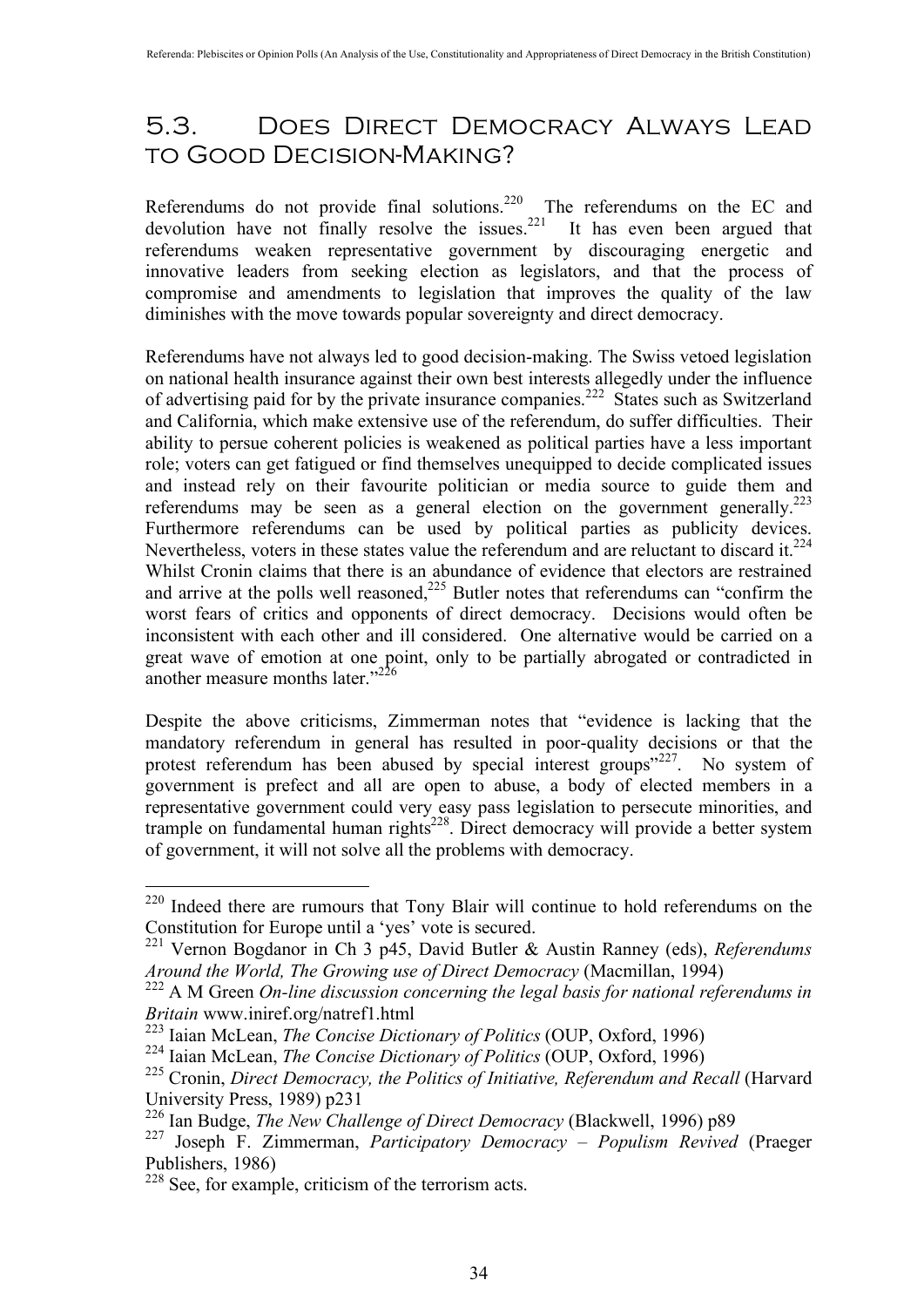## 5.3. Does Direct Democracy Always Lead to Good Decision-Making?

Referendums do not provide final solutions.[220] The referendums on the EC and devolution have not finally resolve the issues.[221] It has even been argued that referendums weaken representative government by discouraging energetic and innovative leaders from seeking election as legislators, and that the process of compromise and amendments to legislation that improves the quality of the law diminishes with the move towards popular sovereignty and direct democracy.

Referendums have not always led to good decision-making. The Swiss vetoed legislation on national health insurance against their own best interests allegedly under the influence of advertising paid for by the private insurance companies.[222] States such as Switzerland and California, which make extensive use of the referendum, do suffer difficulties. Their ability to persue coherent policies is weakened as political parties have a less important role; voters can get fatigued or find themselves unequipped to decide complicated issues and instead rely on their favourite politician or media source to guide them and referendums may be seen as a general election on the government generally.[223] Furthermore referendums can be used by political parties as publicity devices. Nevertheless, voters in these states value the referendum and are reluctant to discard it.[224] Whilst Cronin claims that there is an abundance of evidence that electors are restrained and arrive at the polls well reasoned,[225] Butler notes that referendums can "confirm the worst fears of critics and opponents of direct democracy. Decisions would often be inconsistent with each other and ill considered. One alternative would be carried on a great wave of emotion at one point, only to be partially abrogated or contradicted in another measure months later."[226]

Despite the above criticisms, Zimmerman notes that "evidence is lacking that the mandatory referendum in general has resulted in poor-quality decisions or that the protest referendum has been abused by special interest groups"[227]. No system of government is prefect and all are open to abuse, a body of elected members in a representative government could very easy pass legislation to persecute minorities, and trample on fundamental human rights[228]. Direct democracy will provide a better system of government, it will not solve all the problems with democracy.

---

[220] Indeed there are rumours that Tony Blair will continue to hold referendums on the Constitution for Europe until a 'yes' vote is secured.

[221] Vernon Bogdanor in Ch 3 p45, David Butler & Austin Ranney (eds), *Referendums Around the World, The Growing use of Direct Democracy* (Macmillan, 1994)

[222] A M Green *On-line discussion concerning the legal basis for national referendums in Britain* www.iniref.org/natref1.html

[223] Iaian McLean, *The Concise Dictionary of Politics* (OUP, Oxford, 1996)

[224] Iaian McLean, *The Concise Dictionary of Politics* (OUP, Oxford, 1996)

[225] Cronin, *Direct Democracy, the Politics of Initiative, Referendum and Recall* (Harvard University Press, 1989) p231

[226] Ian Budge, *The New Challenge of Direct Democracy* (Blackwell, 1996) p89

[227] Joseph F. Zimmerman, *Participatory Democracy – Populism Revived* (Praeger Publishers, 1986)

[228] See, for example, criticism of the terrorism acts.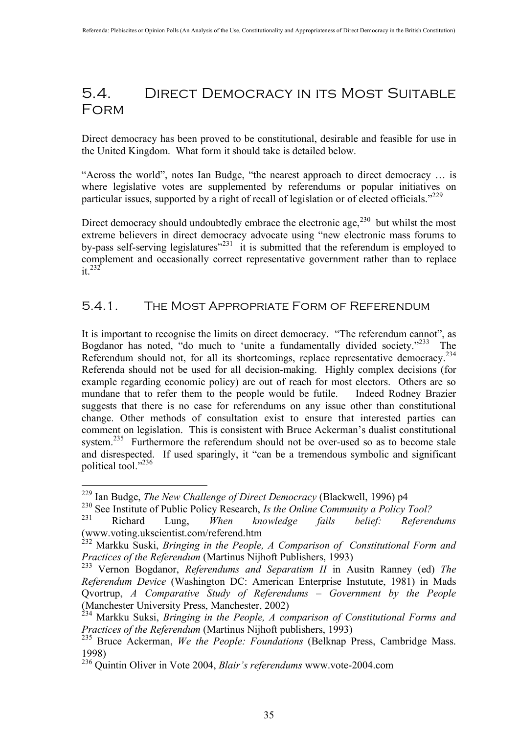## 5.4. Direct Democracy in its Most Suitable Form

Direct democracy has been proved to be constitutional, desirable and feasible for use in the United Kingdom. What form it should take is detailed below.

"Across the world", notes Ian Budge, "the nearest approach to direct democracy … is where legislative votes are supplemented by referendums or popular initiatives on particular issues, supported by a right of recall of legislation or of elected officials."[229]

Direct democracy should undoubtedly embrace the electronic age,[230] but whilst the most extreme believers in direct democracy advocate using "new electronic mass forums to by-pass self-serving legislatures"[231] it is submitted that the referendum is employed to complement and occasionally correct representative government rather than to replace it.[232]

### 5.4.1. The Most Appropriate Form of Referendum

It is important to recognise the limits on direct democracy. "The referendum cannot", as Bogdanor has noted, "do much to 'unite a fundamentally divided society."[233] The Referendum should not, for all its shortcomings, replace representative democracy.[234] Referenda should not be used for all decision-making. Highly complex decisions (for example regarding economic policy) are out of reach for most electors. Others are so mundane that to refer them to the people would be futile. Indeed Rodney Brazier suggests that there is no case for referendums on any issue other than constitutional change. Other methods of consultation exist to ensure that interested parties can comment on legislation. This is consistent with Bruce Ackerman's dualist constitutional system.[235] Furthermore the referendum should not be over-used so as to become stale and disrespected. If used sparingly, it "can be a tremendous symbolic and significant political tool."[236]

---

[229] Ian Budge, *The New Challenge of Direct Democracy* (Blackwell, 1996) p4

[230] See Institute of Public Policy Research, *Is the Online Community a Policy Tool?*

[231] Richard Lung, *When knowledge fails belief: Referendums* (www.voting.ukscientist.com/referend.htm

[232] Markku Suski, *Bringing in the People, A Comparison of Constitutional Form and Practices of the Referendum* (Martinus Nijhoft Publishers, 1993)

[233] Vernon Bogdanor, *Referendums and Separatism II* in Ausitn Ranney (ed) *The Referendum Device* (Washington DC: American Enterprise Instutute, 1981) in Mads Qvortrup, *A Comparative Study of Referendums – Government by the People* (Manchester University Press, Manchester, 2002)

[234] Markku Suksi, *Bringing in the People, A comparison of Constitutional Forms and Practices of the Referendum* (Martinus Nijhoft publishers, 1993)

[235] Bruce Ackerman, *We the People: Foundations* (Belknap Press, Cambridge Mass. 1998)

[236] Quintin Oliver in Vote 2004, *Blair's referendums* www.vote-2004.com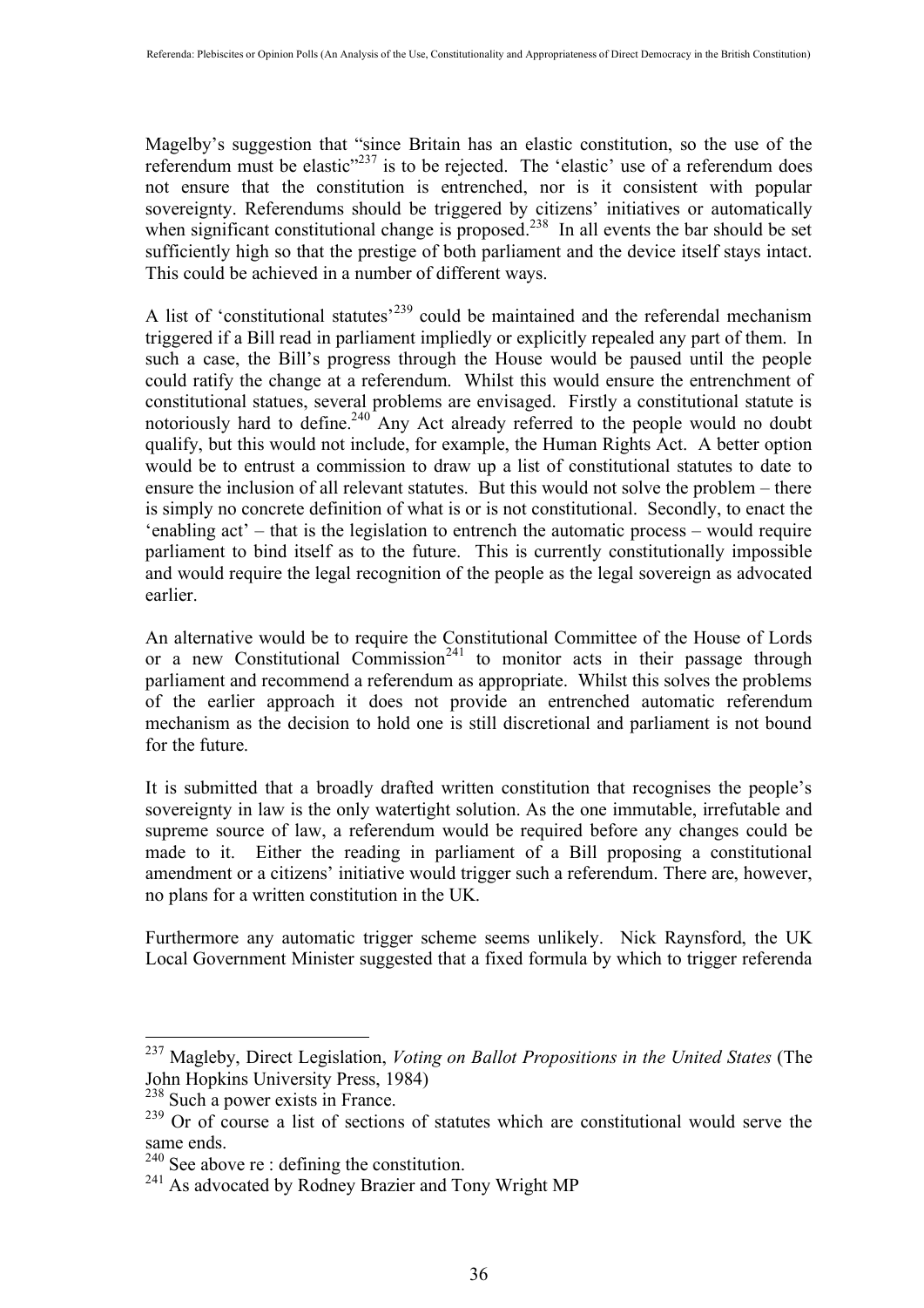Magelby's suggestion that "since Britain has an elastic constitution, so the use of the referendum must be elastic"[237] is to be rejected. The 'elastic' use of a referendum does not ensure that the constitution is entrenched, nor is it consistent with popular sovereignty. Referendums should be triggered by citizens' initiatives or automatically when significant constitutional change is proposed.[238] In all events the bar should be set sufficiently high so that the prestige of both parliament and the device itself stays intact. This could be achieved in a number of different ways.

A list of 'constitutional statutes'[239] could be maintained and the referendal mechanism triggered if a Bill read in parliament impliedly or explicitly repealed any part of them. In such a case, the Bill's progress through the House would be paused until the people could ratify the change at a referendum. Whilst this would ensure the entrenchment of constitutional statues, several problems are envisaged. Firstly a constitutional statute is notoriously hard to define.[240] Any Act already referred to the people would no doubt qualify, but this would not include, for example, the Human Rights Act. A better option would be to entrust a commission to draw up a list of constitutional statutes to date to ensure the inclusion of all relevant statutes. But this would not solve the problem – there is simply no concrete definition of what is or is not constitutional. Secondly, to enact the 'enabling act' – that is the legislation to entrench the automatic process – would require parliament to bind itself as to the future. This is currently constitutionally impossible and would require the legal recognition of the people as the legal sovereign as advocated earlier.

An alternative would be to require the Constitutional Committee of the House of Lords or a new Constitutional Commission[241] to monitor acts in their passage through parliament and recommend a referendum as appropriate. Whilst this solves the problems of the earlier approach it does not provide an entrenched automatic referendum mechanism as the decision to hold one is still discretional and parliament is not bound for the future.

It is submitted that a broadly drafted written constitution that recognises the people's sovereignty in law is the only watertight solution. As the one immutable, irrefutable and supreme source of law, a referendum would be required before any changes could be made to it. Either the reading in parliament of a Bill proposing a constitutional amendment or a citizens' initiative would trigger such a referendum. There are, however, no plans for a written constitution in the UK.

Furthermore any automatic trigger scheme seems unlikely. Nick Raynsford, the UK Local Government Minister suggested that a fixed formula by which to trigger referenda

---

[237] Magleby, Direct Legislation, *Voting on Ballot Propositions in the United States* (The John Hopkins University Press, 1984)

[238] Such a power exists in France.

[239] Or of course a list of sections of statutes which are constitutional would serve the same ends.

[240] See above re : defining the constitution.

[241] As advocated by Rodney Brazier and Tony Wright MP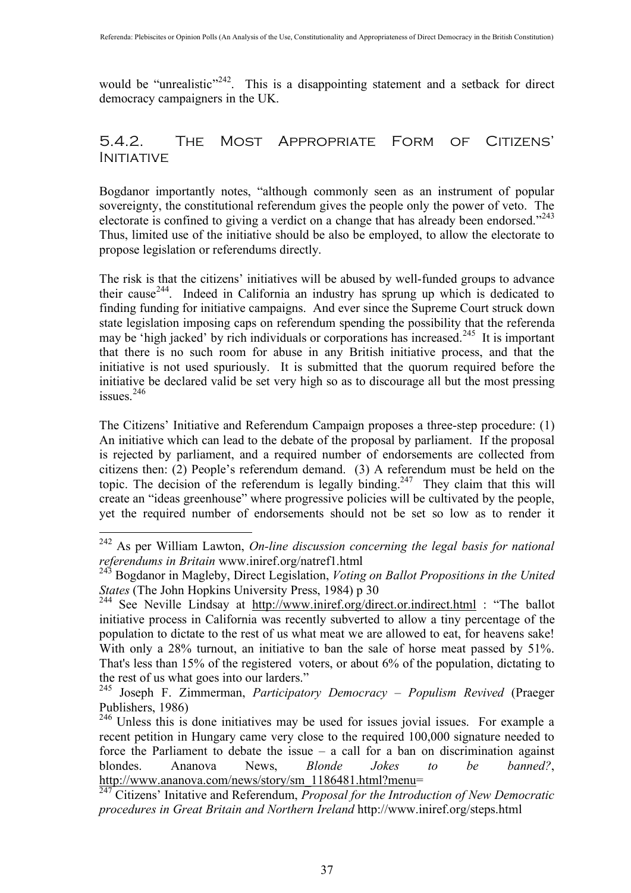would be "unrealistic"[242]. This is a disappointing statement and a setback for direct democracy campaigners in the UK.

### 5.4.2. The Most Appropriate Form of Citizens' Initiative

Bogdanor importantly notes, "although commonly seen as an instrument of popular sovereignty, the constitutional referendum gives the people only the power of veto. The electorate is confined to giving a verdict on a change that has already been endorsed."[243] Thus, limited use of the initiative should be also be employed, to allow the electorate to propose legislation or referendums directly.

The risk is that the citizens' initiatives will be abused by well-funded groups to advance their cause[244]. Indeed in California an industry has sprung up which is dedicated to finding funding for initiative campaigns. And ever since the Supreme Court struck down state legislation imposing caps on referendum spending the possibility that the referenda may be 'high jacked' by rich individuals or corporations has increased.[245] It is important that there is no such room for abuse in any British initiative process, and that the initiative is not used spuriously. It is submitted that the quorum required before the initiative be declared valid be set very high so as to discourage all but the most pressing issues.[246]

The Citizens' Initiative and Referendum Campaign proposes a three-step procedure: (1) An initiative which can lead to the debate of the proposal by parliament. If the proposal is rejected by parliament, and a required number of endorsements are collected from citizens then: (2) People's referendum demand. (3) A referendum must be held on the topic. The decision of the referendum is legally binding.[247] They claim that this will create an "ideas greenhouse" where progressive policies will be cultivated by the people, yet the required number of endorsements should not be set so low as to render it

---

[242] As per William Lawton, *On-line discussion concerning the legal basis for national referendums in Britain* www.iniref.org/natref1.html

[243] Bogdanor in Magleby, Direct Legislation, *Voting on Ballot Propositions in the United States* (The John Hopkins University Press, 1984) p 30

[244] See Neville Lindsay at http://www.iniref.org/direct.or.indirect.html : "The ballot initiative process in California was recently subverted to allow a tiny percentage of the population to dictate to the rest of us what meat we are allowed to eat, for heavens sake! With only a 28% turnout, an initiative to ban the sale of horse meat passed by 51%. That's less than 15% of the registered voters, or about 6% of the population, dictating to the rest of us what goes into our larders."

[245] Joseph F. Zimmerman, *Participatory Democracy – Populism Revived* (Praeger Publishers, 1986)

[246] Unless this is done initiatives may be used for issues jovial issues. For example a recent petition in Hungary came very close to the required 100,000 signature needed to force the Parliament to debate the issue – a call for a ban on discrimination against blondes. Ananova News, *Blonde Jokes to be banned?*, http://www.ananova.com/news/story/sm_1186481.html?menu=

[247] Citizens' Initative and Referendum, *Proposal for the Introduction of New Democratic procedures in Great Britain and Northern Ireland* http://www.iniref.org/steps.html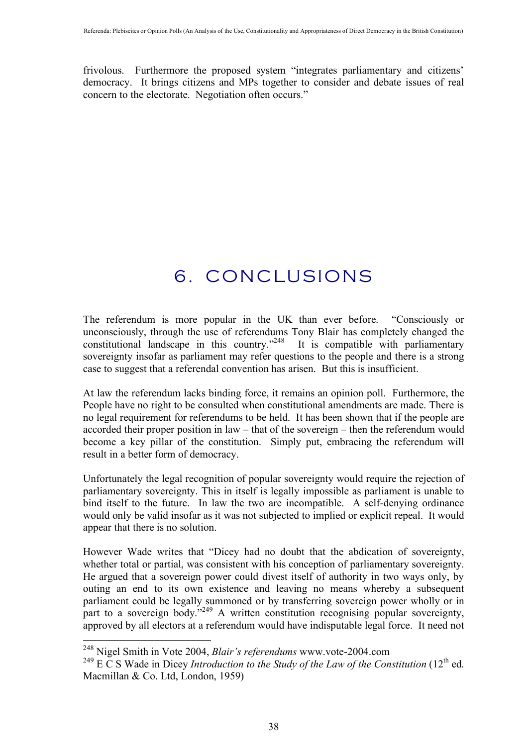frivolous. Furthermore the proposed system "integrates parliamentary and citizens' democracy. It brings citizens and MPs together to consider and debate issues of real concern to the electorate. Negotiation often occurs."

# 6. CONCLUSIONS

The referendum is more popular in the UK than ever before. "Consciously or unconsciously, through the use of referendums Tony Blair has completely changed the constitutional landscape in this country."[248] It is compatible with parliamentary sovereignty insofar as parliament may refer questions to the people and there is a strong case to suggest that a referendal convention has arisen. But this is insufficient.

At law the referendum lacks binding force, it remains an opinion poll. Furthermore, the People have no right to be consulted when constitutional amendments are made. There is no legal requirement for referendums to be held. It has been shown that if the people are accorded their proper position in law – that of the sovereign – then the referendum would become a key pillar of the constitution. Simply put, embracing the referendum will result in a better form of democracy.

Unfortunately the legal recognition of popular sovereignty would require the rejection of parliamentary sovereignty. This in itself is legally impossible as parliament is unable to bind itself to the future. In law the two are incompatible. A self-denying ordinance would only be valid insofar as it was not subjected to implied or explicit repeal. It would appear that there is no solution.

However Wade writes that "Dicey had no doubt that the abdication of sovereignty, whether total or partial, was consistent with his conception of parliamentary sovereignty. He argued that a sovereign power could divest itself of authority in two ways only, by outing an end to its own existence and leaving no means whereby a subsequent parliament could be legally summoned or by transferring sovereign power wholly or in part to a sovereign body."[249] A written constitution recognising popular sovereignty, approved by all electors at a referendum would have indisputable legal force. It need not

---

[248] Nigel Smith in Vote 2004, *Blair's referendums* www.vote-2004.com

[249] E C S Wade in Dicey *Introduction to the Study of the Law of the Constitution* (12th ed. Macmillan & Co. Ltd, London, 1959)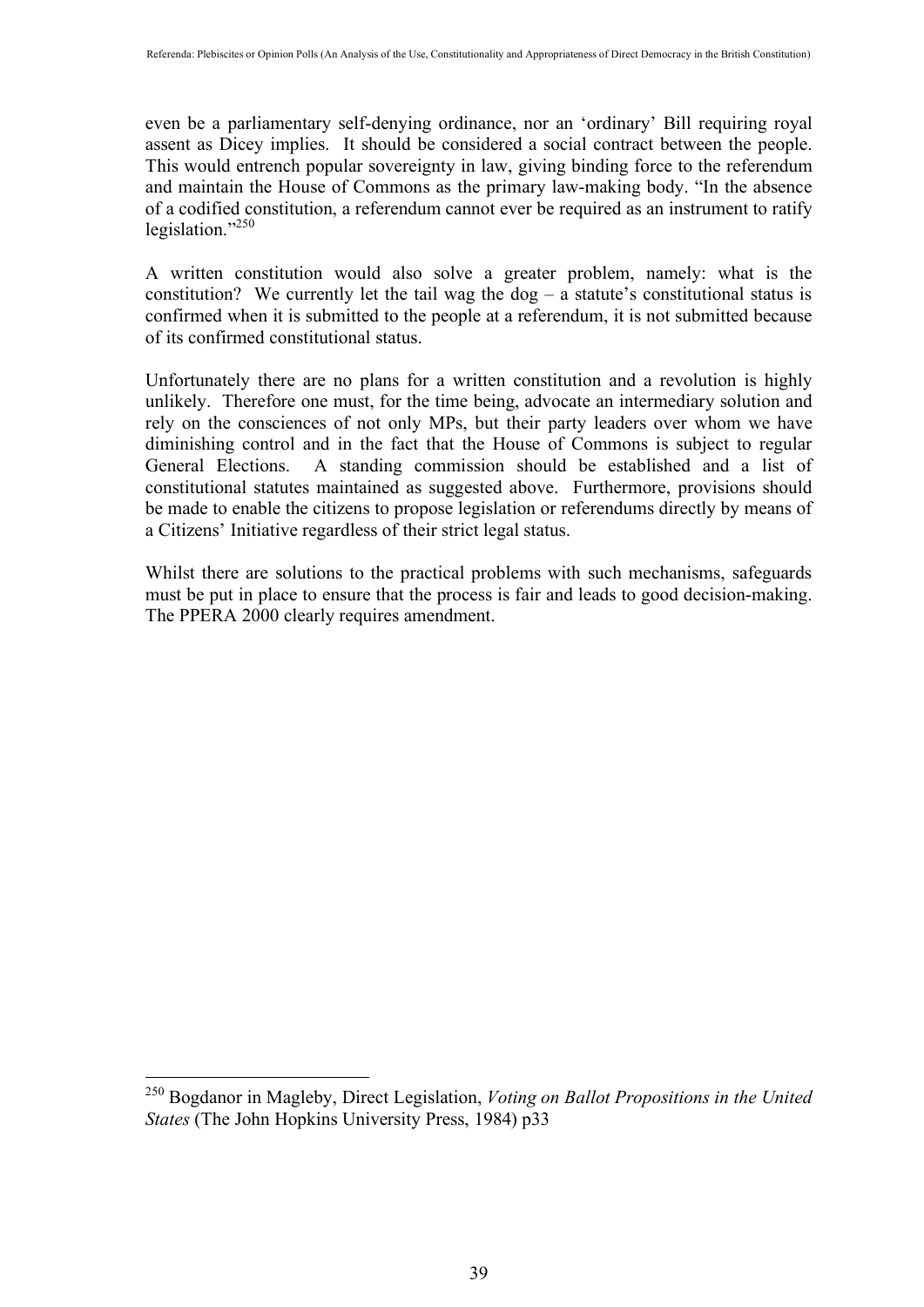even be a parliamentary self-denying ordinance, nor an 'ordinary' Bill requiring royal assent as Dicey implies. It should be considered a social contract between the people. This would entrench popular sovereignty in law, giving binding force to the referendum and maintain the House of Commons as the primary law-making body. "In the absence of a codified constitution, a referendum cannot ever be required as an instrument to ratify legislation."[250]

A written constitution would also solve a greater problem, namely: what is the constitution? We currently let the tail wag the dog – a statute's constitutional status is confirmed when it is submitted to the people at a referendum, it is not submitted because of its confirmed constitutional status.

Unfortunately there are no plans for a written constitution and a revolution is highly unlikely. Therefore one must, for the time being, advocate an intermediary solution and rely on the consciences of not only MPs, but their party leaders over whom we have diminishing control and in the fact that the House of Commons is subject to regular General Elections. A standing commission should be established and a list of constitutional statutes maintained as suggested above. Furthermore, provisions should be made to enable the citizens to propose legislation or referendums directly by means of a Citizens' Initiative regardless of their strict legal status.

Whilst there are solutions to the practical problems with such mechanisms, safeguards must be put in place to ensure that the process is fair and leads to good decision-making. The PPERA 2000 clearly requires amendment.

---

[250] Bogdanor in Magleby, Direct Legislation, *Voting on Ballot Propositions in the United States* (The John Hopkins University Press, 1984) p33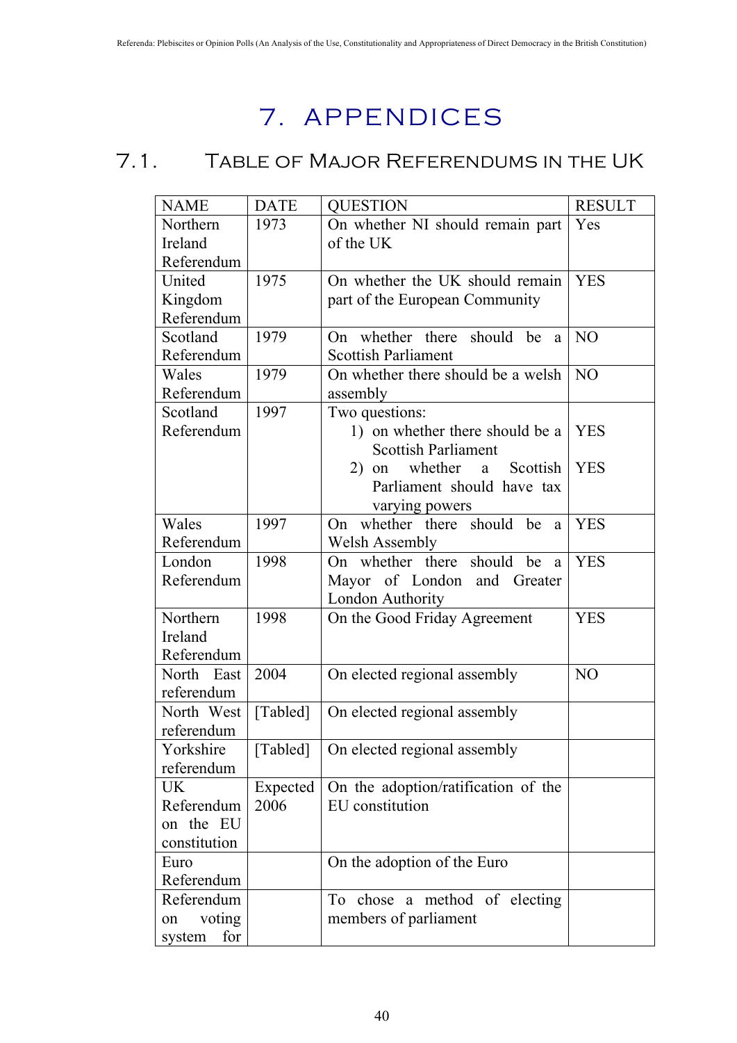# 7. APPENDICES

## 7.1. Table of Major Referendums in the UK

| NAME | DATE | QUESTION | RESULT |
|---|---|---|---|
| Northern Ireland Referendum | 1973 | On whether NI should remain part of the UK | Yes |
| United Kingdom Referendum | 1975 | On whether the UK should remain part of the European Community | YES |
| Scotland Referendum | 1979 | On whether there should be a Scottish Parliament | NO |
| Wales Referendum | 1979 | On whether there should be a welsh assembly | NO |
| Scotland Referendum | 1997 | Two questions: 1) on whether there should be a Scottish Parliament 2) on whether a Scottish Parliament should have tax varying powers | YES YES |
| Wales Referendum | 1997 | On whether there should be a Welsh Assembly | YES |
| London Referendum | 1998 | On whether there should be a Mayor of London and Greater London Authority | YES |
| Northern Ireland Referendum | 1998 | On the Good Friday Agreement | YES |
| North East referendum | 2004 | On elected regional assembly | NO |
| North West referendum | [Tabled] | On elected regional assembly | |
| Yorkshire referendum | [Tabled] | On elected regional assembly | |
| UK Referendum on the EU constitution | Expected 2006 | On the adoption/ratification of the EU constitution | |
| Euro Referendum | | On the adoption of the Euro | |
| Referendum on voting system for | | To chose a method of electing members of parliament | |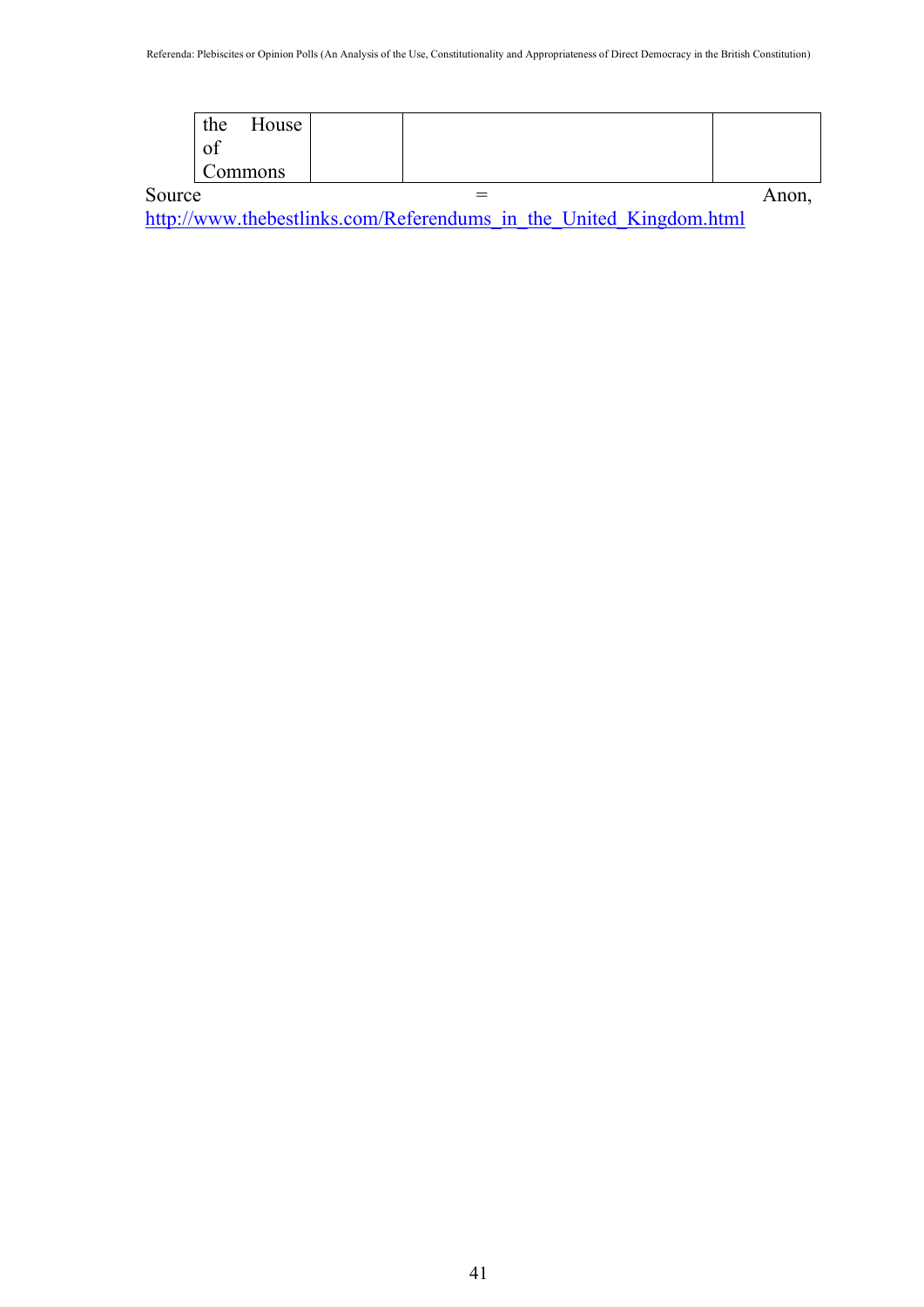| the House of Commons | | | |
|---|---|---|---|

Source = Anon, http://www.thebestlinks.com/Referendums_in_the_United_Kingdom.html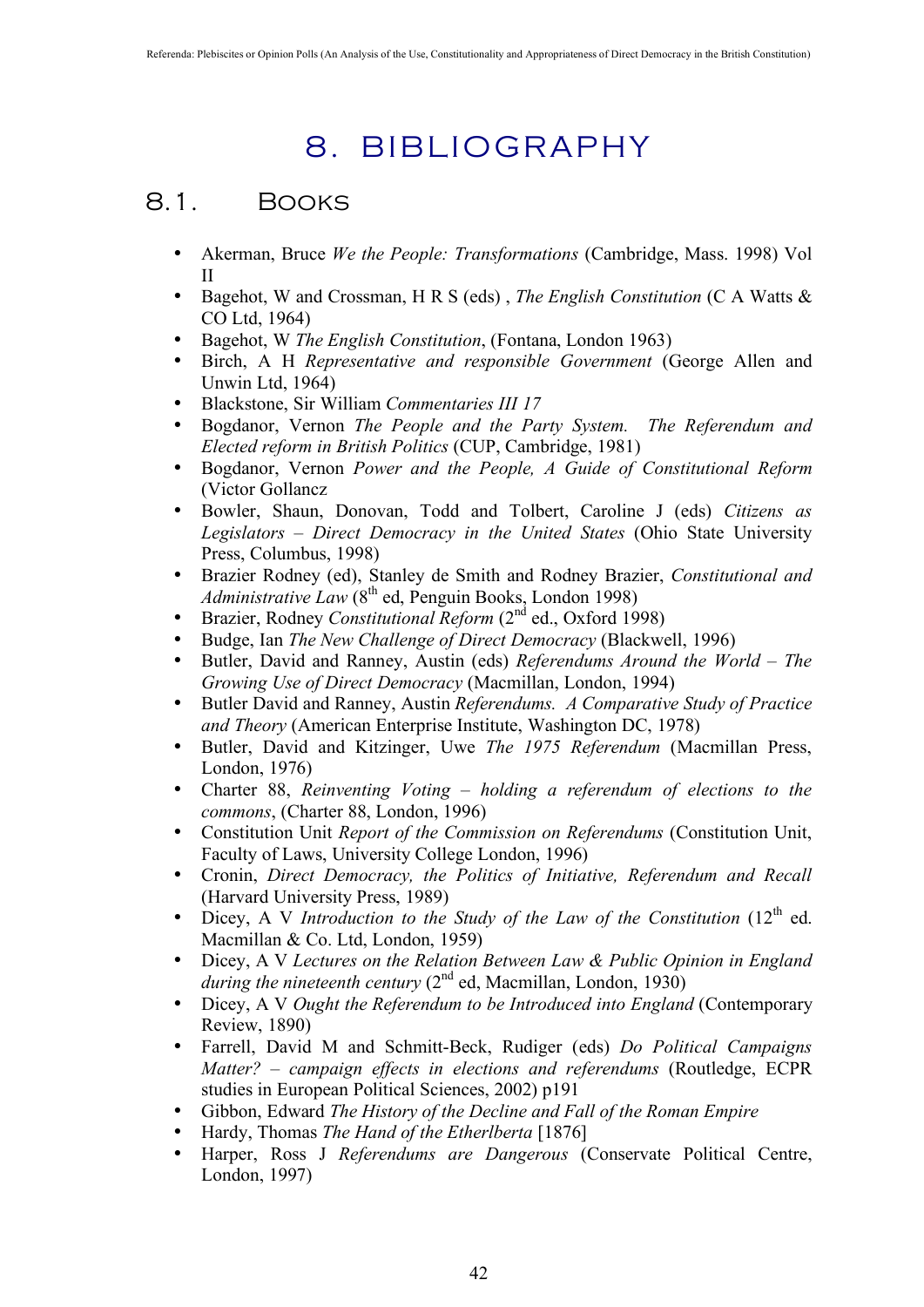# 8. BIBLIOGRAPHY

## 8.1. Books

- Akerman, Bruce *We the People: Transformations* (Cambridge, Mass. 1998) Vol II
- Bagehot, W and Crossman, H R S (eds) , *The English Constitution* (C A Watts & CO Ltd, 1964)
- Bagehot, W *The English Constitution*, (Fontana, London 1963)
- Birch, A H *Representative and responsible Government* (George Allen and Unwin Ltd, 1964)
- Blackstone, Sir William *Commentaries III 17*
- Bogdanor, Vernon *The People and the Party System. The Referendum and Elected reform in British Politics* (CUP, Cambridge, 1981)
- Bogdanor, Vernon *Power and the People, A Guide of Constitutional Reform* (Victor Gollancz
- Bowler, Shaun, Donovan, Todd and Tolbert, Caroline J (eds) *Citizens as Legislators – Direct Democracy in the United States* (Ohio State University Press, Columbus, 1998)
- Brazier Rodney (ed), Stanley de Smith and Rodney Brazier, *Constitutional and Administrative Law* (8th ed, Penguin Books, London 1998)
- Brazier, Rodney *Constitutional Reform* (2nd ed., Oxford 1998)
- Budge, Ian *The New Challenge of Direct Democracy* (Blackwell, 1996)
- Butler, David and Ranney, Austin (eds) *Referendums Around the World – The Growing Use of Direct Democracy* (Macmillan, London, 1994)
- Butler David and Ranney, Austin *Referendums. A Comparative Study of Practice and Theory* (American Enterprise Institute, Washington DC, 1978)
- Butler, David and Kitzinger, Uwe *The 1975 Referendum* (Macmillan Press, London, 1976)
- Charter 88, *Reinventing Voting – holding a referendum of elections to the commons*, (Charter 88, London, 1996)
- Constitution Unit *Report of the Commission on Referendums* (Constitution Unit, Faculty of Laws, University College London, 1996)
- Cronin, *Direct Democracy, the Politics of Initiative, Referendum and Recall* (Harvard University Press, 1989)
- Dicey, A V *Introduction to the Study of the Law of the Constitution* (12th ed. Macmillan & Co. Ltd, London, 1959)
- Dicey, A V *Lectures on the Relation Between Law & Public Opinion in England during the nineteenth century* (2nd ed, Macmillan, London, 1930)
- Dicey, A V *Ought the Referendum to be Introduced into England* (Contemporary Review, 1890)
- Farrell, David M and Schmitt-Beck, Rudiger (eds) *Do Political Campaigns Matter? – campaign effects in elections and referendums* (Routledge, ECPR studies in European Political Sciences, 2002) p191
- Gibbon, Edward *The History of the Decline and Fall of the Roman Empire*
- Hardy, Thomas *The Hand of the Etherlberta* [1876]
- Harper, Ross J *Referendums are Dangerous* (Conservate Political Centre, London, 1997)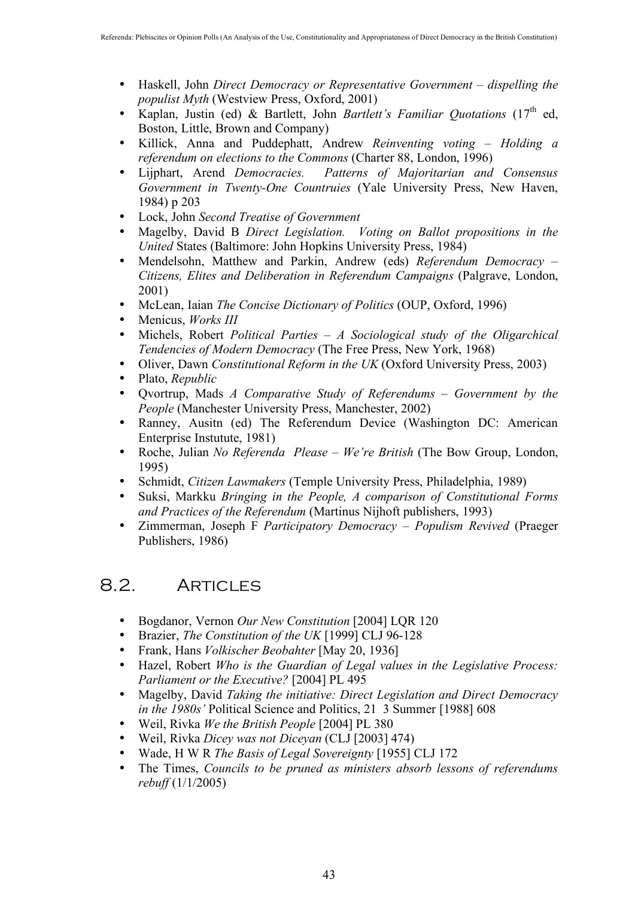- Haskell, John *Direct Democracy or Representative Government – dispelling the populist Myth* (Westview Press, Oxford, 2001)
- Kaplan, Justin (ed) & Bartlett, John *Bartlett's Familiar Quotations* (17th ed, Boston, Little, Brown and Company)
- Killick, Anna and Puddephatt, Andrew *Reinventing voting – Holding a referendum on elections to the Commons* (Charter 88, London, 1996)
- Lijphart, Arend *Democracies. Patterns of Majoritarian and Consensus Government in Twenty-One Countruies* (Yale University Press, New Haven, 1984) p 203
- Lock, John *Second Treatise of Government*
- Magelby, David B *Direct Legislation. Voting on Ballot propositions in the United* States (Baltimore: John Hopkins University Press, 1984)
- Mendelsohn, Matthew and Parkin, Andrew (eds) *Referendum Democracy – Citizens, Elites and Deliberation in Referendum Campaigns* (Palgrave, London, 2001)
- McLean, Iaian *The Concise Dictionary of Politics* (OUP, Oxford, 1996)
- Menicus, *Works III*
- Michels, Robert *Political Parties – A Sociological study of the Oligarchical Tendencies of Modern Democracy* (The Free Press, New York, 1968)
- Oliver, Dawn *Constitutional Reform in the UK* (Oxford University Press, 2003)
- Plato, *Republic*
- Qvortrup, Mads *A Comparative Study of Referendums – Government by the People* (Manchester University Press, Manchester, 2002)
- Ranney, Ausitn (ed) The Referendum Device (Washington DC: American Enterprise Instutute, 1981)
- Roche, Julian *No Referenda Please – We're British* (The Bow Group, London, 1995)
- Schmidt, *Citizen Lawmakers* (Temple University Press, Philadelphia, 1989)
- Suksi, Markku *Bringing in the People, A comparison of Constitutional Forms and Practices of the Referendum* (Martinus Nijhoft publishers, 1993)
- Zimmerman, Joseph F *Participatory Democracy – Populism Revived* (Praeger Publishers, 1986)

## 8.2. Articles

- Bogdanor, Vernon *Our New Constitution* [2004] LQR 120
- Brazier, *The Constitution of the UK* [1999] CLJ 96-128
- Frank, Hans *Volkischer Beobahter* [May 20, 1936]
- Hazel, Robert *Who is the Guardian of Legal values in the Legislative Process: Parliament or the Executive?* [2004] PL 495
- Magelby, David *Taking the initiative: Direct Legislation and Direct Democracy in the 1980s'* Political Science and Politics, 21 3 Summer [1988] 608
- Weil, Rivka *We the British People* [2004] PL 380
- Weil, Rivka *Dicey was not Diceyan* (CLJ [2003] 474)
- Wade, H W R *The Basis of Legal Sovereignty* [1955] CLJ 172
- The Times, *Councils to be pruned as ministers absorb lessons of referendums rebuff* (1/1/2005)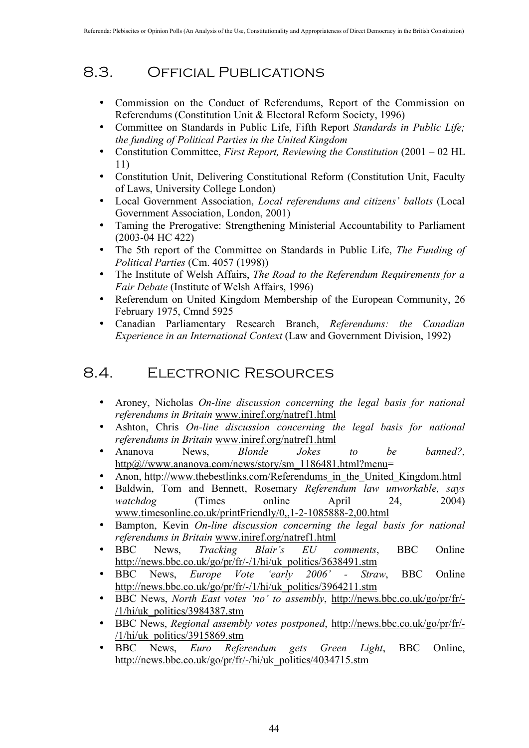## 8.3. Official Publications

- Commission on the Conduct of Referendums, Report of the Commission on Referendums (Constitution Unit & Electoral Reform Society, 1996)
- Committee on Standards in Public Life, Fifth Report *Standards in Public Life; the funding of Political Parties in the United Kingdom*
- Constitution Committee, *First Report, Reviewing the Constitution* (2001 – 02 HL 11)
- Constitution Unit, Delivering Constitutional Reform (Constitution Unit, Faculty of Laws, University College London)
- Local Government Association, *Local referendums and citizens' ballots* (Local Government Association, London, 2001)
- Taming the Prerogative: Strengthening Ministerial Accountability to Parliament (2003-04 HC 422)
- The 5th report of the Committee on Standards in Public Life, *The Funding of Political Parties* (Cm. 4057 (1998))
- The Institute of Welsh Affairs, *The Road to the Referendum Requirements for a Fair Debate* (Institute of Welsh Affairs, 1996)
- Referendum on United Kingdom Membership of the European Community, 26 February 1975, Cmnd 5925
- Canadian Parliamentary Research Branch, *Referendums: the Canadian Experience in an International Context* (Law and Government Division, 1992)

## 8.4. Electronic Resources

- Aroney, Nicholas *On-line discussion concerning the legal basis for national referendums in Britain* www.iniref.org/natref1.html
- Ashton, Chris *On-line discussion concerning the legal basis for national referendums in Britain* www.iniref.org/natref1.html
- Ananova News, *Blonde Jokes to be banned?*, http@//www.ananova.com/news/story/sm_1186481.html?menu=
- Anon, http://www.thebestlinks.com/Referendums_in_the_United_Kingdom.html
- Baldwin, Tom and Bennett, Rosemary *Referendum law unworkable, says watchdog* (Times online April 24, 2004) www.timesonline.co.uk/printFriendly/0,,1-2-1085888-2,00.html
- Bampton, Kevin *On-line discussion concerning the legal basis for national referendums in Britain* www.iniref.org/natref1.html
- BBC News, *Tracking Blair's EU comments*, BBC Online http://news.bbc.co.uk/go/pr/fr/-/1/hi/uk_politics/3638491.stm
- BBC News, *Europe Vote 'early 2006' - Straw*, BBC Online http://news.bbc.co.uk/go/pr/fr/-/1/hi/uk_politics/3964211.stm
- BBC News, *North East votes 'no' to assembly*, http://news.bbc.co.uk/go/pr/fr/-/1/hi/uk_politics/3984387.stm
- BBC News, *Regional assembly votes postponed*, http://news.bbc.co.uk/go/pr/fr/-/1/hi/uk_politics/3915869.stm
- BBC News, *Euro Referendum gets Green Light*, BBC Online, http://news.bbc.co.uk/go/pr/fr/-/hi/uk_politics/4034715.stm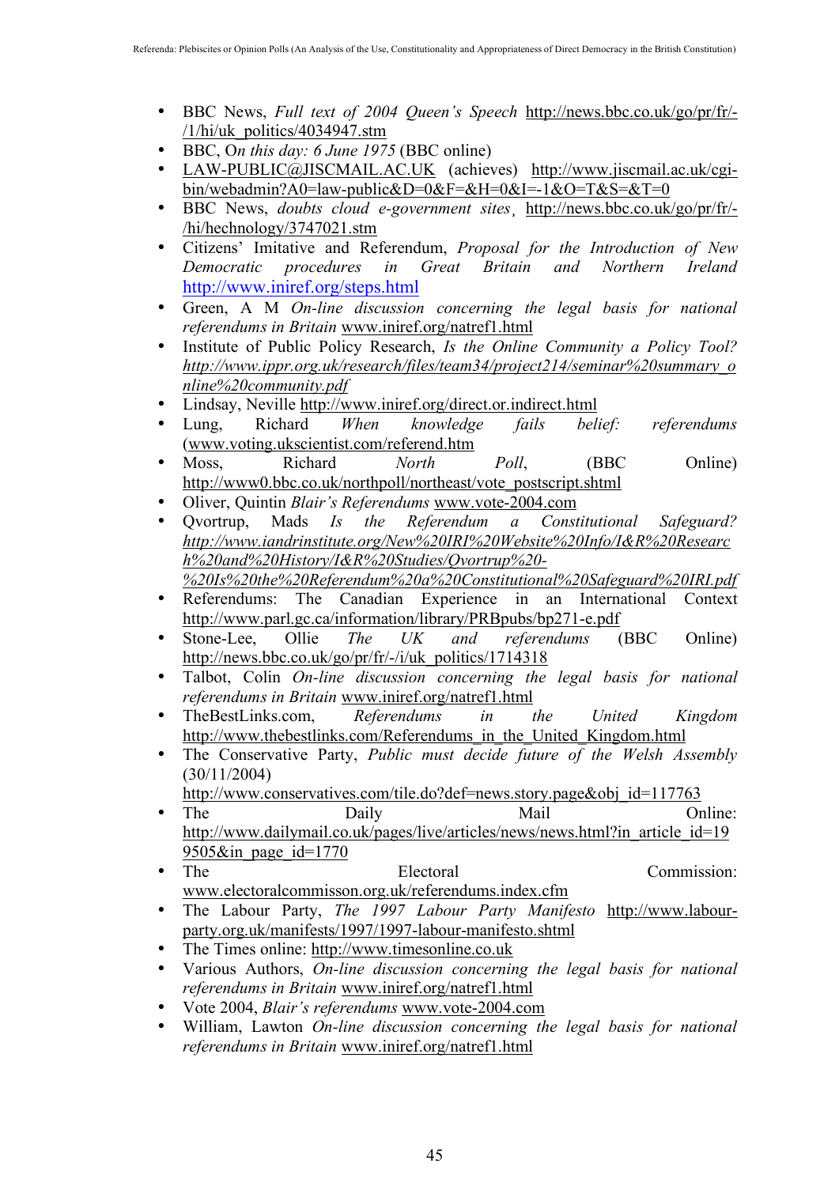- BBC News, *Full text of 2004 Queen's Speech* http://news.bbc.co.uk/go/pr/fr/-/1/hi/uk_politics/4034947.stm
- BBC, O*n this day: 6 June 1975* (BBC online)
- LAW-PUBLIC@JISCMAIL.AC.UK (achieves) http://www.jiscmail.ac.uk/cgi-bin/webadmin?A0=law-public&D=0&F=&H=0&I=-1&O=T&S=&T=0
- BBC News, *doubts cloud e-government sites*¸ http://news.bbc.co.uk/go/pr/fr/-/hi/hechnology/3747021.stm
- Citizens' Imitative and Referendum, *Proposal for the Introduction of New Democratic procedures in Great Britain and Northern Ireland* http://www.iniref.org/steps.html
- Green, A M *On-line discussion concerning the legal basis for national referendums in Britain* www.iniref.org/natref1.html
- Institute of Public Policy Research, *Is the Online Community a Policy Tool?* *http://www.ippr.org.uk/research/files/team34/project214/seminar%20summary_online%20community.pdf*
- Lindsay, Neville http://www.iniref.org/direct.or.indirect.html
- Lung, Richard *When knowledge fails belief: referendums* (www.voting.ukscientist.com/referend.htm
- Moss, Richard *North Poll*, (BBC Online) http://www0.bbc.co.uk/northpoll/northeast/vote_postscript.shtml
- Oliver, Quintin *Blair's Referendums* www.vote-2004.com
- Qvortrup, Mads *Is the Referendum a Constitutional Safeguard? http://www.iandrinstitute.org/New%20IRI%20Website%20Info/I&R%20Research%20and%20History/I&R%20Studies/Qvortrup%20-%20Is%20the%20Referendum%20a%20Constitutional%20Safeguard%20IRI.pdf*
- Referendums: The Canadian Experience in an International Context http://www.parl.gc.ca/information/library/PRBpubs/bp271-e.pdf
- Stone-Lee, Ollie *The UK and referendums* (BBC Online) http://news.bbc.co.uk/go/pr/fr/-/i/uk_politics/1714318
- Talbot, Colin *On-line discussion concerning the legal basis for national referendums in Britain* www.iniref.org/natref1.html
- TheBestLinks.com, *Referendums in the United Kingdom* http://www.thebestlinks.com/Referendums_in_the_United_Kingdom.html
- The Conservative Party, *Public must decide future of the Welsh Assembly* (30/11/2004) http://www.conservatives.com/tile.do?def=news.story.page&obj_id=117763
- The Daily Mail Online: http://www.dailymail.co.uk/pages/live/articles/news/news.html?in_article_id=195505&in_page_id=1770
- The Electoral Commission: www.electoralcommisson.org.uk/referendums.index.cfm
- The Labour Party, *The 1997 Labour Party Manifesto* http://www.labour-party.org.uk/manifests/1997/1997-labour-manifesto.shtml
- The Times online: http://www.timesonline.co.uk
- Various Authors, *On-line discussion concerning the legal basis for national referendums in Britain* www.iniref.org/natref1.html
- Vote 2004, *Blair's referendums* www.vote-2004.com
- William, Lawton *On-line discussion concerning the legal basis for national referendums in Britain* www.iniref.org/natref1.html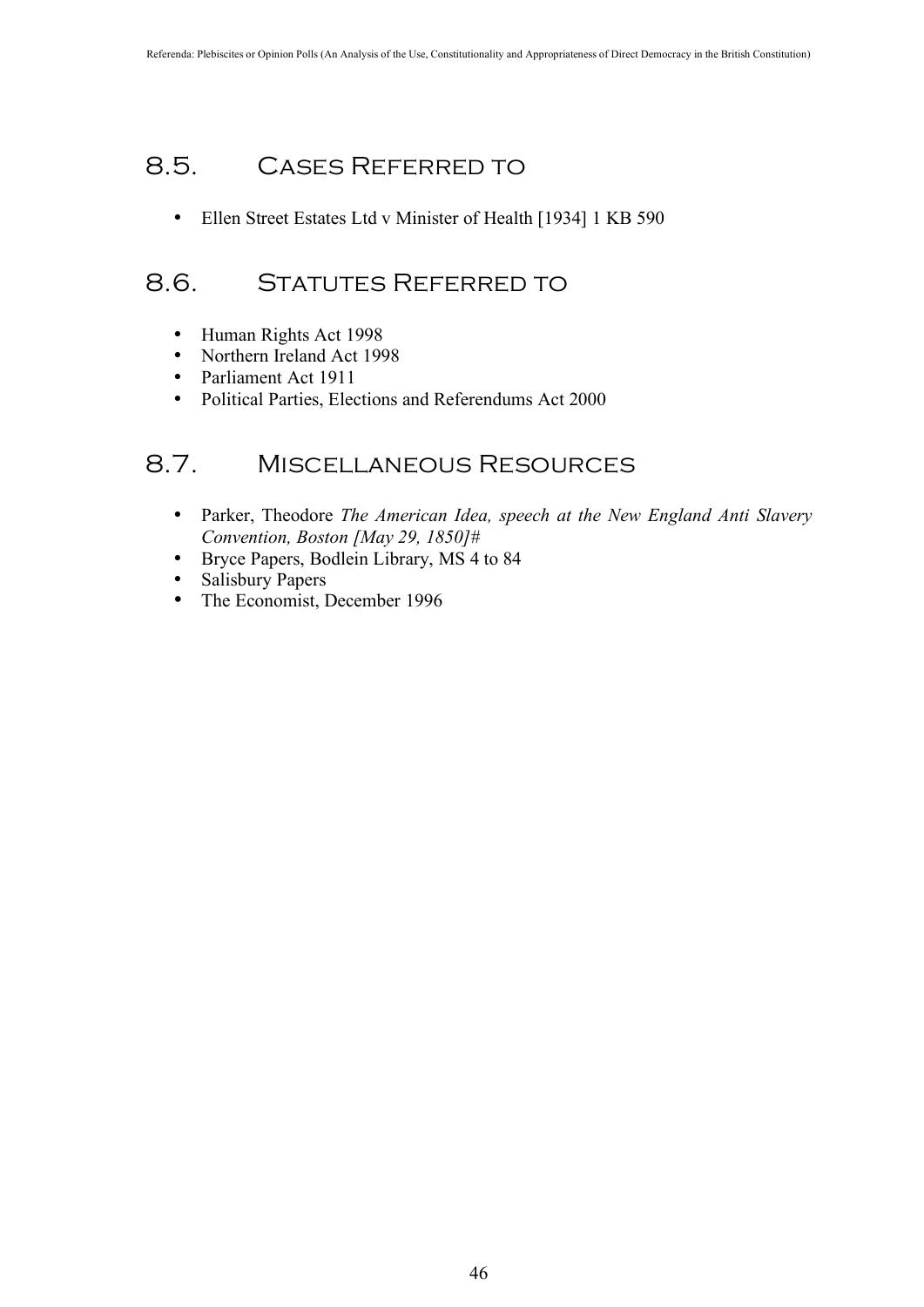## 8.5. Cases Referred to

- Ellen Street Estates Ltd v Minister of Health [1934] 1 KB 590

## 8.6. Statutes Referred to

- Human Rights Act 1998
- Northern Ireland Act 1998
- Parliament Act 1911
- Political Parties, Elections and Referendums Act 2000

## 8.7. Miscellaneous Resources

- Parker, Theodore *The American Idea, speech at the New England Anti Slavery Convention, Boston [May 29, 1850]#*
- Bryce Papers, Bodlein Library, MS 4 to 84
- Salisbury Papers
- The Economist, December 1996